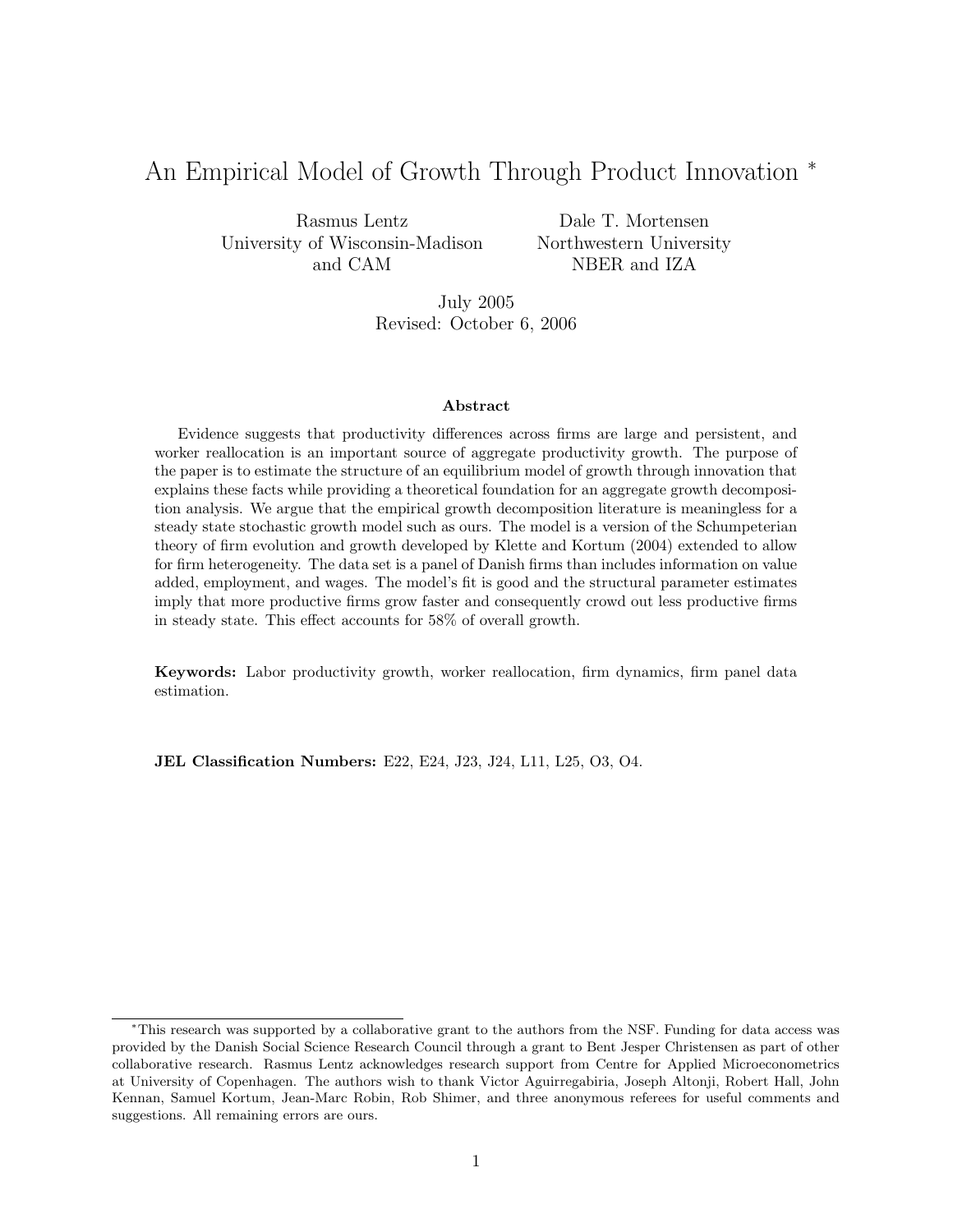# An Empirical Model of Growth Through Product Innovation *

Rasmus Lentz
University of Wisconsin-Madison
and CAM

Dale T. Mortensen
Northwestern University
NBER and IZA

July 2005
Revised: October 6, 2006

### Abstract

Evidence suggests that productivity differences across firms are large and persistent, and worker reallocation is an important source of aggregate productivity growth. The purpose of the paper is to estimate the structure of an equilibrium model of growth through innovation that explains these facts while providing a theoretical foundation for an aggregate growth decomposition analysis. We argue that the empirical growth decomposition literature is meaningless for a steady state stochastic growth model such as ours. The model is a version of the Schumpeterian theory of firm evolution and growth developed by Klette and Kortum (2004) extended to allow for firm heterogeneity. The data set is a panel of Danish firms than includes information on value added, employment, and wages. The model's fit is good and the structural parameter estimates imply that more productive firms grow faster and consequently crowd out less productive firms in steady state. This effect accounts for 58% of overall growth.

**Keywords:** Labor productivity growth, worker reallocation, firm dynamics, firm panel data estimation.

**JEL Classification Numbers:** E22, E24, J23, J24, L11, L25, O3, O4.

*This research was supported by a collaborative grant to the authors from the NSF. Funding for data access was provided by the Danish Social Science Research Council through a grant to Bent Jesper Christensen as part of other collaborative research. Rasmus Lentz acknowledges research support from Centre for Applied Microeconometrics at University of Copenhagen. The authors wish to thank Victor Aguirregabiria, Joseph Altonji, Robert Hall, John Kennan, Samuel Kortum, Jean-Marc Robin, Rob Shimer, and three anonymous referees for useful comments and suggestions. All remaining errors are ours.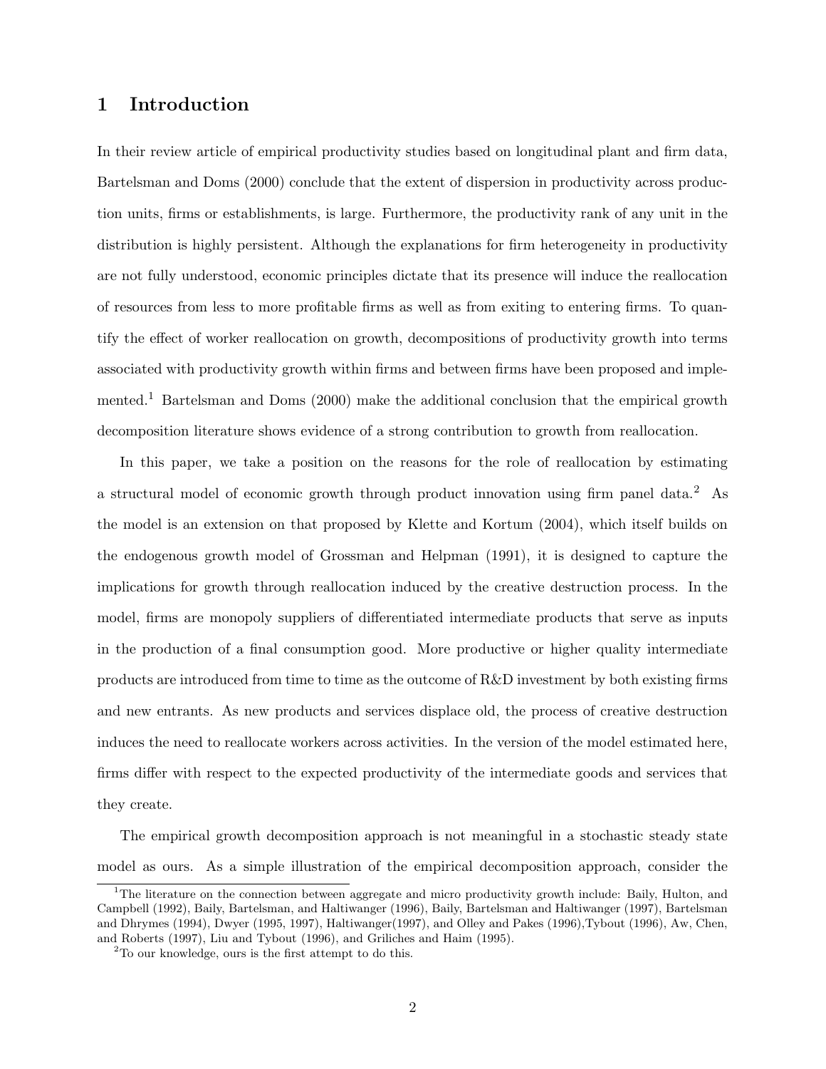# 1 Introduction

In their review article of empirical productivity studies based on longitudinal plant and firm data, Bartelsman and Doms (2000) conclude that the extent of dispersion in productivity across production units, firms or establishments, is large. Furthermore, the productivity rank of any unit in the distribution is highly persistent. Although the explanations for firm heterogeneity in productivity are not fully understood, economic principles dictate that its presence will induce the reallocation of resources from less to more profitable firms as well as from exiting to entering firms. To quantify the effect of worker reallocation on growth, decompositions of productivity growth into terms associated with productivity growth within firms and between firms have been proposed and implemented.[1] Bartelsman and Doms (2000) make the additional conclusion that the empirical growth decomposition literature shows evidence of a strong contribution to growth from reallocation.

In this paper, we take a position on the reasons for the role of reallocation by estimating a structural model of economic growth through product innovation using firm panel data.[2] As the model is an extension on that proposed by Klette and Kortum (2004), which itself builds on the endogenous growth model of Grossman and Helpman (1991), it is designed to capture the implications for growth through reallocation induced by the creative destruction process. In the model, firms are monopoly suppliers of differentiated intermediate products that serve as inputs in the production of a final consumption good. More productive or higher quality intermediate products are introduced from time to time as the outcome of R&D investment by both existing firms and new entrants. As new products and services displace old, the process of creative destruction induces the need to reallocate workers across activities. In the version of the model estimated here, firms differ with respect to the expected productivity of the intermediate goods and services that they create.

The empirical growth decomposition approach is not meaningful in a stochastic steady state model as ours. As a simple illustration of the empirical decomposition approach, consider the

[1] The literature on the connection between aggregate and micro productivity growth include: Baily, Hulton, and Campbell (1992), Baily, Bartelsman, and Haltiwanger (1996), Baily, Bartelsman and Haltiwanger (1997), Bartelsman and Dhrymes (1994), Dwyer (1995, 1997), Haltiwanger(1997), and Olley and Pakes (1996),Tybout (1996), Aw, Chen, and Roberts (1997), Liu and Tybout (1996), and Griliches and Haim (1995).

[2] To our knowledge, ours is the first attempt to do this.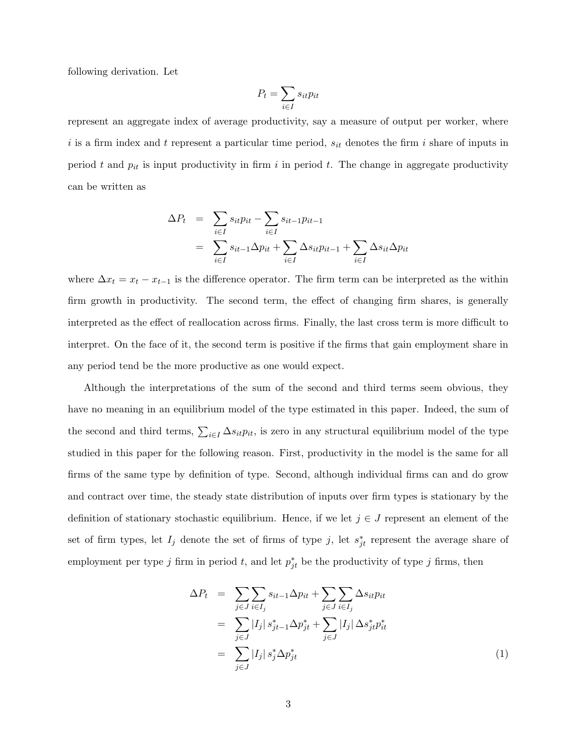following derivation. Let

$$P_t = \sum_{i \in I} s_{it} p_{it}$$

represent an aggregate index of average productivity, say a measure of output per worker, where $i$ is a firm index and $t$ represent a particular time period, $s_{it}$ denotes the firm $i$ share of inputs in period $t$ and $p_{it}$ is input productivity in firm $i$ in period $t$. The change in aggregate productivity can be written as

$$\begin{aligned}
\Delta P_t &= \sum_{i \in I} s_{it} p_{it} - \sum_{i \in I} s_{it-1} p_{it-1} \\
&= \sum_{i \in I} s_{it-1} \Delta p_{it} + \sum_{i \in I} \Delta s_{it} p_{it-1} + \sum_{i \in I} \Delta s_{it} \Delta p_{it}
\end{aligned}$$

where $\Delta x_t = x_t - x_{t-1}$ is the difference operator. The firm term can be interpreted as the within firm growth in productivity. The second term, the effect of changing firm shares, is generally interpreted as the effect of reallocation across firms. Finally, the last cross term is more difficult to interpret. On the face of it, the second term is positive if the firms that gain employment share in any period tend be the more productive as one would expect.

Although the interpretations of the sum of the second and third terms seem obvious, they have no meaning in an equilibrium model of the type estimated in this paper. Indeed, the sum of the second and third terms, $\sum_{i \in I} \Delta s_{it} p_{it}$, is zero in any structural equilibrium model of the type studied in this paper for the following reason. First, productivity in the model is the same for all firms of the same type by definition of type. Second, although individual firms can and do grow and contract over time, the steady state distribution of inputs over firm types is stationary by the definition of stationary stochastic equilibrium. Hence, if we let $j \in J$ represent an element of the set of firm types, let $I_j$ denote the set of firms of type $j$, let $s^*_{jt}$ represent the average share of employment per type $j$ firm in period $t$, and let $p^*_{jt}$ be the productivity of type $j$ firms, then

$$\begin{aligned}
\Delta P_t &= \sum_{j \in J} \sum_{i \in I_j} s_{it-1} \Delta p_{it} + \sum_{j \in J} \sum_{i \in I_j} \Delta s_{it} p_{it} \\
&= \sum_{j \in J} |I_j| \, s^*_{jt-1} \Delta p^*_{jt} + \sum_{j \in J} |I_j| \, \Delta s^*_{jt} p^*_{it} \\
&= \sum_{j \in J} |I_j| \, s^*_j \Delta p^*_{jt} \qquad (1)
\end{aligned}$$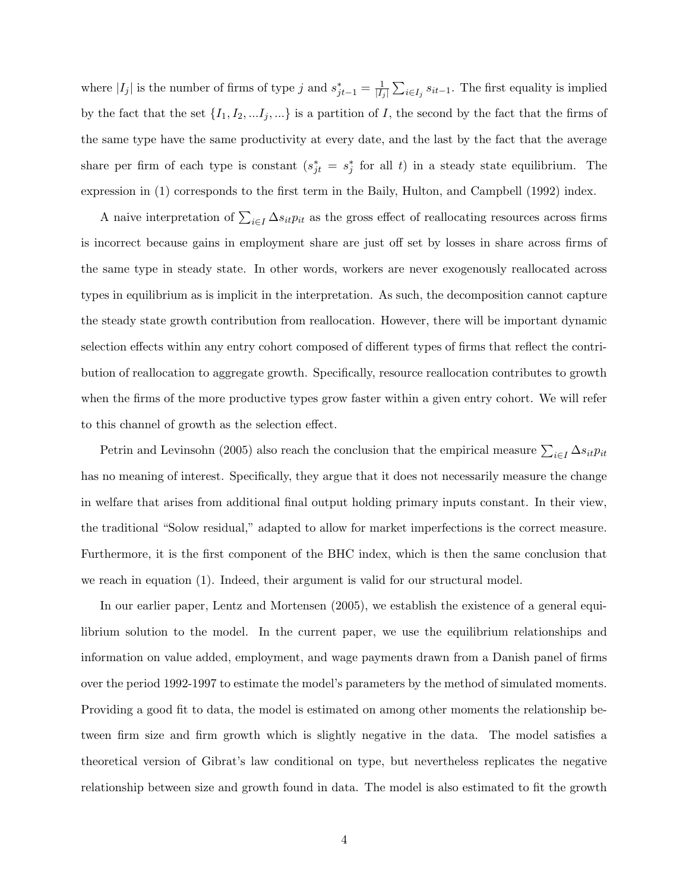where $|I_j|$ is the number of firms of type $j$ and $s^*_{jt-1} = \frac{1}{|I_j|}\sum_{i \in I_j} s_{it-1}$. The first equality is implied by the fact that the set $\{I_1, I_2, ...I_j, ...\}$ is a partition of $I$, the second by the fact that the firms of the same type have the same productivity at every date, and the last by the fact that the average share per firm of each type is constant ($s^*_{jt} = s^*_j$ for all $t$) in a steady state equilibrium. The expression in (1) corresponds to the first term in the Baily, Hulton, and Campbell (1992) index.

A naive interpretation of $\sum_{i \in I} \Delta s_{it} p_{it}$ as the gross effect of reallocating resources across firms is incorrect because gains in employment share are just off set by losses in share across firms of the same type in steady state. In other words, workers are never exogenously reallocated across types in equilibrium as is implicit in the interpretation. As such, the decomposition cannot capture the steady state growth contribution from reallocation. However, there will be important dynamic selection effects within any entry cohort composed of different types of firms that reflect the contribution of reallocation to aggregate growth. Specifically, resource reallocation contributes to growth when the firms of the more productive types grow faster within a given entry cohort. We will refer to this channel of growth as the selection effect.

Petrin and Levinsohn (2005) also reach the conclusion that the empirical measure $\sum_{i \in I} \Delta s_{it} p_{it}$ has no meaning of interest. Specifically, they argue that it does not necessarily measure the change in welfare that arises from additional final output holding primary inputs constant. In their view, the traditional "Solow residual," adapted to allow for market imperfections is the correct measure. Furthermore, it is the first component of the BHC index, which is then the same conclusion that we reach in equation (1). Indeed, their argument is valid for our structural model.

In our earlier paper, Lentz and Mortensen (2005), we establish the existence of a general equilibrium solution to the model. In the current paper, we use the equilibrium relationships and information on value added, employment, and wage payments drawn from a Danish panel of firms over the period 1992-1997 to estimate the model's parameters by the method of simulated moments. Providing a good fit to data, the model is estimated on among other moments the relationship between firm size and firm growth which is slightly negative in the data. The model satisfies a theoretical version of Gibrat's law conditional on type, but nevertheless replicates the negative relationship between size and growth found in data. The model is also estimated to fit the growth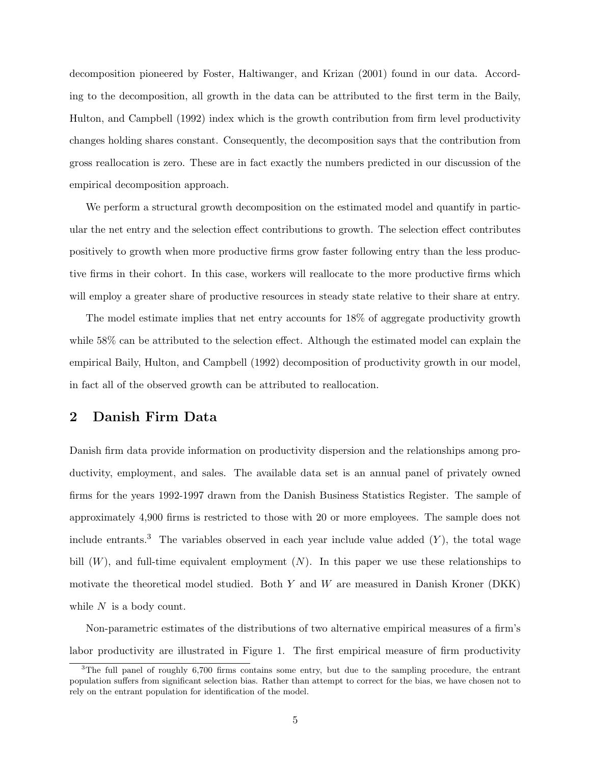decomposition pioneered by Foster, Haltiwanger, and Krizan (2001) found in our data. According to the decomposition, all growth in the data can be attributed to the first term in the Baily, Hulton, and Campbell (1992) index which is the growth contribution from firm level productivity changes holding shares constant. Consequently, the decomposition says that the contribution from gross reallocation is zero. These are in fact exactly the numbers predicted in our discussion of the empirical decomposition approach.

We perform a structural growth decomposition on the estimated model and quantify in particular the net entry and the selection effect contributions to growth. The selection effect contributes positively to growth when more productive firms grow faster following entry than the less productive firms in their cohort. In this case, workers will reallocate to the more productive firms which will employ a greater share of productive resources in steady state relative to their share at entry.

The model estimate implies that net entry accounts for 18% of aggregate productivity growth while 58% can be attributed to the selection effect. Although the estimated model can explain the empirical Baily, Hulton, and Campbell (1992) decomposition of productivity growth in our model, in fact all of the observed growth can be attributed to reallocation.

## 2 Danish Firm Data

Danish firm data provide information on productivity dispersion and the relationships among productivity, employment, and sales. The available data set is an annual panel of privately owned firms for the years 1992-1997 drawn from the Danish Business Statistics Register. The sample of approximately 4,900 firms is restricted to those with 20 or more employees. The sample does not include entrants.[3] The variables observed in each year include value added ($Y$), the total wage bill ($W$), and full-time equivalent employment ($N$). In this paper we use these relationships to motivate the theoretical model studied. Both $Y$ and $W$ are measured in Danish Kroner (DKK) while $N$ is a body count.

Non-parametric estimates of the distributions of two alternative empirical measures of a firm's labor productivity are illustrated in Figure 1. The first empirical measure of firm productivity

[3] The full panel of roughly 6,700 firms contains some entry, but due to the sampling procedure, the entrant population suffers from significant selection bias. Rather than attempt to correct for the bias, we have chosen not to rely on the entrant population for identification of the model.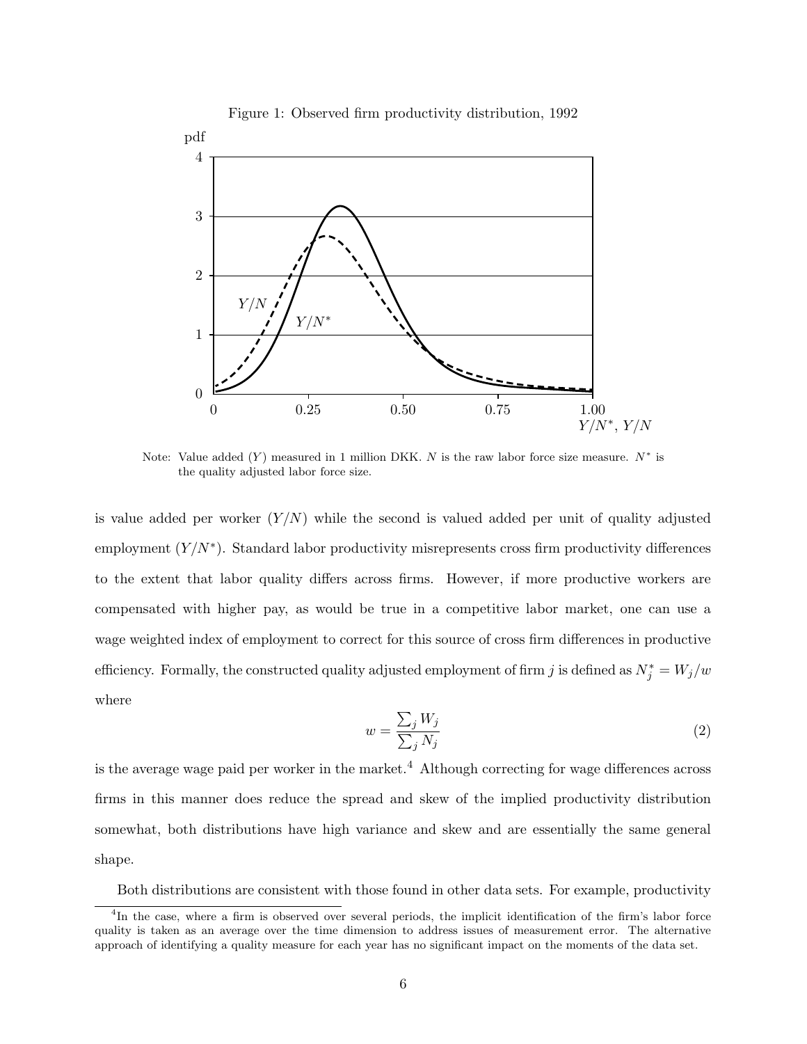Figure 1: Observed firm productivity distribution, 1992

Note: Value added ($Y$) measured in 1 million DKK. $N$ is the raw labor force size measure. $N^*$ is the quality adjusted labor force size.

is value added per worker ($Y/N$) while the second is valued added per unit of quality adjusted employment ($Y/N^*$). Standard labor productivity misrepresents cross firm productivity differences to the extent that labor quality differs across firms. However, if more productive workers are compensated with higher pay, as would be true in a competitive labor market, one can use a wage weighted index of employment to correct for this source of cross firm differences in productive efficiency. Formally, the constructed quality adjusted employment of firm $j$ is defined as $N_j^* = W_j/w$ where

$$w = \frac{\sum_j W_j}{\sum_j N_j} \tag{2}$$

is the average wage paid per worker in the market.[4] Although correcting for wage differences across firms in this manner does reduce the spread and skew of the implied productivity distribution somewhat, both distributions have high variance and skew and are essentially the same general shape.

Both distributions are consistent with those found in other data sets. For example, productivity

[4] In the case, where a firm is observed over several periods, the implicit identification of the firm's labor force quality is taken as an average over the time dimension to address issues of measurement error. The alternative approach of identifying a quality measure for each year has no significant impact on the moments of the data set.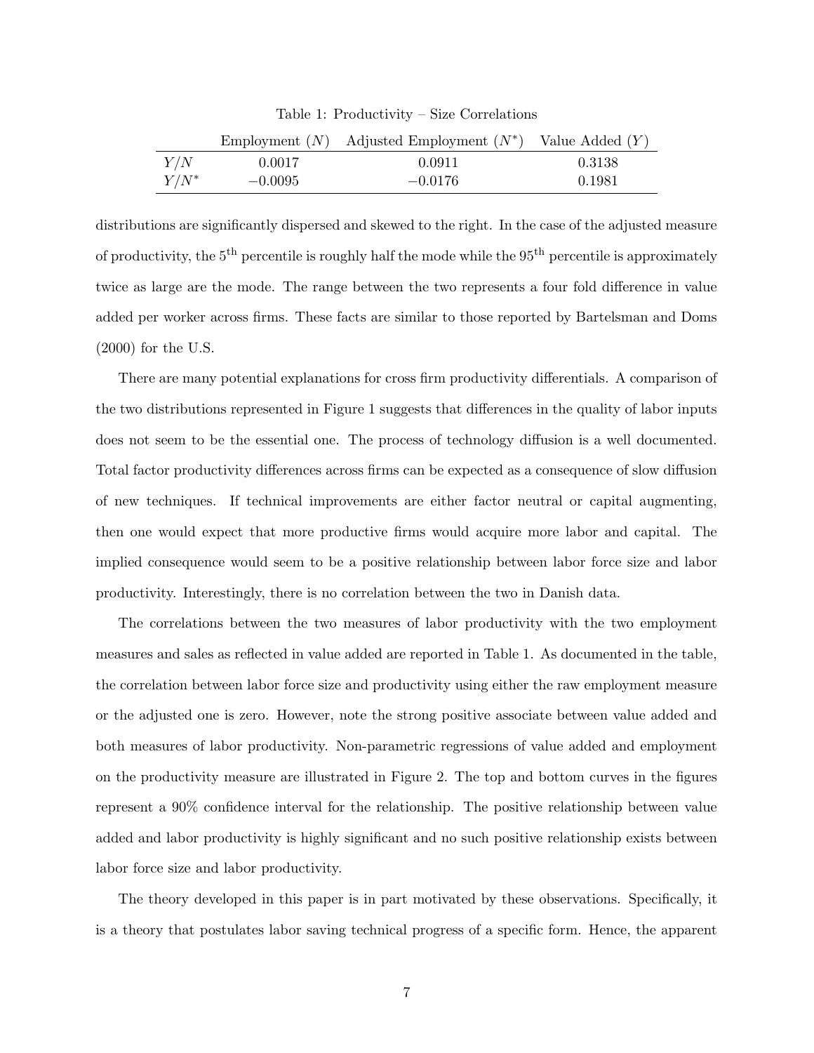Table 1: Productivity – Size Correlations

| | Employment ($N$) | Adjusted Employment ($N^*$) | Value Added ($Y$) |
|---|---|---|---|
| $Y/N$ | 0.0017 | 0.0911 | 0.3138 |
| $Y/N^*$ | −0.0095 | −0.0176 | 0.1981 |

distributions are significantly dispersed and skewed to the right. In the case of the adjusted measure of productivity, the 5$^{\text{th}}$ percentile is roughly half the mode while the 95$^{\text{th}}$ percentile is approximately twice as large are the mode. The range between the two represents a four fold difference in value added per worker across firms. These facts are similar to those reported by Bartelsman and Doms (2000) for the U.S.

There are many potential explanations for cross firm productivity differentials. A comparison of the two distributions represented in Figure 1 suggests that differences in the quality of labor inputs does not seem to be the essential one. The process of technology diffusion is a well documented. Total factor productivity differences across firms can be expected as a consequence of slow diffusion of new techniques. If technical improvements are either factor neutral or capital augmenting, then one would expect that more productive firms would acquire more labor and capital. The implied consequence would seem to be a positive relationship between labor force size and labor productivity. Interestingly, there is no correlation between the two in Danish data.

The correlations between the two measures of labor productivity with the two employment measures and sales as reflected in value added are reported in Table 1. As documented in the table, the correlation between labor force size and productivity using either the raw employment measure or the adjusted one is zero. However, note the strong positive associate between value added and both measures of labor productivity. Non-parametric regressions of value added and employment on the productivity measure are illustrated in Figure 2. The top and bottom curves in the figures represent a 90% confidence interval for the relationship. The positive relationship between value added and labor productivity is highly significant and no such positive relationship exists between labor force size and labor productivity.

The theory developed in this paper is in part motivated by these observations. Specifically, it is a theory that postulates labor saving technical progress of a specific form. Hence, the apparent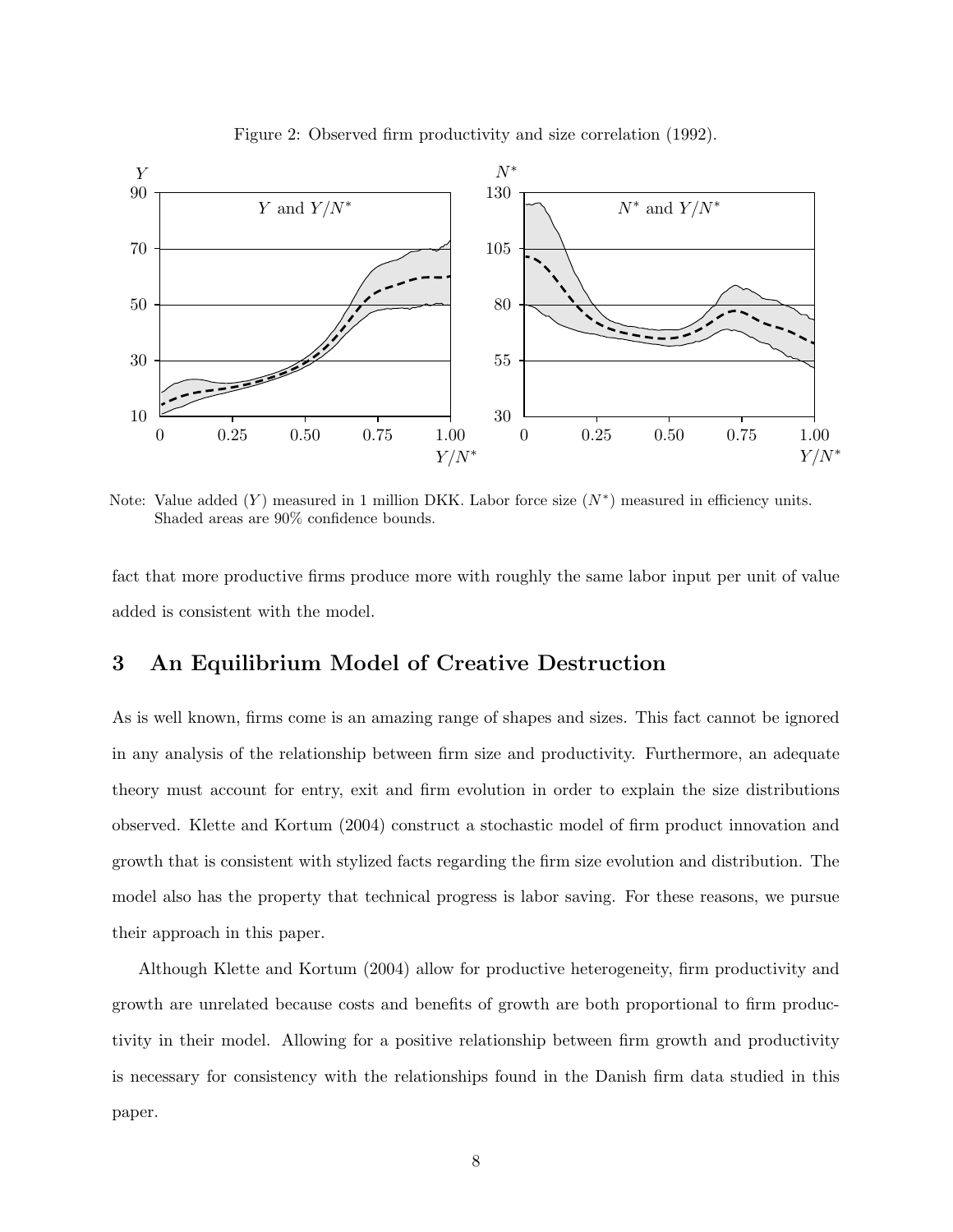Figure 2: Observed firm productivity and size correlation (1992).

Note: Value added ($Y$) measured in 1 million DKK. Labor force size ($N^*$) measured in efficiency units. Shaded areas are 90% confidence bounds.

fact that more productive firms produce more with roughly the same labor input per unit of value added is consistent with the model.

## 3 An Equilibrium Model of Creative Destruction

As is well known, firms come is an amazing range of shapes and sizes. This fact cannot be ignored in any analysis of the relationship between firm size and productivity. Furthermore, an adequate theory must account for entry, exit and firm evolution in order to explain the size distributions observed. Klette and Kortum (2004) construct a stochastic model of firm product innovation and growth that is consistent with stylized facts regarding the firm size evolution and distribution. The model also has the property that technical progress is labor saving. For these reasons, we pursue their approach in this paper.

Although Klette and Kortum (2004) allow for productive heterogeneity, firm productivity and growth are unrelated because costs and benefits of growth are both proportional to firm productivity in their model. Allowing for a positive relationship between firm growth and productivity is necessary for consistency with the relationships found in the Danish firm data studied in this paper.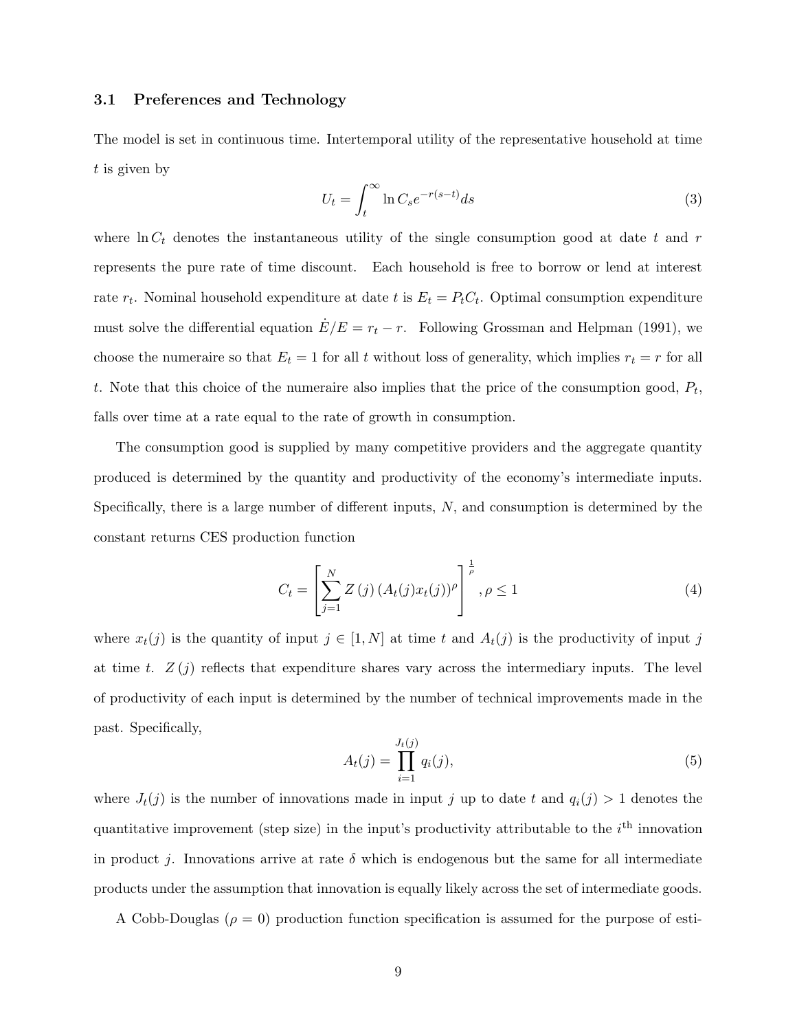### 3.1 Preferences and Technology

The model is set in continuous time. Intertemporal utility of the representative household at time $t$ is given by

$$U_t = \int_t^{\infty} \ln C_s e^{-r(s-t)} ds \tag{3}$$

where $\ln C_t$ denotes the instantaneous utility of the single consumption good at date $t$ and $r$ represents the pure rate of time discount. Each household is free to borrow or lend at interest rate $r_t$. Nominal household expenditure at date $t$ is $E_t = P_t C_t$. Optimal consumption expenditure must solve the differential equation $\dot{E}/E = r_t - r$. Following Grossman and Helpman (1991), we choose the numeraire so that $E_t = 1$ for all $t$ without loss of generality, which implies $r_t = r$ for all $t$. Note that this choice of the numeraire also implies that the price of the consumption good, $P_t$, falls over time at a rate equal to the rate of growth in consumption.

The consumption good is supplied by many competitive providers and the aggregate quantity produced is determined by the quantity and productivity of the economy's intermediate inputs. Specifically, there is a large number of different inputs, $N$, and consumption is determined by the constant returns CES production function

$$C_t = \left[ \sum_{j=1}^{N} Z(j) \left( A_t(j) x_t(j) \right)^{\rho} \right]^{\frac{1}{\rho}}, \rho \leq 1 \tag{4}$$

where $x_t(j)$ is the quantity of input $j \in [1, N]$ at time $t$ and $A_t(j)$ is the productivity of input $j$ at time $t$. $Z(j)$ reflects that expenditure shares vary across the intermediary inputs. The level of productivity of each input is determined by the number of technical improvements made in the past. Specifically,

$$A_t(j) = \prod_{i=1}^{J_t(j)} q_i(j), \tag{5}$$

where $J_t(j)$ is the number of innovations made in input $j$ up to date $t$ and $q_i(j) > 1$ denotes the quantitative improvement (step size) in the input's productivity attributable to the $i^{\text{th}}$ innovation in product $j$. Innovations arrive at rate $\delta$ which is endogenous but the same for all intermediate products under the assumption that innovation is equally likely across the set of intermediate goods.

A Cobb-Douglas ($\rho = 0$) production function specification is assumed for the purpose of esti-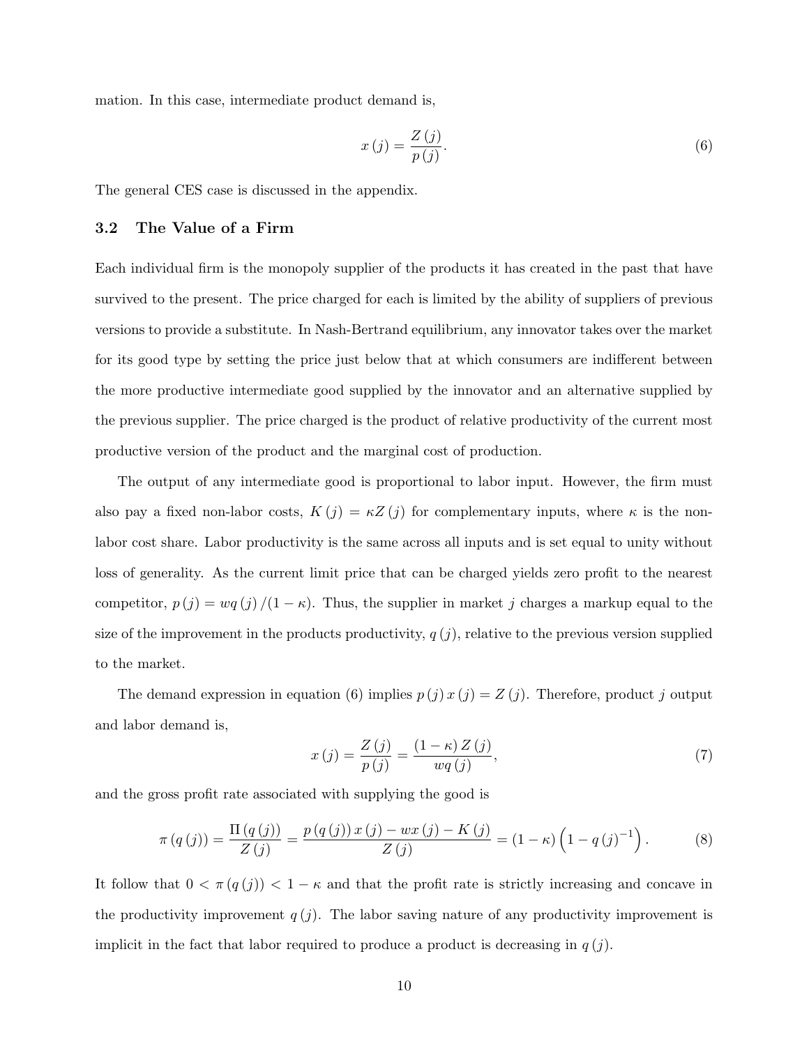mation. In this case, intermediate product demand is,

$$x(j) = \frac{Z(j)}{p(j)}. \tag{6}$$

The general CES case is discussed in the appendix.

### 3.2 The Value of a Firm

Each individual firm is the monopoly supplier of the products it has created in the past that have survived to the present. The price charged for each is limited by the ability of suppliers of previous versions to provide a substitute. In Nash-Bertrand equilibrium, any innovator takes over the market for its good type by setting the price just below that at which consumers are indifferent between the more productive intermediate good supplied by the innovator and an alternative supplied by the previous supplier. The price charged is the product of relative productivity of the current most productive version of the product and the marginal cost of production.

The output of any intermediate good is proportional to labor input. However, the firm must also pay a fixed non-labor costs, $K(j) = \kappa Z(j)$ for complementary inputs, where $\kappa$ is the non-labor cost share. Labor productivity is the same across all inputs and is set equal to unity without loss of generality. As the current limit price that can be charged yields zero profit to the nearest competitor, $p(j) = wq(j)/(1-\kappa)$. Thus, the supplier in market $j$ charges a markup equal to the size of the improvement in the products productivity, $q(j)$, relative to the previous version supplied to the market.

The demand expression in equation (6) implies $p(j)x(j) = Z(j)$. Therefore, product $j$ output and labor demand is,

$$x(j) = \frac{Z(j)}{p(j)} = \frac{(1-\kappa)Z(j)}{wq(j)}, \tag{7}$$

and the gross profit rate associated with supplying the good is

$$\pi(q(j)) = \frac{\Pi(q(j))}{Z(j)} = \frac{p(q(j))x(j) - wx(j) - K(j)}{Z(j)} = (1-\kappa)\left(1 - q(j)^{-1}\right). \tag{8}$$

It follow that $0 < \pi(q(j)) < 1-\kappa$ and that the profit rate is strictly increasing and concave in the productivity improvement $q(j)$. The labor saving nature of any productivity improvement is implicit in the fact that labor required to produce a product is decreasing in $q(j)$.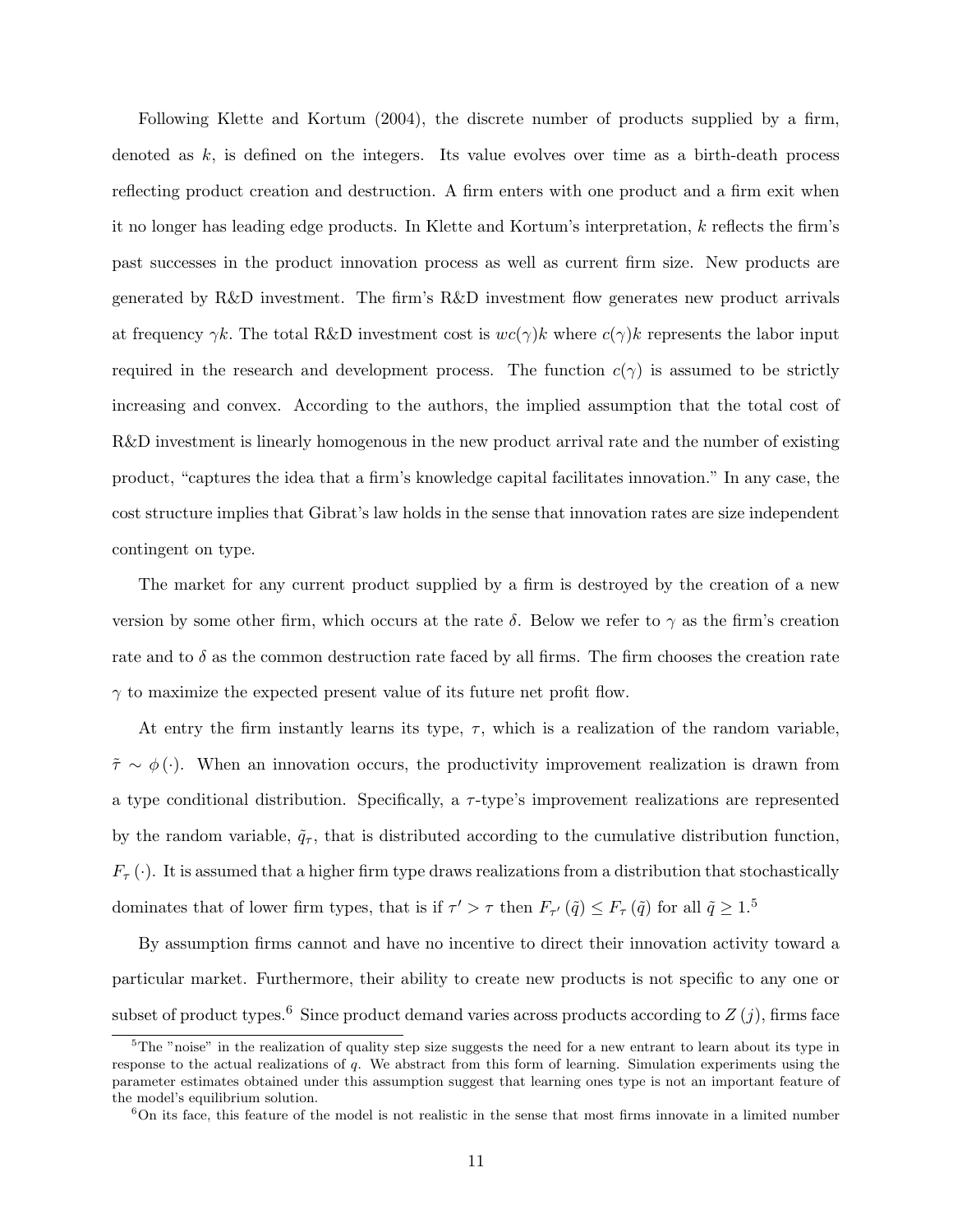Following Klette and Kortum (2004), the discrete number of products supplied by a firm, denoted as $k$, is defined on the integers. Its value evolves over time as a birth-death process reflecting product creation and destruction. A firm enters with one product and a firm exit when it no longer has leading edge products. In Klette and Kortum's interpretation, $k$ reflects the firm's past successes in the product innovation process as well as current firm size. New products are generated by R&D investment. The firm's R&D investment flow generates new product arrivals at frequency $\gamma k$. The total R&D investment cost is $wc(\gamma)k$ where $c(\gamma)k$ represents the labor input required in the research and development process. The function $c(\gamma)$ is assumed to be strictly increasing and convex. According to the authors, the implied assumption that the total cost of R&D investment is linearly homogenous in the new product arrival rate and the number of existing product, "captures the idea that a firm's knowledge capital facilitates innovation." In any case, the cost structure implies that Gibrat's law holds in the sense that innovation rates are size independent contingent on type.

The market for any current product supplied by a firm is destroyed by the creation of a new version by some other firm, which occurs at the rate $\delta$. Below we refer to $\gamma$ as the firm's creation rate and to $\delta$ as the common destruction rate faced by all firms. The firm chooses the creation rate $\gamma$ to maximize the expected present value of its future net profit flow.

At entry the firm instantly learns its type, $\tau$, which is a realization of the random variable, $\tilde{\tau} \sim \phi(\cdot)$. When an innovation occurs, the productivity improvement realization is drawn from a type conditional distribution. Specifically, a $\tau$-type's improvement realizations are represented by the random variable, $\tilde{q}_\tau$, that is distributed according to the cumulative distribution function, $F_\tau(\cdot)$. It is assumed that a higher firm type draws realizations from a distribution that stochastically dominates that of lower firm types, that is if $\tau' > \tau$ then $F_{\tau'}(\tilde{q}) \leq F_\tau(\tilde{q})$ for all $\tilde{q} \geq 1$.[5]

By assumption firms cannot and have no incentive to direct their innovation activity toward a particular market. Furthermore, their ability to create new products is not specific to any one or subset of product types.[6] Since product demand varies across products according to $Z(j)$, firms face

[5]The "noise" in the realization of quality step size suggests the need for a new entrant to learn about its type in response to the actual realizations of $q$. We abstract from this form of learning. Simulation experiments using the parameter estimates obtained under this assumption suggest that learning ones type is not an important feature of the model's equilibrium solution.

[6]On its face, this feature of the model is not realistic in the sense that most firms innovate in a limited number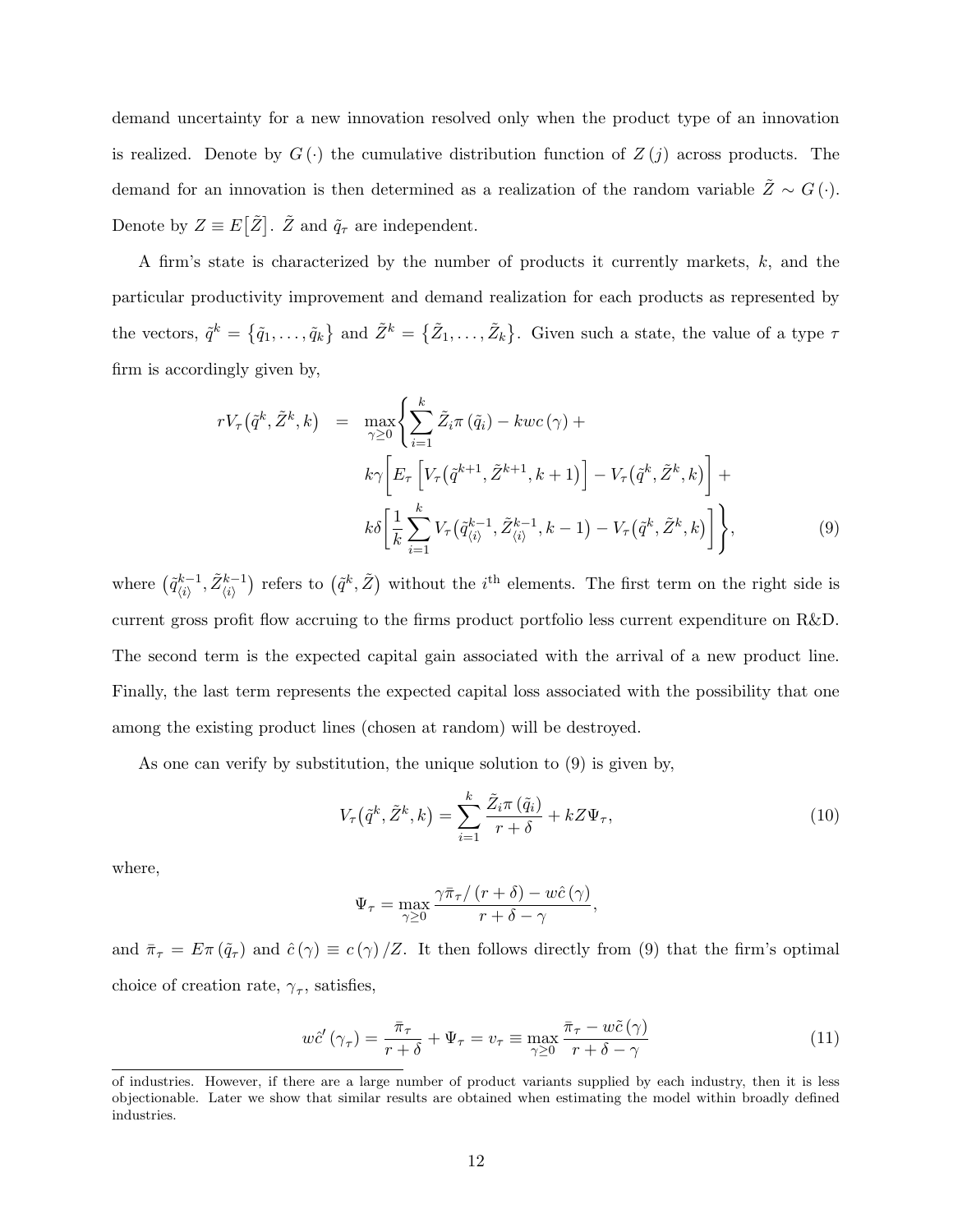demand uncertainty for a new innovation resolved only when the product type of an innovation is realized. Denote by $G(\cdot)$ the cumulative distribution function of $Z(j)$ across products. The demand for an innovation is then determined as a realization of the random variable $\tilde{Z} \sim G(\cdot)$. Denote by $Z \equiv E[\tilde{Z}]$. $\tilde{Z}$ and $\tilde{q}_\tau$ are independent.

A firm's state is characterized by the number of products it currently markets, $k$, and the particular productivity improvement and demand realization for each products as represented by the vectors, $\tilde{q}^k = \{\tilde{q}_1, \ldots, \tilde{q}_k\}$ and $\tilde{Z}^k = \{\tilde{Z}_1, \ldots, \tilde{Z}_k\}$. Given such a state, the value of a type $\tau$ firm is accordingly given by,

$$
\begin{aligned}
rV_\tau\big(\tilde{q}^k, \tilde{Z}^k, k\big) \;=\; \max_{\gamma \geq 0} \Bigg\{ & \sum_{i=1}^{k} \tilde{Z}_i \pi(\tilde{q}_i) - kwc(\gamma) + \\
& k\gamma \Big[ E_\tau \Big[ V_\tau\big(\tilde{q}^{k+1}, \tilde{Z}^{k+1}, k+1\big)\Big] - V_\tau\big(\tilde{q}^k, \tilde{Z}^k, k\big)\Big] + \\
& k\delta \Big[ \frac{1}{k} \sum_{i=1}^{k} V_\tau\big(\tilde{q}^{k-1}_{\langle i \rangle}, \tilde{Z}^{k-1}_{\langle i \rangle}, k-1\big) - V_\tau\big(\tilde{q}^k, \tilde{Z}^k, k\big)\Big] \Bigg\},
\end{aligned} \tag{9}
$$

where $\big(\tilde{q}^{k-1}_{\langle i \rangle}, \tilde{Z}^{k-1}_{\langle i \rangle}\big)$ refers to $\big(\tilde{q}^k, \tilde{Z}\big)$ without the $i^{\text{th}}$ elements. The first term on the right side is current gross profit flow accruing to the firms product portfolio less current expenditure on R&D. The second term is the expected capital gain associated with the arrival of a new product line. Finally, the last term represents the expected capital loss associated with the possibility that one among the existing product lines (chosen at random) will be destroyed.

As one can verify by substitution, the unique solution to (9) is given by,

$$
V_\tau\big(\tilde{q}^k, \tilde{Z}^k, k\big) = \sum_{i=1}^{k} \frac{\tilde{Z}_i \pi(\tilde{q}_i)}{r+\delta} + kZ\Psi_\tau, \tag{10}
$$

where,

$$
\Psi_\tau = \max_{\gamma \geq 0} \frac{\gamma \bar{\pi}_\tau / (r+\delta) - w\hat{c}(\gamma)}{r + \delta - \gamma},
$$

and $\bar{\pi}_\tau = E\pi(\tilde{q}_\tau)$ and $\hat{c}(\gamma) \equiv c(\gamma)/Z$. It then follows directly from (9) that the firm's optimal choice of creation rate, $\gamma_\tau$, satisfies,

$$
w\hat{c}'(\gamma_\tau) = \frac{\bar{\pi}_\tau}{r+\delta} + \Psi_\tau = v_\tau \equiv \max_{\gamma \geq 0} \frac{\bar{\pi}_\tau - w\tilde{c}(\gamma)}{r+\delta-\gamma} \tag{11}
$$

of industries. However, if there are a large number of product variants supplied by each industry, then it is less objectionable. Later we show that similar results are obtained when estimating the model within broadly defined industries.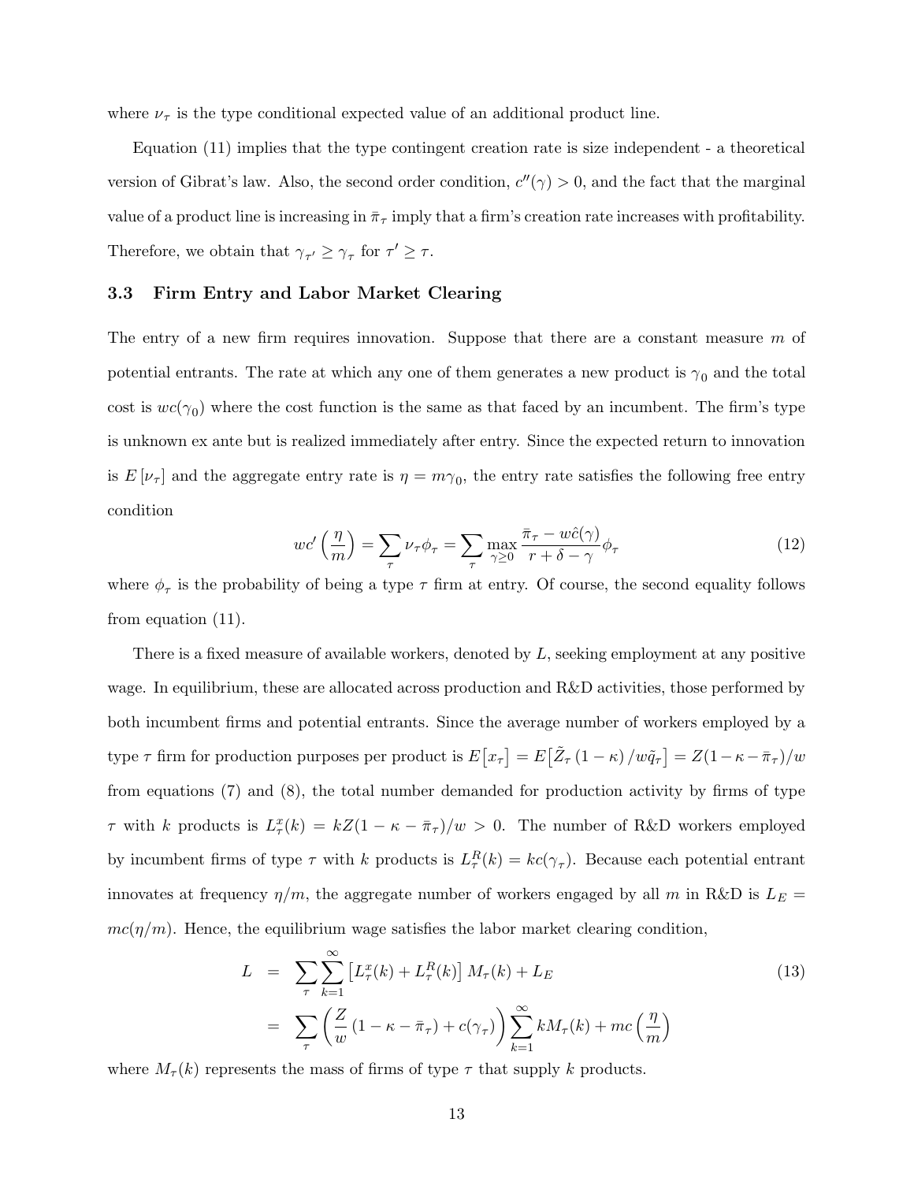where $\nu_\tau$ is the type conditional expected value of an additional product line.

Equation (11) implies that the type contingent creation rate is size independent - a theoretical version of Gibrat's law. Also, the second order condition, $c''(\gamma) > 0$, and the fact that the marginal value of a product line is increasing in $\bar{\pi}_\tau$ imply that a firm's creation rate increases with profitability. Therefore, we obtain that $\gamma_{\tau'} \geq \gamma_\tau$ for $\tau' \geq \tau$.

### 3.3 Firm Entry and Labor Market Clearing

The entry of a new firm requires innovation. Suppose that there are a constant measure $m$ of potential entrants. The rate at which any one of them generates a new product is $\gamma_0$ and the total cost is $wc(\gamma_0)$ where the cost function is the same as that faced by an incumbent. The firm's type is unknown ex ante but is realized immediately after entry. Since the expected return to innovation is $E[\nu_\tau]$ and the aggregate entry rate is $\eta = m\gamma_0$, the entry rate satisfies the following free entry condition

$$wc'\left(\frac{\eta}{m}\right) = \sum_\tau \nu_\tau \phi_\tau = \sum_\tau \max_{\gamma \geq 0} \frac{\bar{\pi}_\tau - w\hat{c}(\gamma)}{r + \delta - \gamma} \phi_\tau \tag{12}$$

where $\phi_\tau$ is the probability of being a type $\tau$ firm at entry. Of course, the second equality follows from equation (11).

There is a fixed measure of available workers, denoted by $L$, seeking employment at any positive wage. In equilibrium, these are allocated across production and R&D activities, those performed by both incumbent firms and potential entrants. Since the average number of workers employed by a type $\tau$ firm for production purposes per product is $E\big[x_\tau\big] = E\big[\tilde{Z}_\tau (1-\kappa)/w\tilde{q}_\tau\big] = Z(1-\kappa-\bar{\pi}_\tau)/w$ from equations (7) and (8), the total number demanded for production activity by firms of type $\tau$ with $k$ products is $L^x_\tau(k) = kZ(1-\kappa-\bar{\pi}_\tau)/w > 0$. The number of R&D workers employed by incumbent firms of type $\tau$ with $k$ products is $L^R_\tau(k) = kc(\gamma_\tau)$. Because each potential entrant innovates at frequency $\eta/m$, the aggregate number of workers engaged by all $m$ in R&D is $L_E = mc(\eta/m)$. Hence, the equilibrium wage satisfies the labor market clearing condition,

$$\begin{aligned} L &= \sum_\tau \sum_{k=1}^{\infty} \left[L^x_\tau(k) + L^R_\tau(k)\right] M_\tau(k) + L_E \\ &= \sum_\tau \left(\frac{Z}{w}(1-\kappa-\bar{\pi}_\tau) + c(\gamma_\tau)\right) \sum_{k=1}^{\infty} kM_\tau(k) + mc\left(\frac{\eta}{m}\right) \end{aligned} \tag{13}$$

where $M_\tau(k)$ represents the mass of firms of type $\tau$ that supply $k$ products.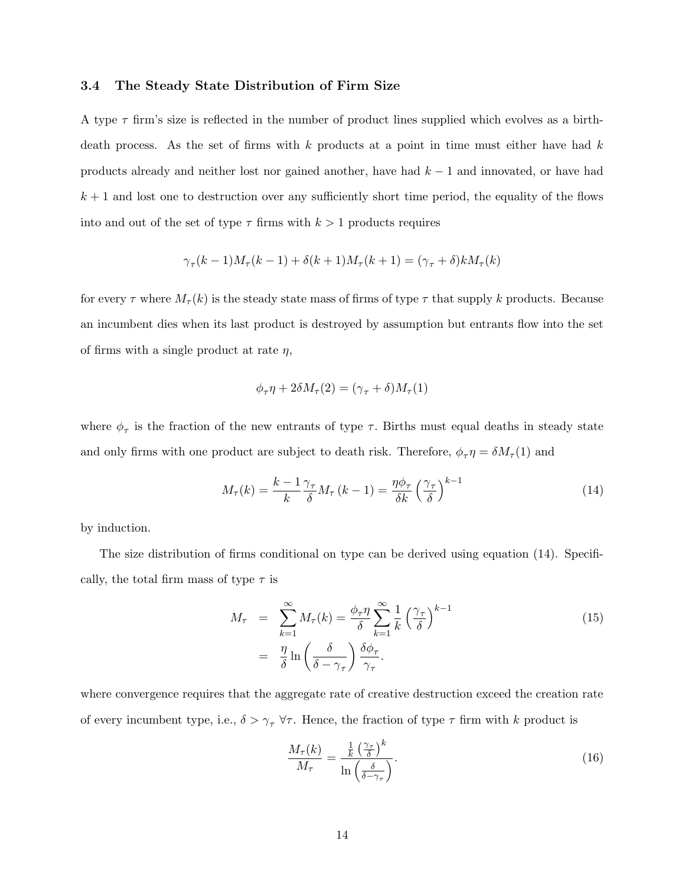### 3.4 The Steady State Distribution of Firm Size

A type $\tau$ firm's size is reflected in the number of product lines supplied which evolves as a birth-death process. As the set of firms with $k$ products at a point in time must either have had $k$ products already and neither lost nor gained another, have had $k-1$ and innovated, or have had $k+1$ and lost one to destruction over any sufficiently short time period, the equality of the flows into and out of the set of type $\tau$ firms with $k > 1$ products requires

$$\gamma_\tau (k-1) M_\tau (k-1) + \delta (k+1) M_\tau (k+1) = (\gamma_\tau + \delta) k M_\tau (k)$$

for every $\tau$ where $M_\tau(k)$ is the steady state mass of firms of type $\tau$ that supply $k$ products. Because an incumbent dies when its last product is destroyed by assumption but entrants flow into the set of firms with a single product at rate $\eta$,

$$\phi_\tau \eta + 2\delta M_\tau(2) = (\gamma_\tau + \delta) M_\tau(1)$$

where $\phi_\tau$ is the fraction of the new entrants of type $\tau$. Births must equal deaths in steady state and only firms with one product are subject to death risk. Therefore, $\phi_\tau \eta = \delta M_\tau(1)$ and

$$M_\tau(k) = \frac{k-1}{k} \frac{\gamma_\tau}{\delta} M_\tau(k-1) = \frac{\eta \phi_\tau}{\delta k} \left( \frac{\gamma_\tau}{\delta} \right)^{k-1} \tag{14}$$

by induction.

The size distribution of firms conditional on type can be derived using equation (14). Specifically, the total firm mass of type $\tau$ is

$$\begin{aligned} M_\tau &= \sum_{k=1}^{\infty} M_\tau(k) = \frac{\phi_\tau \eta}{\delta} \sum_{k=1}^{\infty} \frac{1}{k} \left( \frac{\gamma_\tau}{\delta} \right)^{k-1} \\ &= \frac{\eta}{\delta} \ln \left( \frac{\delta}{\delta - \gamma_\tau} \right) \frac{\delta \phi_\tau}{\gamma_\tau}. \end{aligned} \tag{15}$$

where convergence requires that the aggregate rate of creative destruction exceed the creation rate of every incumbent type, i.e., $\delta > \gamma_\tau \ \forall \tau$. Hence, the fraction of type $\tau$ firm with $k$ product is

$$\frac{M_\tau(k)}{M_\tau} = \frac{\frac{1}{k} \left( \frac{\gamma_\tau}{\delta} \right)^k}{\ln \left( \frac{\delta}{\delta - \gamma_\tau} \right)}. \tag{16}$$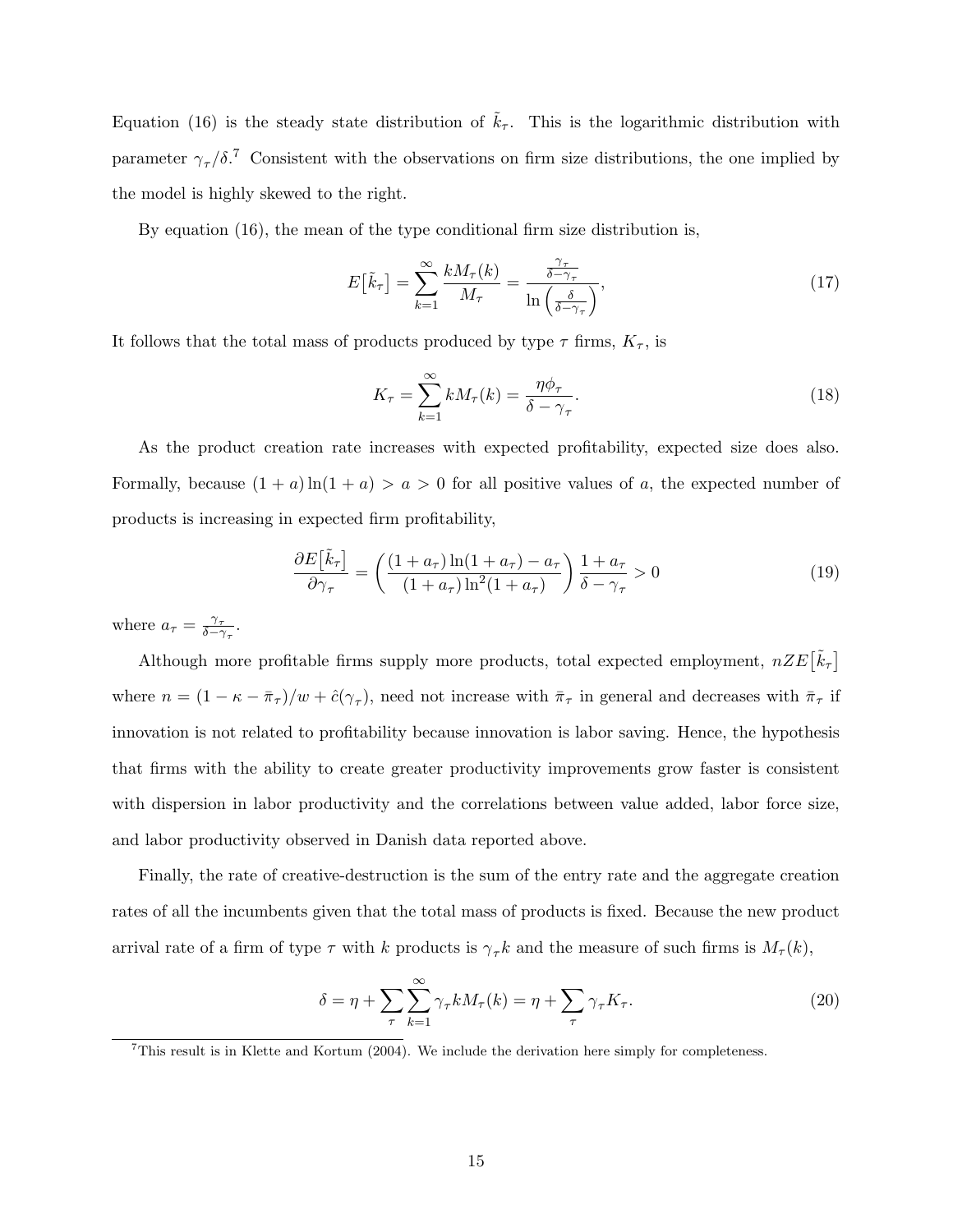Equation (16) is the steady state distribution of $\tilde{k}_\tau$. This is the logarithmic distribution with parameter $\gamma_\tau/\delta$.[7] Consistent with the observations on firm size distributions, the one implied by the model is highly skewed to the right.

By equation (16), the mean of the type conditional firm size distribution is,

$$E\big[\tilde{k}_\tau\big] = \sum_{k=1}^{\infty} \frac{kM_\tau(k)}{M_\tau} = \frac{\frac{\gamma_\tau}{\delta-\gamma_\tau}}{\ln\left(\frac{\delta}{\delta-\gamma_\tau}\right)}, \tag{17}$$

It follows that the total mass of products produced by type $\tau$ firms, $K_\tau$, is

$$K_\tau = \sum_{k=1}^{\infty} kM_\tau(k) = \frac{\eta\phi_\tau}{\delta - \gamma_\tau}. \tag{18}$$

As the product creation rate increases with expected profitability, expected size does also. Formally, because $(1+a)\ln(1+a) > a > 0$ for all positive values of $a$, the expected number of products is increasing in expected firm profitability,

$$\frac{\partial E\big[\tilde{k}_\tau\big]}{\partial \gamma_\tau} = \left(\frac{(1+a_\tau)\ln(1+a_\tau) - a_\tau}{(1+a_\tau)\ln^2(1+a_\tau)}\right)\frac{1+a_\tau}{\delta-\gamma_\tau} > 0 \tag{19}$$

where $a_\tau = \frac{\gamma_\tau}{\delta-\gamma_\tau}$.

Although more profitable firms supply more products, total expected employment, $nZE\big[\tilde{k}_\tau\big]$ where $n = (1-\kappa-\bar{\pi}_\tau)/w + \hat{c}(\gamma_\tau)$, need not increase with $\bar{\pi}_\tau$ in general and decreases with $\bar{\pi}_\tau$ if innovation is not related to profitability because innovation is labor saving. Hence, the hypothesis that firms with the ability to create greater productivity improvements grow faster is consistent with dispersion in labor productivity and the correlations between value added, labor force size, and labor productivity observed in Danish data reported above.

Finally, the rate of creative-destruction is the sum of the entry rate and the aggregate creation rates of all the incumbents given that the total mass of products is fixed. Because the new product arrival rate of a firm of type $\tau$ with $k$ products is $\gamma_\tau k$ and the measure of such firms is $M_\tau(k)$,

$$\delta = \eta + \sum_\tau \sum_{k=1}^{\infty} \gamma_\tau k M_\tau(k) = \eta + \sum_\tau \gamma_\tau K_\tau. \tag{20}$$

[7] This result is in Klette and Kortum (2004). We include the derivation here simply for completeness.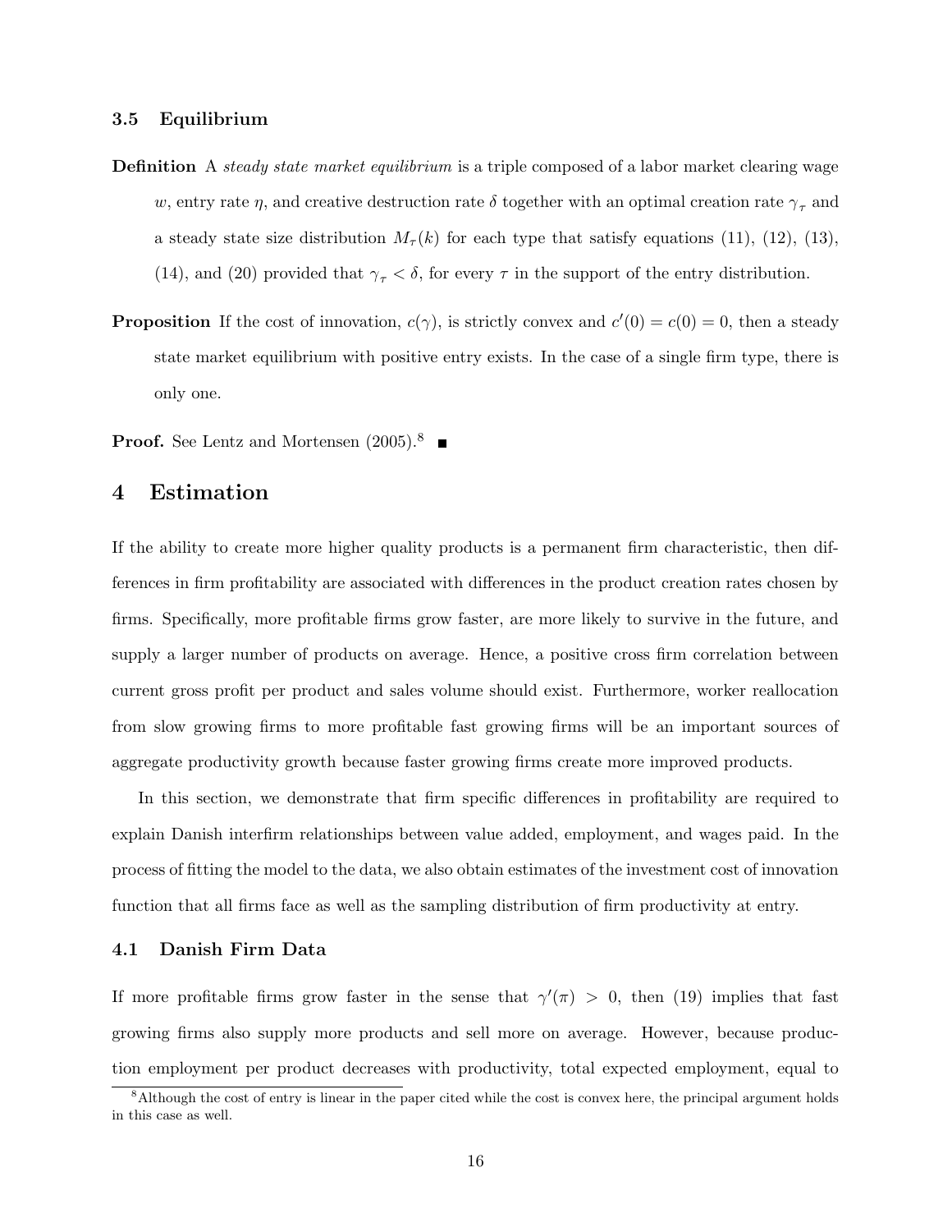### 3.5 Equilibrium

**Definition** A *steady state market equilibrium* is a triple composed of a labor market clearing wage $w$, entry rate $\eta$, and creative destruction rate $\delta$ together with an optimal creation rate $\gamma_\tau$ and a steady state size distribution $M_\tau(k)$ for each type that satisfy equations (11), (12), (13), (14), and (20) provided that $\gamma_\tau < \delta$, for every $\tau$ in the support of the entry distribution.

**Proposition** If the cost of innovation, $c(\gamma)$, is strictly convex and $c'(0) = c(0) = 0$, then a steady state market equilibrium with positive entry exists. In the case of a single firm type, there is only one.

**Proof.** See Lentz and Mortensen (2005).[8] ∎

## 4 Estimation

If the ability to create more higher quality products is a permanent firm characteristic, then differences in firm profitability are associated with differences in the product creation rates chosen by firms. Specifically, more profitable firms grow faster, are more likely to survive in the future, and supply a larger number of products on average. Hence, a positive cross firm correlation between current gross profit per product and sales volume should exist. Furthermore, worker reallocation from slow growing firms to more profitable fast growing firms will be an important sources of aggregate productivity growth because faster growing firms create more improved products.

In this section, we demonstrate that firm specific differences in profitability are required to explain Danish interfirm relationships between value added, employment, and wages paid. In the process of fitting the model to the data, we also obtain estimates of the investment cost of innovation function that all firms face as well as the sampling distribution of firm productivity at entry.

### 4.1 Danish Firm Data

If more profitable firms grow faster in the sense that $\gamma'(\pi) > 0$, then (19) implies that fast growing firms also supply more products and sell more on average. However, because production employment per product decreases with productivity, total expected employment, equal to

[8] Although the cost of entry is linear in the paper cited while the cost is convex here, the principal argument holds in this case as well.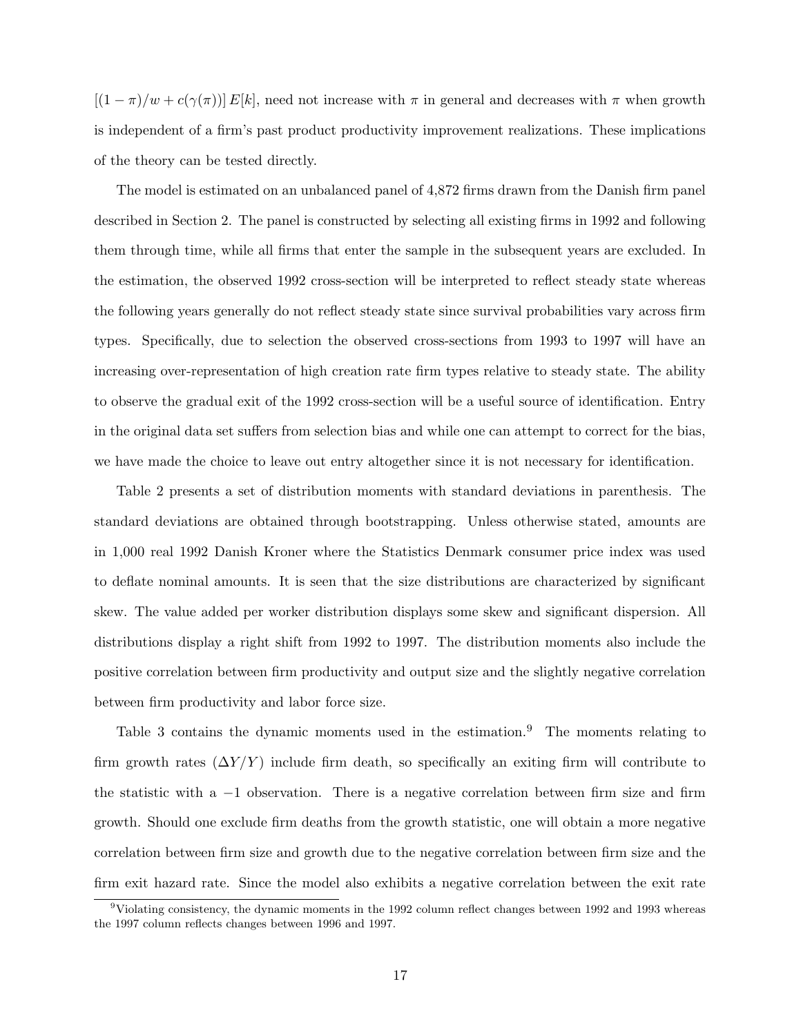$[(1-\pi)/w + c(\gamma(\pi))]\, E[k]$, need not increase with $\pi$ in general and decreases with $\pi$ when growth is independent of a firm's past product productivity improvement realizations. These implications of the theory can be tested directly.

The model is estimated on an unbalanced panel of 4,872 firms drawn from the Danish firm panel described in Section 2. The panel is constructed by selecting all existing firms in 1992 and following them through time, while all firms that enter the sample in the subsequent years are excluded. In the estimation, the observed 1992 cross-section will be interpreted to reflect steady state whereas the following years generally do not reflect steady state since survival probabilities vary across firm types. Specifically, due to selection the observed cross-sections from 1993 to 1997 will have an increasing over-representation of high creation rate firm types relative to steady state. The ability to observe the gradual exit of the 1992 cross-section will be a useful source of identification. Entry in the original data set suffers from selection bias and while one can attempt to correct for the bias, we have made the choice to leave out entry altogether since it is not necessary for identification.

Table 2 presents a set of distribution moments with standard deviations in parenthesis. The standard deviations are obtained through bootstrapping. Unless otherwise stated, amounts are in 1,000 real 1992 Danish Kroner where the Statistics Denmark consumer price index was used to deflate nominal amounts. It is seen that the size distributions are characterized by significant skew. The value added per worker distribution displays some skew and significant dispersion. All distributions display a right shift from 1992 to 1997. The distribution moments also include the positive correlation between firm productivity and output size and the slightly negative correlation between firm productivity and labor force size.

Table 3 contains the dynamic moments used in the estimation.[9] The moments relating to firm growth rates ($\Delta Y/Y$) include firm death, so specifically an exiting firm will contribute to the statistic with a $-1$ observation. There is a negative correlation between firm size and firm growth. Should one exclude firm deaths from the growth statistic, one will obtain a more negative correlation between firm size and growth due to the negative correlation between firm size and the firm exit hazard rate. Since the model also exhibits a negative correlation between the exit rate

[9] Violating consistency, the dynamic moments in the 1992 column reflect changes between 1992 and 1993 whereas the 1997 column reflects changes between 1996 and 1997.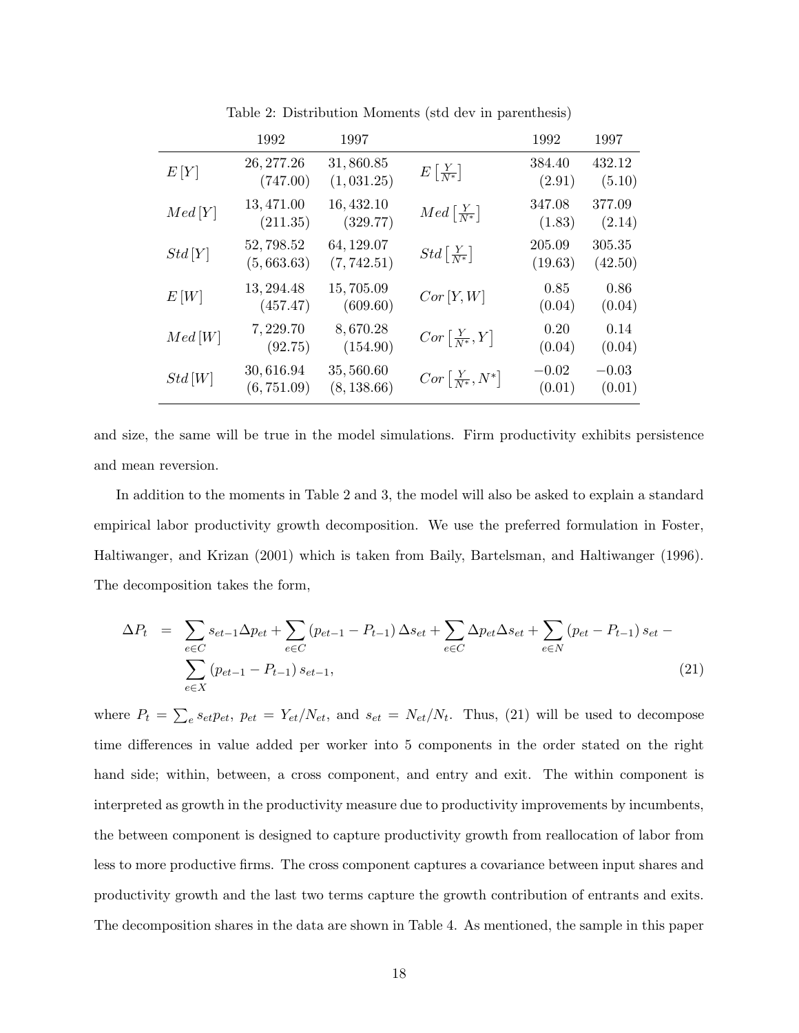Table 2: Distribution Moments (std dev in parenthesis)

| | 1992 | 1997 | | 1992 | 1997 |
|---|---|---|---|---|---|
| $E[Y]$ | 26,277.26 (747.00) | 31,860.85 (1,031.25) | $E\left[\frac{Y}{N^*}\right]$ | 384.40 (2.91) | 432.12 (5.10) |
| $Med[Y]$ | 13,471.00 (211.35) | 16,432.10 (329.77) | $Med\left[\frac{Y}{N^*}\right]$ | 347.08 (1.83) | 377.09 (2.14) |
| $Std[Y]$ | 52,798.52 (5,663.63) | 64,129.07 (7,742.51) | $Std\left[\frac{Y}{N^*}\right]$ | 205.09 (19.63) | 305.35 (42.50) |
| $E[W]$ | 13,294.48 (457.47) | 15,705.09 (609.60) | $Cor[Y,W]$ | 0.85 (0.04) | 0.86 (0.04) |
| $Med[W]$ | 7,229.70 (92.75) | 8,670.28 (154.90) | $Cor\left[\frac{Y}{N^*},Y\right]$ | 0.20 (0.04) | 0.14 (0.04) |
| $Std[W]$ | 30,616.94 (6,751.09) | 35,560.60 (8,138.66) | $Cor\left[\frac{Y}{N^*},N^*\right]$ | $-0.02$ (0.01) | $-0.03$ (0.01) |

and size, the same will be true in the model simulations. Firm productivity exhibits persistence and mean reversion.

In addition to the moments in Table 2 and 3, the model will also be asked to explain a standard empirical labor productivity growth decomposition. We use the preferred formulation in Foster, Haltiwanger, and Krizan (2001) which is taken from Baily, Bartelsman, and Haltiwanger (1996). The decomposition takes the form,

$$\begin{aligned}\Delta P_t \;=\; & \sum_{e\in C} s_{et-1}\Delta p_{et} + \sum_{e\in C}\left(p_{et-1}-P_{t-1}\right)\Delta s_{et} + \sum_{e\in C}\Delta p_{et}\Delta s_{et} + \sum_{e\in N}\left(p_{et}-P_{t-1}\right)s_{et} - \\ & \sum_{e\in X}\left(p_{et-1}-P_{t-1}\right)s_{et-1}, \end{aligned} \tag{21}$$

where $P_t = \sum_e s_{et}p_{et}$, $p_{et} = Y_{et}/N_{et}$, and $s_{et} = N_{et}/N_t$. Thus, (21) will be used to decompose time differences in value added per worker into 5 components in the order stated on the right hand side; within, between, a cross component, and entry and exit. The within component is interpreted as growth in the productivity measure due to productivity improvements by incumbents, the between component is designed to capture productivity growth from reallocation of labor from less to more productive firms. The cross component captures a covariance between input shares and productivity growth and the last two terms capture the growth contribution of entrants and exits. The decomposition shares in the data are shown in Table 4. As mentioned, the sample in this paper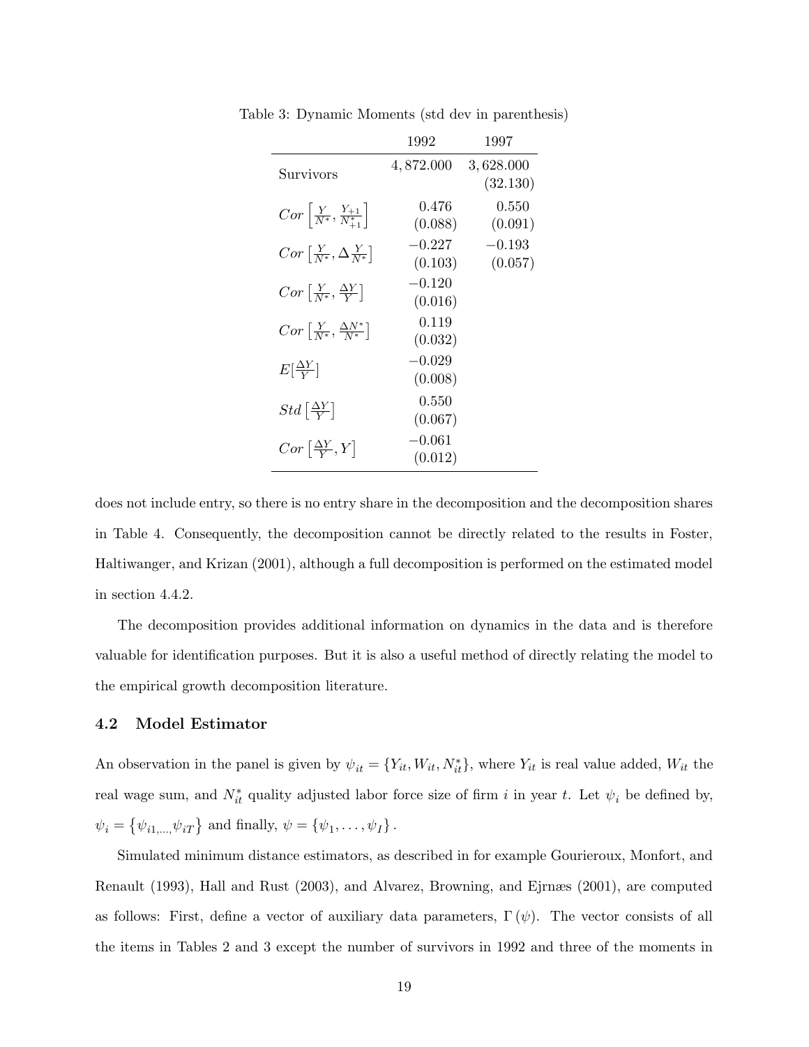Table 3: Dynamic Moments (std dev in parenthesis)

| | 1992 | 1997 |
|---|---|---|
| Survivors | $4,872.000$ | $3,628.000$ <br> $(32.130)$ |
| $Cor\left[\frac{Y}{N^*}, \frac{Y_{+1}}{N^*_{+1}}\right]$ | $0.476$ <br> $(0.088)$ | $0.550$ <br> $(0.091)$ |
| $Cor\left[\frac{Y}{N^*}, \Delta\frac{Y}{N^*}\right]$ | $-0.227$ <br> $(0.103)$ | $-0.193$ <br> $(0.057)$ |
| $Cor\left[\frac{Y}{N^*}, \frac{\Delta Y}{Y}\right]$ | $-0.120$ <br> $(0.016)$ | |
| $Cor\left[\frac{Y}{N^*}, \frac{\Delta N^*}{N^*}\right]$ | $0.119$ <br> $(0.032)$ | |
| $E[\frac{\Delta Y}{Y}]$ | $-0.029$ <br> $(0.008)$ | |
| $Std\left[\frac{\Delta Y}{Y}\right]$ | $0.550$ <br> $(0.067)$ | |
| $Cor\left[\frac{\Delta Y}{Y}, Y\right]$ | $-0.061$ <br> $(0.012)$ | |

does not include entry, so there is no entry share in the decomposition and the decomposition shares in Table 4. Consequently, the decomposition cannot be directly related to the results in Foster, Haltiwanger, and Krizan (2001), although a full decomposition is performed on the estimated model in section 4.4.2.

The decomposition provides additional information on dynamics in the data and is therefore valuable for identification purposes. But it is also a useful method of directly relating the model to the empirical growth decomposition literature.

### 4.2 Model Estimator

An observation in the panel is given by $\psi_{it} = \{Y_{it}, W_{it}, N^*_{it}\}$, where $Y_{it}$ is real value added, $W_{it}$ the real wage sum, and $N^*_{it}$ quality adjusted labor force size of firm $i$ in year $t$. Let $\psi_i$ be defined by, $\psi_i = \{\psi_{i1,\ldots,}\psi_{iT}\}$ and finally, $\psi = \{\psi_1, \ldots, \psi_I\}$.

Simulated minimum distance estimators, as described in for example Gourieroux, Monfort, and Renault (1993), Hall and Rust (2003), and Alvarez, Browning, and Ejrnæs (2001), are computed as follows: First, define a vector of auxiliary data parameters, $\Gamma(\psi)$. The vector consists of all the items in Tables 2 and 3 except the number of survivors in 1992 and three of the moments in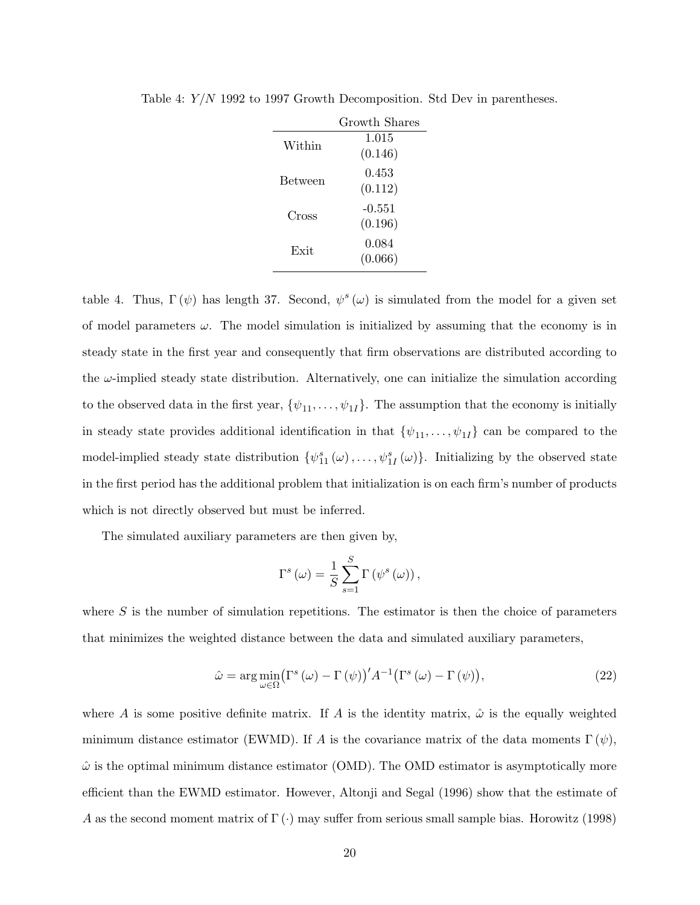Table 4: $Y/N$ 1992 to 1997 Growth Decomposition. Std Dev in parentheses.

| | Growth Shares |
|---|---|
| Within | 1.015 |
| | (0.146) |
| Between | 0.453 |
| | (0.112) |
| Cross | -0.551 |
| | (0.196) |
| Exit | 0.084 |
| | (0.066) |

table 4. Thus, $\Gamma(\psi)$ has length 37. Second, $\psi^s(\omega)$ is simulated from the model for a given set of model parameters $\omega$. The model simulation is initialized by assuming that the economy is in steady state in the first year and consequently that firm observations are distributed according to the $\omega$-implied steady state distribution. Alternatively, one can initialize the simulation according to the observed data in the first year, $\{\psi_{11}, \ldots, \psi_{1I}\}$. The assumption that the economy is initially in steady state provides additional identification in that $\{\psi_{11}, \ldots, \psi_{1I}\}$ can be compared to the model-implied steady state distribution $\{\psi_{11}^s(\omega), \ldots, \psi_{1I}^s(\omega)\}$. Initializing by the observed state in the first period has the additional problem that initialization is on each firm's number of products which is not directly observed but must be inferred.

The simulated auxiliary parameters are then given by,

$$\Gamma^s(\omega) = \frac{1}{S}\sum_{s=1}^{S} \Gamma(\psi^s(\omega)),$$

where $S$ is the number of simulation repetitions. The estimator is then the choice of parameters that minimizes the weighted distance between the data and simulated auxiliary parameters,

$$\hat{\omega} = \arg\min_{\omega \in \Omega} \big(\Gamma^s(\omega) - \Gamma(\psi)\big)' A^{-1} \big(\Gamma^s(\omega) - \Gamma(\psi)\big), \tag{22}$$

where $A$ is some positive definite matrix. If $A$ is the identity matrix, $\hat{\omega}$ is the equally weighted minimum distance estimator (EWMD). If $A$ is the covariance matrix of the data moments $\Gamma(\psi)$, $\hat{\omega}$ is the optimal minimum distance estimator (OMD). The OMD estimator is asymptotically more efficient than the EWMD estimator. However, Altonji and Segal (1996) show that the estimate of $A$ as the second moment matrix of $\Gamma(\cdot)$ may suffer from serious small sample bias. Horowitz (1998)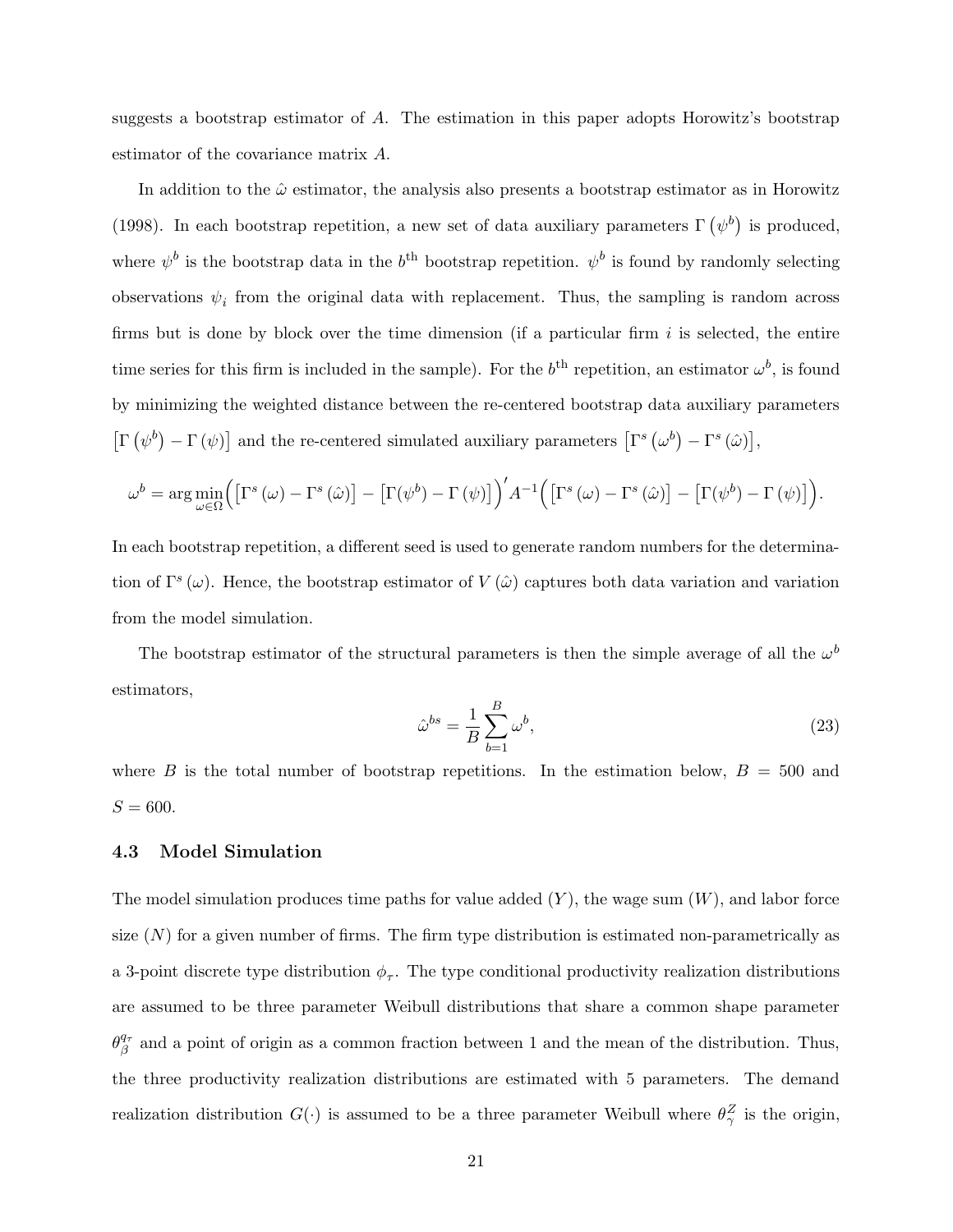suggests a bootstrap estimator of $A$. The estimation in this paper adopts Horowitz's bootstrap estimator of the covariance matrix $A$.

In addition to the $\hat{\omega}$ estimator, the analysis also presents a bootstrap estimator as in Horowitz (1998). In each bootstrap repetition, a new set of data auxiliary parameters $\Gamma\left(\psi^b\right)$ is produced, where $\psi^b$ is the bootstrap data in the $b^{\text{th}}$ bootstrap repetition. $\psi^b$ is found by randomly selecting observations $\psi_i$ from the original data with replacement. Thus, the sampling is random across firms but is done by block over the time dimension (if a particular firm $i$ is selected, the entire time series for this firm is included in the sample). For the $b^{\text{th}}$ repetition, an estimator $\omega^b$, is found by minimizing the weighted distance between the re-centered bootstrap data auxiliary parameters $\left[\Gamma\left(\psi^b\right) - \Gamma\left(\psi\right)\right]$ and the re-centered simulated auxiliary parameters $\left[\Gamma^s\left(\omega^b\right) - \Gamma^s\left(\hat{\omega}\right)\right]$,

$$\omega^b = \arg\min_{\omega \in \Omega} \Big( \left[\Gamma^s\left(\omega\right) - \Gamma^s\left(\hat{\omega}\right)\right] - \left[\Gamma(\psi^b) - \Gamma\left(\psi\right)\right] \Big)' A^{-1} \Big( \left[\Gamma^s\left(\omega\right) - \Gamma^s\left(\hat{\omega}\right)\right] - \left[\Gamma(\psi^b) - \Gamma\left(\psi\right)\right] \Big).$$

In each bootstrap repetition, a different seed is used to generate random numbers for the determination of $\Gamma^s\left(\omega\right)$. Hence, the bootstrap estimator of $V\left(\hat{\omega}\right)$ captures both data variation and variation from the model simulation.

The bootstrap estimator of the structural parameters is then the simple average of all the $\omega^b$ estimators,

$$\hat{\omega}^{bs} = \frac{1}{B} \sum_{b=1}^{B} \omega^b, \tag{23}$$

where $B$ is the total number of bootstrap repetitions. In the estimation below, $B = 500$ and $S = 600$.

### 4.3 Model Simulation

The model simulation produces time paths for value added ($Y$), the wage sum ($W$), and labor force size ($N$) for a given number of firms. The firm type distribution is estimated non-parametrically as a 3-point discrete type distribution $\phi_\tau$. The type conditional productivity realization distributions are assumed to be three parameter Weibull distributions that share a common shape parameter $\theta_\beta^{q_\tau}$ and a point of origin as a common fraction between 1 and the mean of the distribution. Thus, the three productivity realization distributions are estimated with 5 parameters. The demand realization distribution $G(\cdot)$ is assumed to be a three parameter Weibull where $\theta_\gamma^Z$ is the origin,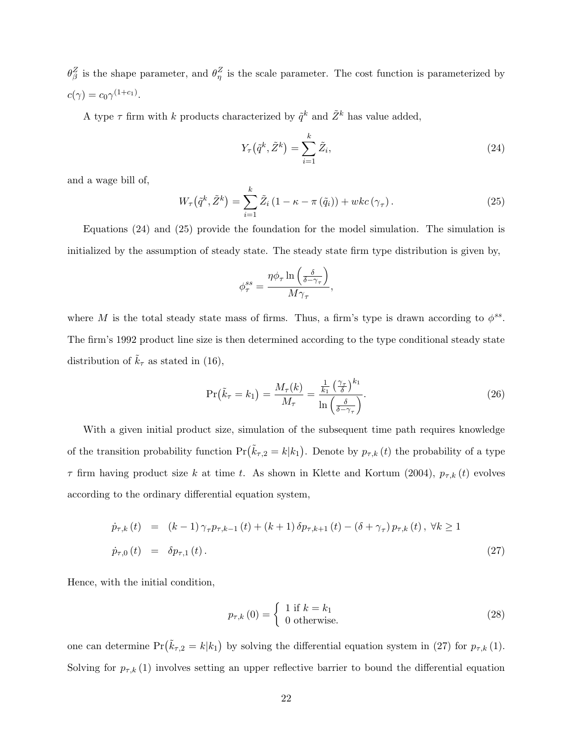$\theta_{\beta}^{Z}$ is the shape parameter, and $\theta_{\eta}^{Z}$ is the scale parameter. The cost function is parameterized by $c(\gamma) = c_0 \gamma^{(1+c_1)}$.

A type $\tau$ firm with $k$ products characterized by $\tilde{q}^k$ and $\tilde{Z}^k$ has value added,

$$Y_{\tau}\big(\tilde{q}^k, \tilde{Z}^k\big) = \sum_{i=1}^{k} \tilde{Z}_i, \tag{24}$$

and a wage bill of,

$$W_{\tau}\big(\tilde{q}^k, \tilde{Z}^k\big) = \sum_{i=1}^{k} \tilde{Z}_i \left(1 - \kappa - \pi\left(\tilde{q}_i\right)\right) + wkc\left(\gamma_{\tau}\right). \tag{25}$$

Equations (24) and (25) provide the foundation for the model simulation. The simulation is initialized by the assumption of steady state. The steady state firm type distribution is given by,

$$\phi_{\tau}^{ss} = \frac{\eta \phi_{\tau} \ln\left(\frac{\delta}{\delta - \gamma_{\tau}}\right)}{M \gamma_{\tau}},$$

where $M$ is the total steady state mass of firms. Thus, a firm's type is drawn according to $\phi^{ss}$. The firm's 1992 product line size is then determined according to the type conditional steady state distribution of $\tilde{k}_{\tau}$ as stated in (16),

$$\Pr\big(\tilde{k}_{\tau} = k_1\big) = \frac{M_{\tau}(k)}{M_{\tau}} = \frac{\frac{1}{k_1}\left(\frac{\gamma_{\tau}}{\delta}\right)^{k_1}}{\ln\left(\frac{\delta}{\delta - \gamma_{\tau}}\right)}. \tag{26}$$

With a given initial product size, simulation of the subsequent time path requires knowledge of the transition probability function $\Pr\big(\tilde{k}_{\tau,2} = k | k_1\big)$. Denote by $p_{\tau,k}(t)$ the probability of a type $\tau$ firm having product size $k$ at time $t$. As shown in Klette and Kortum (2004), $p_{\tau,k}(t)$ evolves according to the ordinary differential equation system,

$$\begin{aligned} \dot{p}_{\tau,k}(t) &= (k-1)\gamma_{\tau} p_{\tau,k-1}(t) + (k+1)\delta p_{\tau,k+1}(t) - (\delta + \gamma_{\tau}) p_{\tau,k}(t), \ \forall k \geq 1 \\ \dot{p}_{\tau,0}(t) &= \delta p_{\tau,1}(t). \end{aligned} \tag{27}$$

Hence, with the initial condition,

$$p_{\tau,k}(0) = \begin{cases} 1 \text{ if } k = k_1 \\ 0 \text{ otherwise.} \end{cases} \tag{28}$$

one can determine $\Pr\big(\tilde{k}_{\tau,2} = k | k_1\big)$ by solving the differential equation system in (27) for $p_{\tau,k}(1)$. Solving for $p_{\tau,k}(1)$ involves setting an upper reflective barrier to bound the differential equation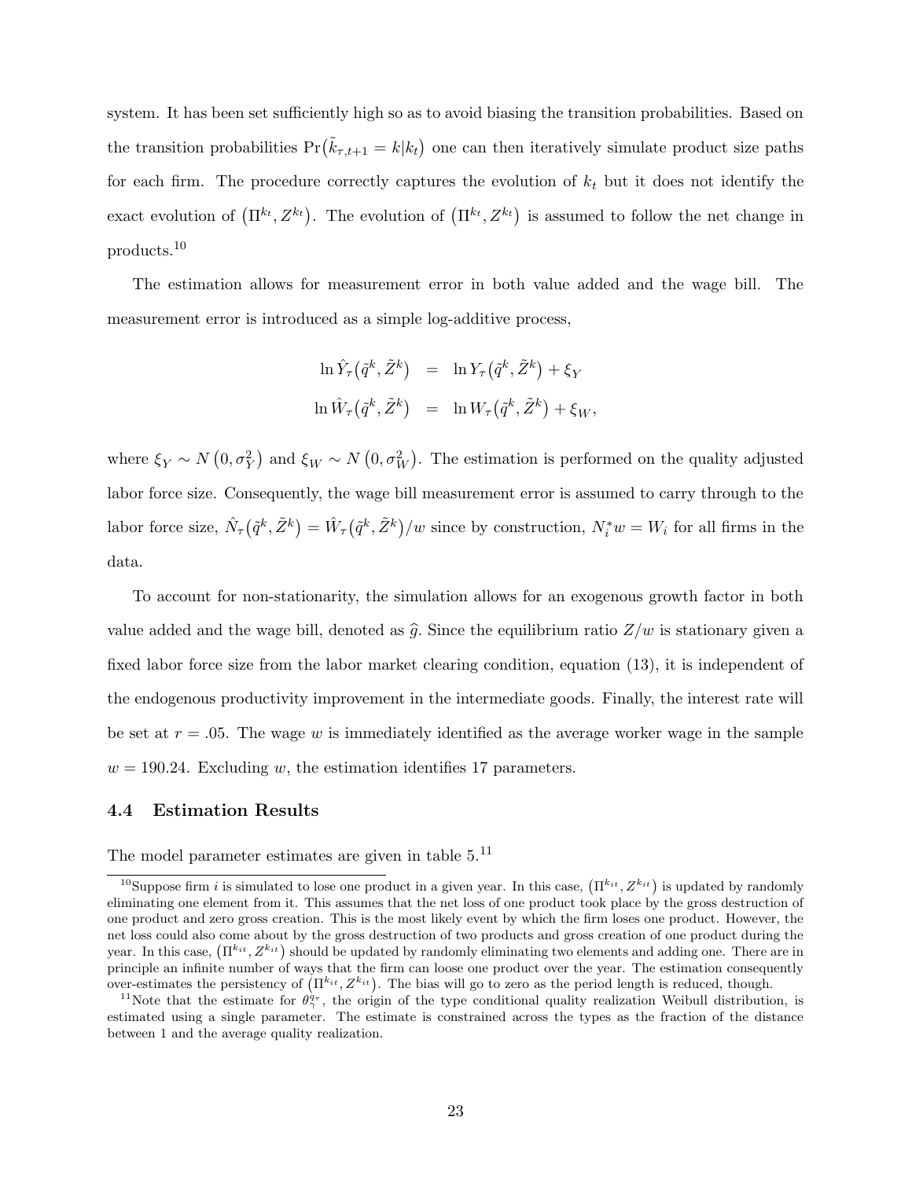system. It has been set sufficiently high so as to avoid biasing the transition probabilities. Based on the transition probabilities $\Pr(\tilde{k}_{\tau,t+1} = k|k_t)$ one can then iteratively simulate product size paths for each firm. The procedure correctly captures the evolution of $k_t$ but it does not identify the exact evolution of $(\Pi^{k_t}, Z^{k_t})$. The evolution of $(\Pi^{k_t}, Z^{k_t})$ is assumed to follow the net change in products.[10]

The estimation allows for measurement error in both value added and the wage bill. The measurement error is introduced as a simple log-additive process,

$$
\begin{aligned}
\ln \hat{Y}_\tau(\tilde{q}^k, \tilde{Z}^k) &= \ln Y_\tau(\tilde{q}^k, \tilde{Z}^k) + \xi_Y \\
\ln \hat{W}_\tau(\tilde{q}^k, \tilde{Z}^k) &= \ln W_\tau(\tilde{q}^k, \tilde{Z}^k) + \xi_W,
\end{aligned}
$$

where $\xi_Y \sim N(0, \sigma_Y^2)$ and $\xi_W \sim N(0, \sigma_W^2)$. The estimation is performed on the quality adjusted labor force size. Consequently, the wage bill measurement error is assumed to carry through to the labor force size, $\hat{N}_\tau(\tilde{q}^k, \tilde{Z}^k) = \hat{W}_\tau(\tilde{q}^k, \tilde{Z}^k)/w$ since by construction, $N_i^* w = W_i$ for all firms in the data.

To account for non-stationarity, the simulation allows for an exogenous growth factor in both value added and the wage bill, denoted as $\widehat{g}$. Since the equilibrium ratio $Z/w$ is stationary given a fixed labor force size from the labor market clearing condition, equation (13), it is independent of the endogenous productivity improvement in the intermediate goods. Finally, the interest rate will be set at $r = .05$. The wage $w$ is immediately identified as the average worker wage in the sample $w = 190.24$. Excluding $w$, the estimation identifies 17 parameters.

### 4.4 Estimation Results

The model parameter estimates are given in table 5.[11]

[10] Suppose firm $i$ is simulated to lose one product in a given year. In this case, $(\Pi^{k_{it}}, Z^{k_{it}})$ is updated by randomly eliminating one element from it. This assumes that the net loss of one product took place by the gross destruction of one product and zero gross creation. This is the most likely event by which the firm loses one product. However, the net loss could also come about by the gross destruction of two products and gross creation of one product during the year. In this case, $(\Pi^{k_{it}}, Z^{k_{it}})$ should be updated by randomly eliminating two elements and adding one. There are in principle an infinite number of ways that the firm can loose one product over the year. The estimation consequently over-estimates the persistency of $(\Pi^{k_{it}}, Z^{k_{it}})$. The bias will go to zero as the period length is reduced, though.

[11] Note that the estimate for $\theta_\gamma^{q_\tau}$, the origin of the type conditional quality realization Weibull distribution, is estimated using a single parameter. The estimate is constrained across the types as the fraction of the distance between 1 and the average quality realization.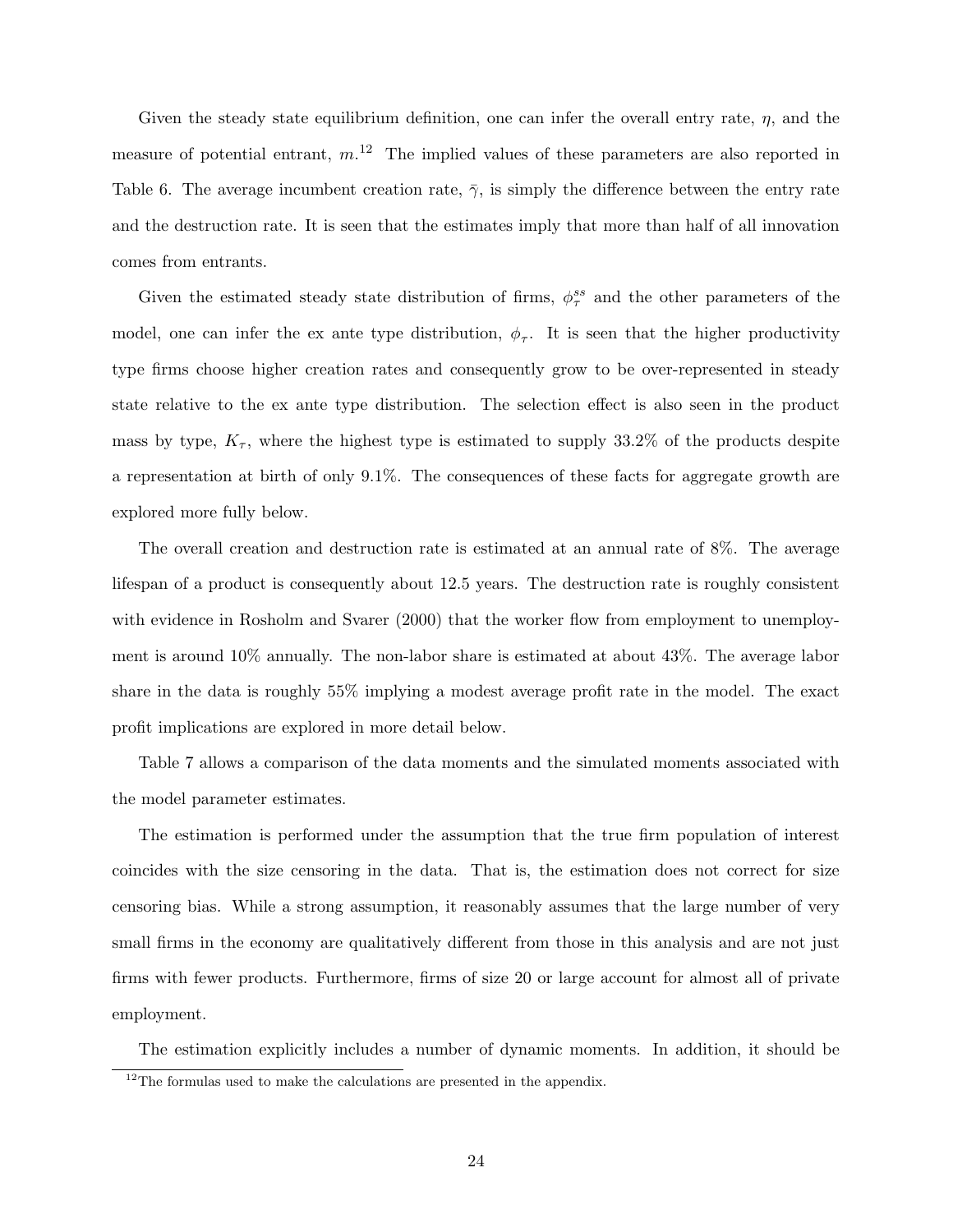Given the steady state equilibrium definition, one can infer the overall entry rate, $\eta$, and the measure of potential entrant, $m$.[12] The implied values of these parameters are also reported in Table 6. The average incumbent creation rate, $\bar{\gamma}$, is simply the difference between the entry rate and the destruction rate. It is seen that the estimates imply that more than half of all innovation comes from entrants.

Given the estimated steady state distribution of firms, $\phi_{\tau}^{ss}$ and the other parameters of the model, one can infer the ex ante type distribution, $\phi_{\tau}$. It is seen that the higher productivity type firms choose higher creation rates and consequently grow to be over-represented in steady state relative to the ex ante type distribution. The selection effect is also seen in the product mass by type, $K_{\tau}$, where the highest type is estimated to supply 33.2% of the products despite a representation at birth of only 9.1%. The consequences of these facts for aggregate growth are explored more fully below.

The overall creation and destruction rate is estimated at an annual rate of 8%. The average lifespan of a product is consequently about 12.5 years. The destruction rate is roughly consistent with evidence in Rosholm and Svarer (2000) that the worker flow from employment to unemployment is around 10% annually. The non-labor share is estimated at about 43%. The average labor share in the data is roughly 55% implying a modest average profit rate in the model. The exact profit implications are explored in more detail below.

Table 7 allows a comparison of the data moments and the simulated moments associated with the model parameter estimates.

The estimation is performed under the assumption that the true firm population of interest coincides with the size censoring in the data. That is, the estimation does not correct for size censoring bias. While a strong assumption, it reasonably assumes that the large number of very small firms in the economy are qualitatively different from those in this analysis and are not just firms with fewer products. Furthermore, firms of size 20 or large account for almost all of private employment.

The estimation explicitly includes a number of dynamic moments. In addition, it should be

[12]The formulas used to make the calculations are presented in the appendix.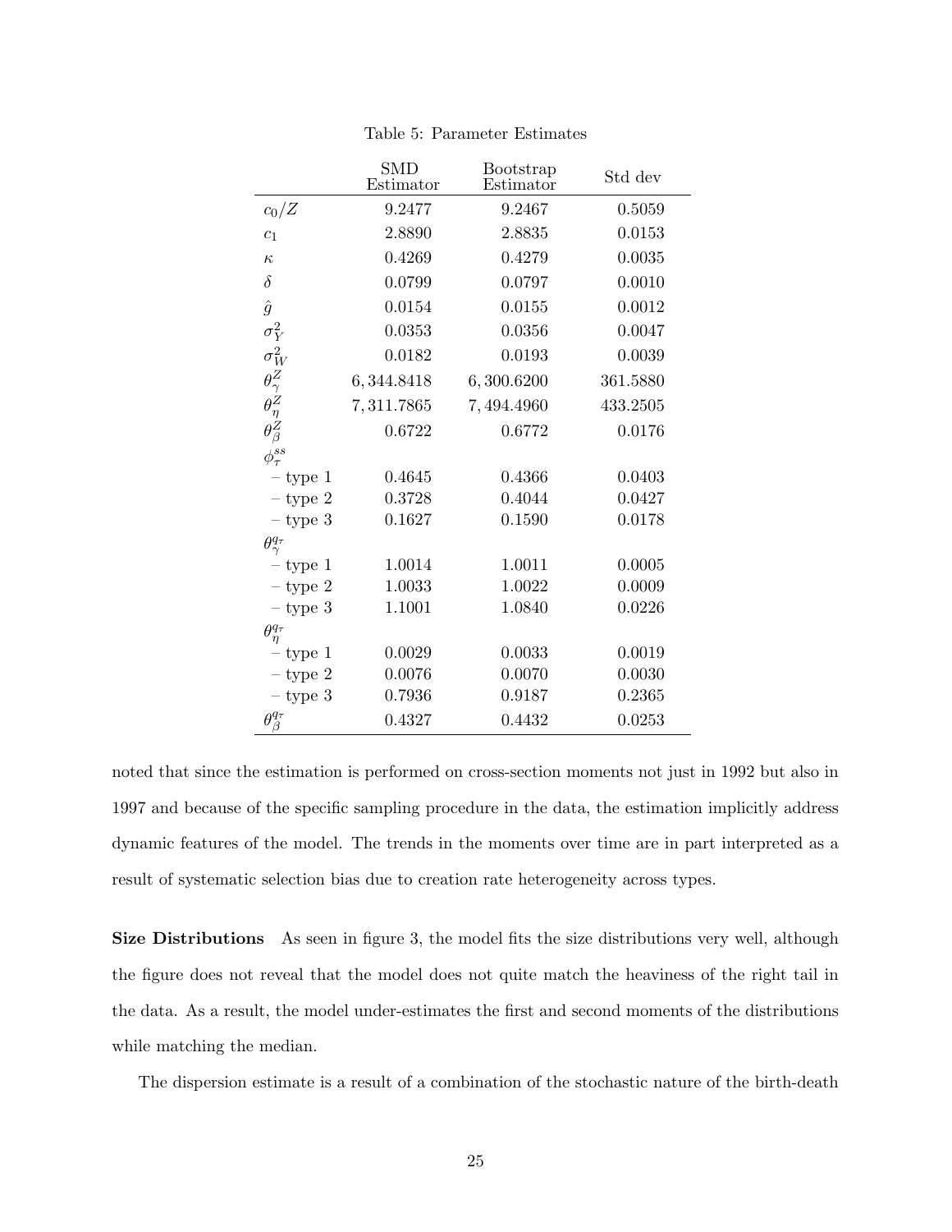Table 5: Parameter Estimates

| | SMD Estimator | Bootstrap Estimator | Std dev |
|---|---|---|---|
| $c_0/Z$ | 9.2477 | 9.2467 | 0.5059 |
| $c_1$ | 2.8890 | 2.8835 | 0.0153 |
| $\kappa$ | 0.4269 | 0.4279 | 0.0035 |
| $\delta$ | 0.0799 | 0.0797 | 0.0010 |
| $\hat{g}$ | 0.0154 | 0.0155 | 0.0012 |
| $\sigma_Y^2$ | 0.0353 | 0.0356 | 0.0047 |
| $\sigma_W^2$ | 0.0182 | 0.0193 | 0.0039 |
| $\theta_\gamma^Z$ | 6,344.8418 | 6,300.6200 | 361.5880 |
| $\theta_\eta^Z$ | 7,311.7865 | 7,494.4960 | 433.2505 |
| $\theta_\beta^Z$ | 0.6722 | 0.6772 | 0.0176 |
| $\phi_\tau^{ss}$ | | | |
| – type 1 | 0.4645 | 0.4366 | 0.0403 |
| – type 2 | 0.3728 | 0.4044 | 0.0427 |
| – type 3 | 0.1627 | 0.1590 | 0.0178 |
| $\theta_\gamma^{q_\tau}$ | | | |
| – type 1 | 1.0014 | 1.0011 | 0.0005 |
| – type 2 | 1.0033 | 1.0022 | 0.0009 |
| – type 3 | 1.1001 | 1.0840 | 0.0226 |
| $\theta_\eta^{q_\tau}$ | | | |
| – type 1 | 0.0029 | 0.0033 | 0.0019 |
| – type 2 | 0.0076 | 0.0070 | 0.0030 |
| – type 3 | 0.7936 | 0.9187 | 0.2365 |
| $\theta_\beta^{q_\tau}$ | 0.4327 | 0.4432 | 0.0253 |

noted that since the estimation is performed on cross-section moments not just in 1992 but also in 1997 and because of the specific sampling procedure in the data, the estimation implicitly address dynamic features of the model. The trends in the moments over time are in part interpreted as a result of systematic selection bias due to creation rate heterogeneity across types.

**Size Distributions** As seen in figure 3, the model fits the size distributions very well, although the figure does not reveal that the model does not quite match the heaviness of the right tail in the data. As a result, the model under-estimates the first and second moments of the distributions while matching the median.

The dispersion estimate is a result of a combination of the stochastic nature of the birth-death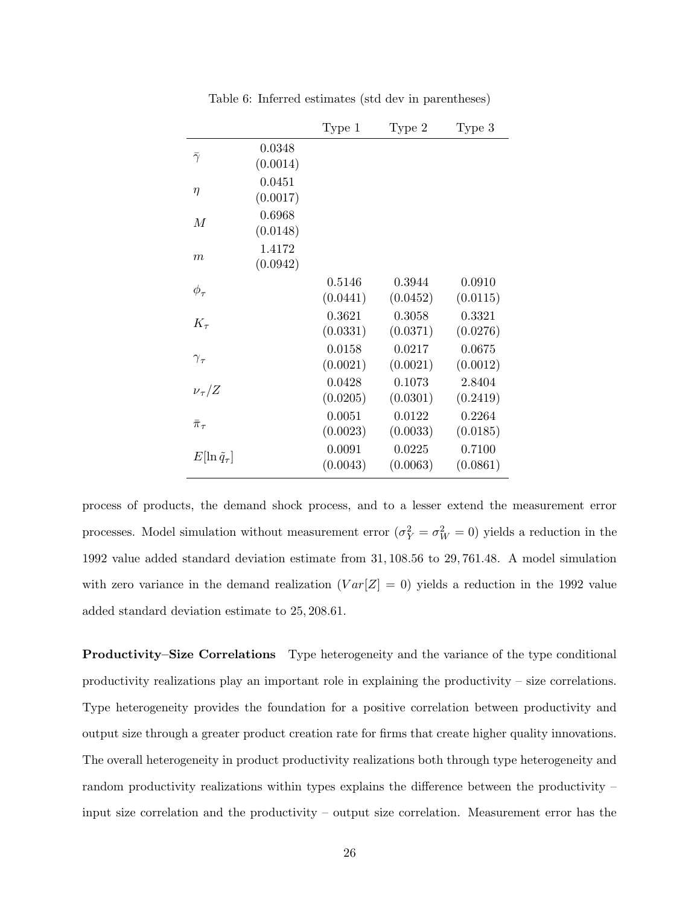Table 6: Inferred estimates (std dev in parentheses)

| | | Type 1 | Type 2 | Type 3 |
|---|---|---|---|---|
| $\bar{\gamma}$ | 0.0348 (0.0014) | | | |
| $\eta$ | 0.0451 (0.0017) | | | |
| $M$ | 0.6968 (0.0148) | | | |
| $m$ | 1.4172 (0.0942) | | | |
| $\phi_\tau$ | | 0.5146 (0.0441) | 0.3944 (0.0452) | 0.0910 (0.0115) |
| $K_\tau$ | | 0.3621 (0.0331) | 0.3058 (0.0371) | 0.3321 (0.0276) |
| $\gamma_\tau$ | | 0.0158 (0.0021) | 0.0217 (0.0021) | 0.0675 (0.0012) |
| $\nu_\tau/Z$ | | 0.0428 (0.0205) | 0.1073 (0.0301) | 2.8404 (0.2419) |
| $\bar{\pi}_\tau$ | | 0.0051 (0.0023) | 0.0122 (0.0033) | 0.2264 (0.0185) |
| $E[\ln \tilde{q}_\tau]$ | | 0.0091 (0.0043) | 0.0225 (0.0063) | 0.7100 (0.0861) |

process of products, the demand shock process, and to a lesser extend the measurement error processes. Model simulation without measurement error ($\sigma_Y^2 = \sigma_W^2 = 0$) yields a reduction in the 1992 value added standard deviation estimate from 31,108.56 to 29,761.48. A model simulation with zero variance in the demand realization ($Var[Z] = 0$) yields a reduction in the 1992 value added standard deviation estimate to 25,208.61.

**Productivity–Size Correlations** Type heterogeneity and the variance of the type conditional productivity realizations play an important role in explaining the productivity – size correlations. Type heterogeneity provides the foundation for a positive correlation between productivity and output size through a greater product creation rate for firms that create higher quality innovations. The overall heterogeneity in product productivity realizations both through type heterogeneity and random productivity realizations within types explains the difference between the productivity – input size correlation and the productivity – output size correlation. Measurement error has the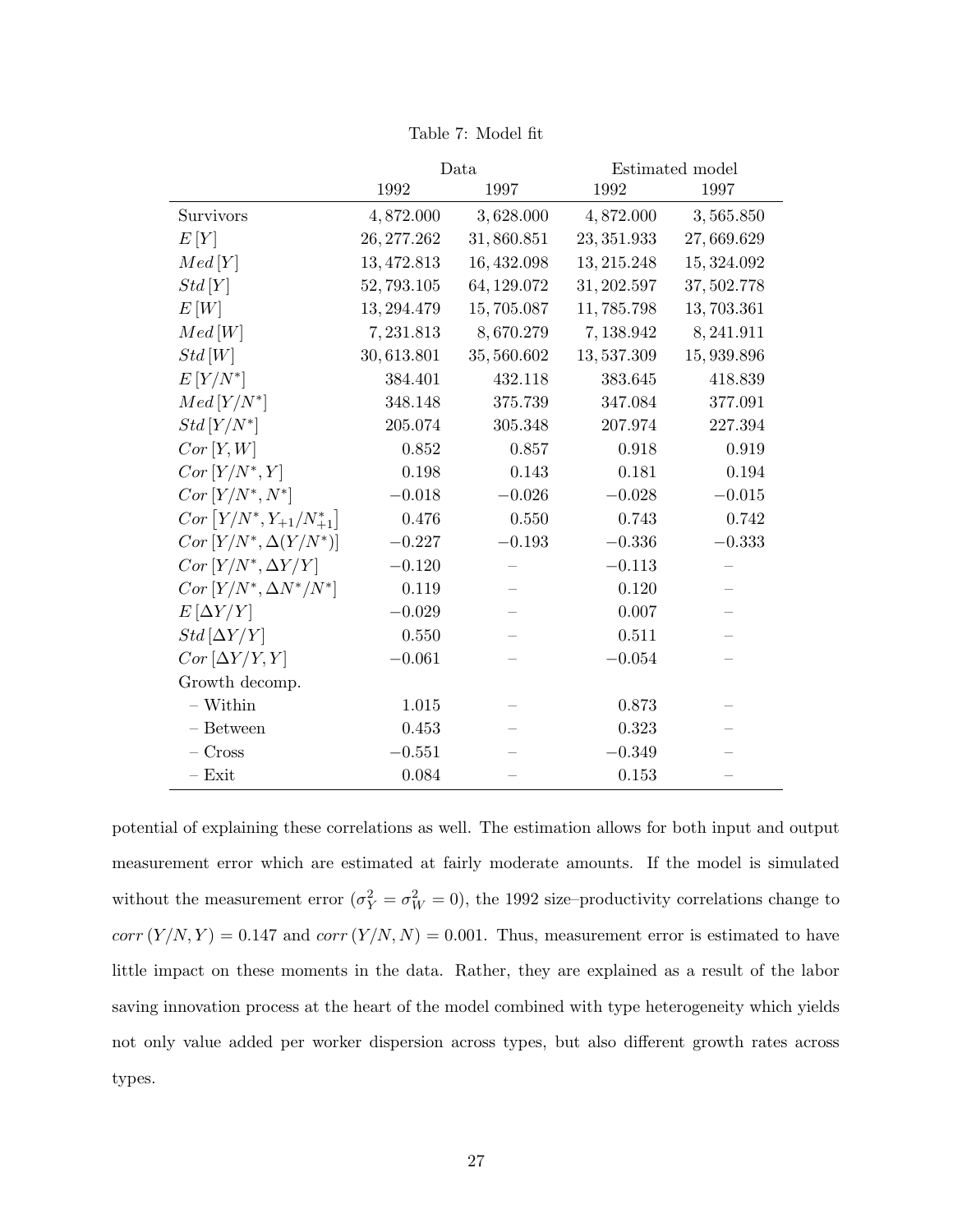Table 7: Model fit

| | Data | | Estimated model | |
|---|---|---|---|---|
| | 1992 | 1997 | 1992 | 1997 |
| Survivors | 4,872.000 | 3,628.000 | 4,872.000 | 3,565.850 |
| $E[Y]$ | 26,277.262 | 31,860.851 | 23,351.933 | 27,669.629 |
| $Med[Y]$ | 13,472.813 | 16,432.098 | 13,215.248 | 15,324.092 |
| $Std[Y]$ | 52,793.105 | 64,129.072 | 31,202.597 | 37,502.778 |
| $E[W]$ | 13,294.479 | 15,705.087 | 11,785.798 | 13,703.361 |
| $Med[W]$ | 7,231.813 | 8,670.279 | 7,138.942 | 8,241.911 |
| $Std[W]$ | 30,613.801 | 35,560.602 | 13,537.309 | 15,939.896 |
| $E[Y/N^*]$ | 384.401 | 432.118 | 383.645 | 418.839 |
| $Med[Y/N^*]$ | 348.148 | 375.739 | 347.084 | 377.091 |
| $Std[Y/N^*]$ | 205.074 | 305.348 | 207.974 | 227.394 |
| $Cor[Y,W]$ | 0.852 | 0.857 | 0.918 | 0.919 |
| $Cor[Y/N^*, Y]$ | 0.198 | 0.143 | 0.181 | 0.194 |
| $Cor[Y/N^*, N^*]$ | $-0.018$ | $-0.026$ | $-0.028$ | $-0.015$ |
| $Cor[Y/N^*, Y_{+1}/N^*_{+1}]$ | 0.476 | 0.550 | 0.743 | 0.742 |
| $Cor[Y/N^*, \Delta(Y/N^*)]$ | $-0.227$ | $-0.193$ | $-0.336$ | $-0.333$ |
| $Cor[Y/N^*, \Delta Y/Y]$ | $-0.120$ | – | $-0.113$ | – |
| $Cor[Y/N^*, \Delta N^*/N^*]$ | 0.119 | – | 0.120 | – |
| $E[\Delta Y/Y]$ | $-0.029$ | – | 0.007 | – |
| $Std[\Delta Y/Y]$ | 0.550 | – | 0.511 | – |
| $Cor[\Delta Y/Y, Y]$ | $-0.061$ | – | $-0.054$ | – |
| Growth decomp. | | | | |
| – Within | 1.015 | – | 0.873 | – |
| – Between | 0.453 | – | 0.323 | – |
| – Cross | $-0.551$ | – | $-0.349$ | – |
| – Exit | 0.084 | – | 0.153 | – |

potential of explaining these correlations as well. The estimation allows for both input and output measurement error which are estimated at fairly moderate amounts. If the model is simulated without the measurement error ($\sigma_Y^2 = \sigma_W^2 = 0$), the 1992 size–productivity correlations change to $corr(Y/N, Y) = 0.147$ and $corr(Y/N, N) = 0.001$. Thus, measurement error is estimated to have little impact on these moments in the data. Rather, they are explained as a result of the labor saving innovation process at the heart of the model combined with type heterogeneity which yields not only value added per worker dispersion across types, but also different growth rates across types.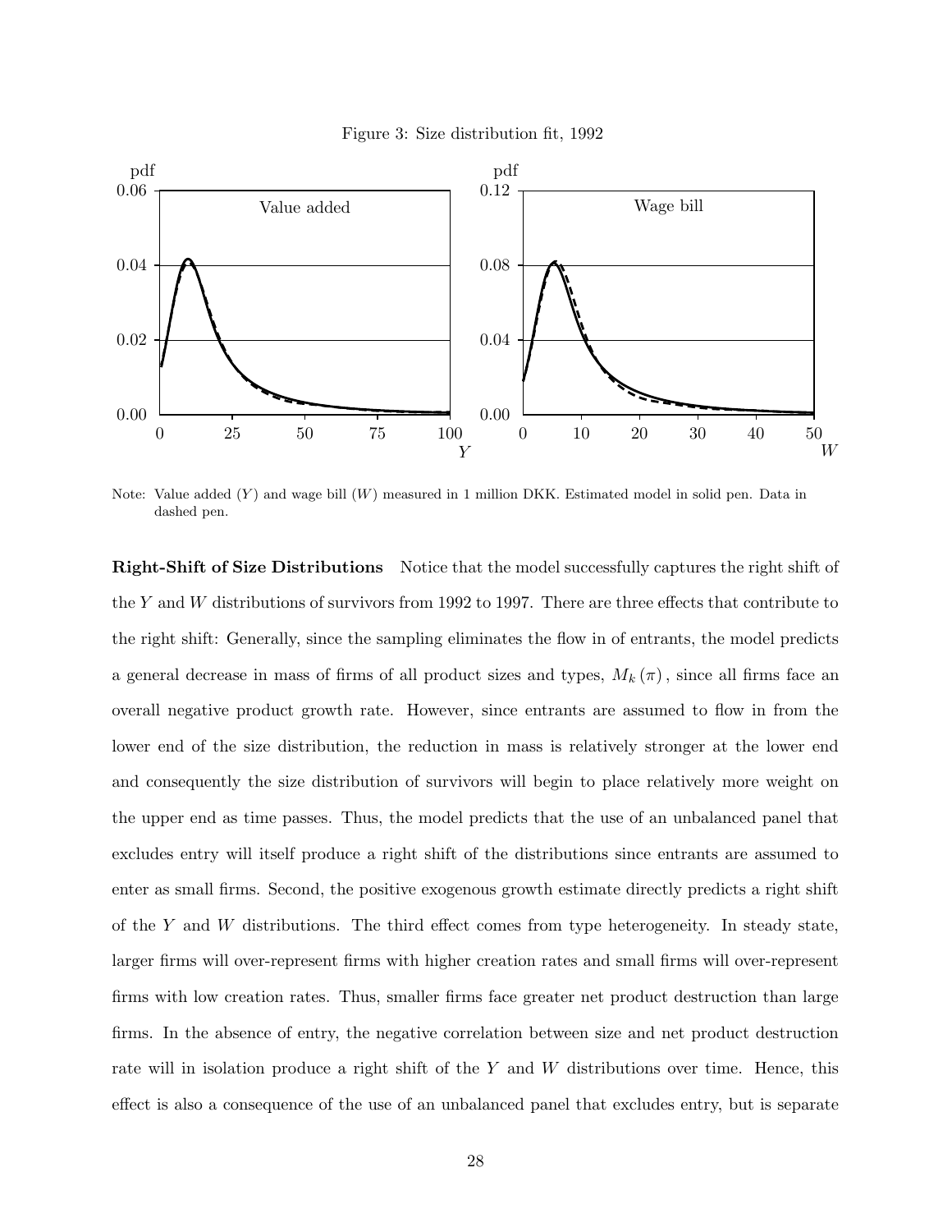Figure 3: Size distribution fit, 1992

Note: Value added ($Y$) and wage bill ($W$) measured in 1 million DKK. Estimated model in solid pen. Data in dashed pen.

**Right-Shift of Size Distributions** Notice that the model successfully captures the right shift of the $Y$ and $W$ distributions of survivors from 1992 to 1997. There are three effects that contribute to the right shift: Generally, since the sampling eliminates the flow in of entrants, the model predicts a general decrease in mass of firms of all product sizes and types, $M_k(\pi)$, since all firms face an overall negative product growth rate. However, since entrants are assumed to flow in from the lower end of the size distribution, the reduction in mass is relatively stronger at the lower end and consequently the size distribution of survivors will begin to place relatively more weight on the upper end as time passes. Thus, the model predicts that the use of an unbalanced panel that excludes entry will itself produce a right shift of the distributions since entrants are assumed to enter as small firms. Second, the positive exogenous growth estimate directly predicts a right shift of the $Y$ and $W$ distributions. The third effect comes from type heterogeneity. In steady state, larger firms will over-represent firms with higher creation rates and small firms will over-represent firms with low creation rates. Thus, smaller firms face greater net product destruction than large firms. In the absence of entry, the negative correlation between size and net product destruction rate will in isolation produce a right shift of the $Y$ and $W$ distributions over time. Hence, this effect is also a consequence of the use of an unbalanced panel that excludes entry, but is separate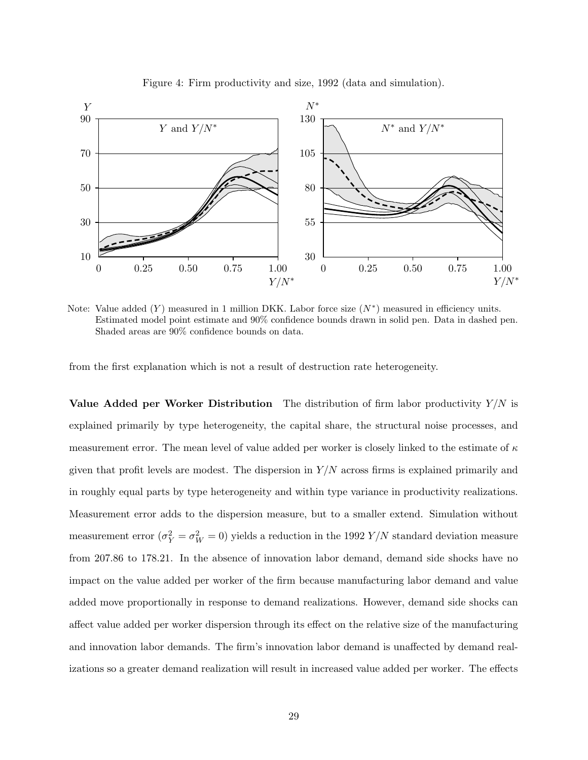Figure 4: Firm productivity and size, 1992 (data and simulation).

Note: Value added ($Y$) measured in 1 million DKK. Labor force size ($N^*$) measured in efficiency units. Estimated model point estimate and 90% confidence bounds drawn in solid pen. Data in dashed pen. Shaded areas are 90% confidence bounds on data.

from the first explanation which is not a result of destruction rate heterogeneity.

**Value Added per Worker Distribution** The distribution of firm labor productivity $Y/N$ is explained primarily by type heterogeneity, the capital share, the structural noise processes, and measurement error. The mean level of value added per worker is closely linked to the estimate of $\kappa$ given that profit levels are modest. The dispersion in $Y/N$ across firms is explained primarily and in roughly equal parts by type heterogeneity and within type variance in productivity realizations. Measurement error adds to the dispersion measure, but to a smaller extend. Simulation without measurement error ($\sigma_Y^2 = \sigma_W^2 = 0$) yields a reduction in the 1992 $Y/N$ standard deviation measure from 207.86 to 178.21. In the absence of innovation labor demand, demand side shocks have no impact on the value added per worker of the firm because manufacturing labor demand and value added move proportionally in response to demand realizations. However, demand side shocks can affect value added per worker dispersion through its effect on the relative size of the manufacturing and innovation labor demands. The firm's innovation labor demand is unaffected by demand realizations so a greater demand realization will result in increased value added per worker. The effects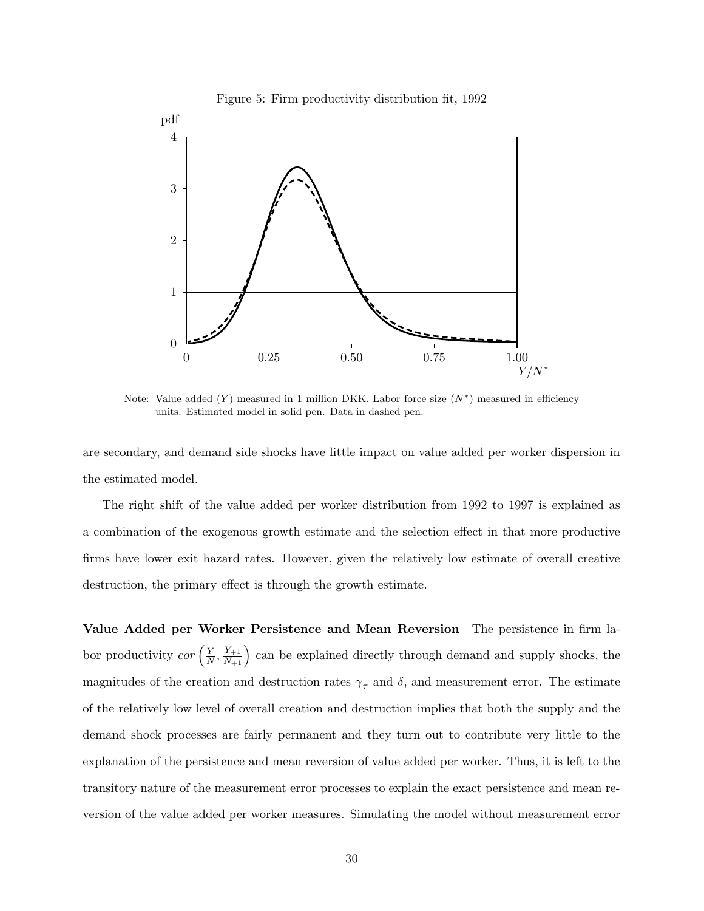Figure 5: Firm productivity distribution fit, 1992

Note: Value added ($Y$) measured in 1 million DKK. Labor force size ($N^*$) measured in efficiency units. Estimated model in solid pen. Data in dashed pen.

are secondary, and demand side shocks have little impact on value added per worker dispersion in the estimated model.

The right shift of the value added per worker distribution from 1992 to 1997 is explained as a combination of the exogenous growth estimate and the selection effect in that more productive firms have lower exit hazard rates. However, given the relatively low estimate of overall creative destruction, the primary effect is through the growth estimate.

**Value Added per Worker Persistence and Mean Reversion** The persistence in firm labor productivity $cor\left(\frac{Y}{N}, \frac{Y_{+1}}{N_{+1}}\right)$ can be explained directly through demand and supply shocks, the magnitudes of the creation and destruction rates $\gamma_\tau$ and $\delta$, and measurement error. The estimate of the relatively low level of overall creation and destruction implies that both the supply and the demand shock processes are fairly permanent and they turn out to contribute very little to the explanation of the persistence and mean reversion of value added per worker. Thus, it is left to the transitory nature of the measurement error processes to explain the exact persistence and mean reversion of the value added per worker measures. Simulating the model without measurement error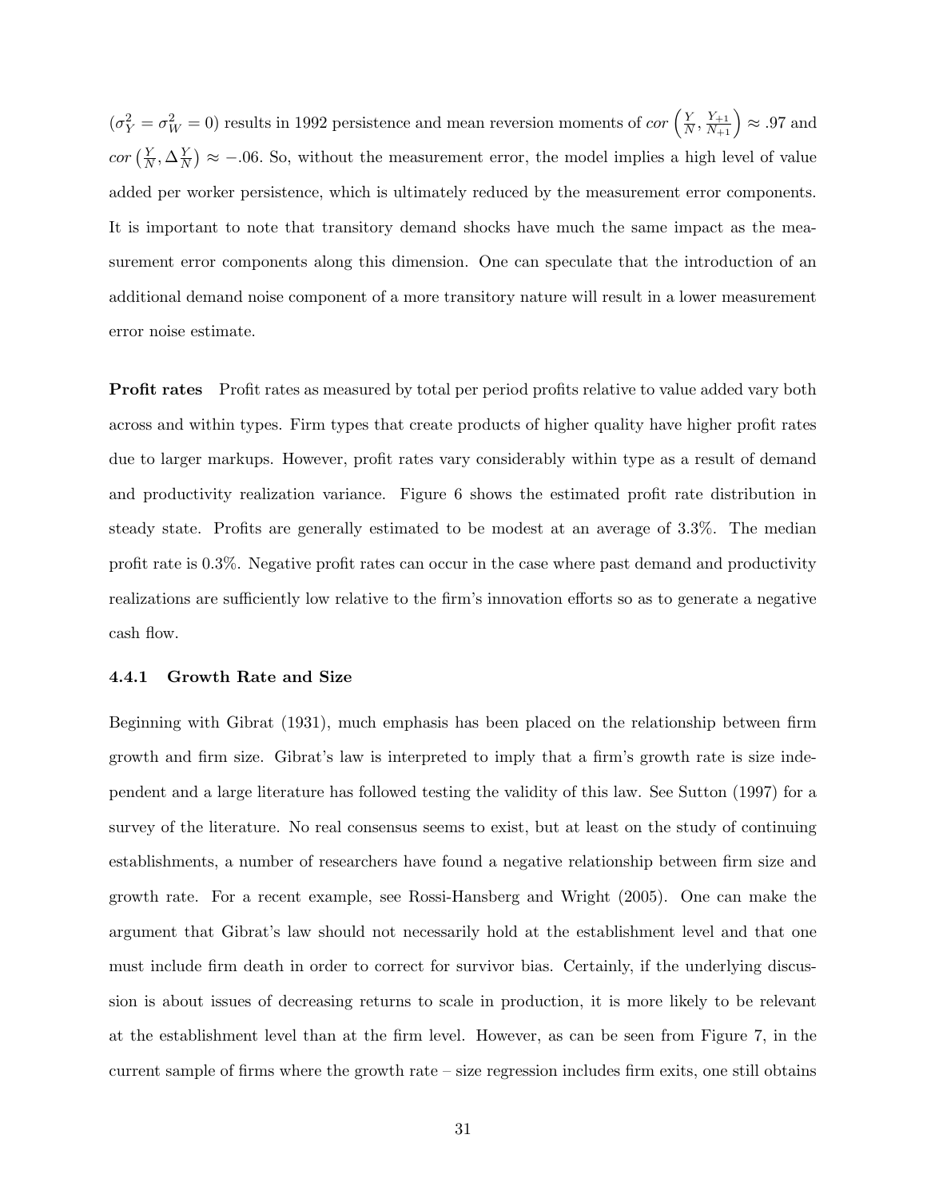($\sigma_Y^2 = \sigma_W^2 = 0$) results in 1992 persistence and mean reversion moments of $cor\left(\frac{Y}{N}, \frac{Y_{+1}}{N_{+1}}\right) \approx .97$ and $cor\left(\frac{Y}{N}, \Delta\frac{Y}{N}\right) \approx -.06$. So, without the measurement error, the model implies a high level of value added per worker persistence, which is ultimately reduced by the measurement error components. It is important to note that transitory demand shocks have much the same impact as the measurement error components along this dimension. One can speculate that the introduction of an additional demand noise component of a more transitory nature will result in a lower measurement error noise estimate.

**Profit rates** Profit rates as measured by total per period profits relative to value added vary both across and within types. Firm types that create products of higher quality have higher profit rates due to larger markups. However, profit rates vary considerably within type as a result of demand and productivity realization variance. Figure 6 shows the estimated profit rate distribution in steady state. Profits are generally estimated to be modest at an average of 3.3%. The median profit rate is 0.3%. Negative profit rates can occur in the case where past demand and productivity realizations are sufficiently low relative to the firm's innovation efforts so as to generate a negative cash flow.

### 4.4.1 Growth Rate and Size

Beginning with Gibrat (1931), much emphasis has been placed on the relationship between firm growth and firm size. Gibrat's law is interpreted to imply that a firm's growth rate is size independent and a large literature has followed testing the validity of this law. See Sutton (1997) for a survey of the literature. No real consensus seems to exist, but at least on the study of continuing establishments, a number of researchers have found a negative relationship between firm size and growth rate. For a recent example, see Rossi-Hansberg and Wright (2005). One can make the argument that Gibrat's law should not necessarily hold at the establishment level and that one must include firm death in order to correct for survivor bias. Certainly, if the underlying discussion is about issues of decreasing returns to scale in production, it is more likely to be relevant at the establishment level than at the firm level. However, as can be seen from Figure 7, in the current sample of firms where the growth rate – size regression includes firm exits, one still obtains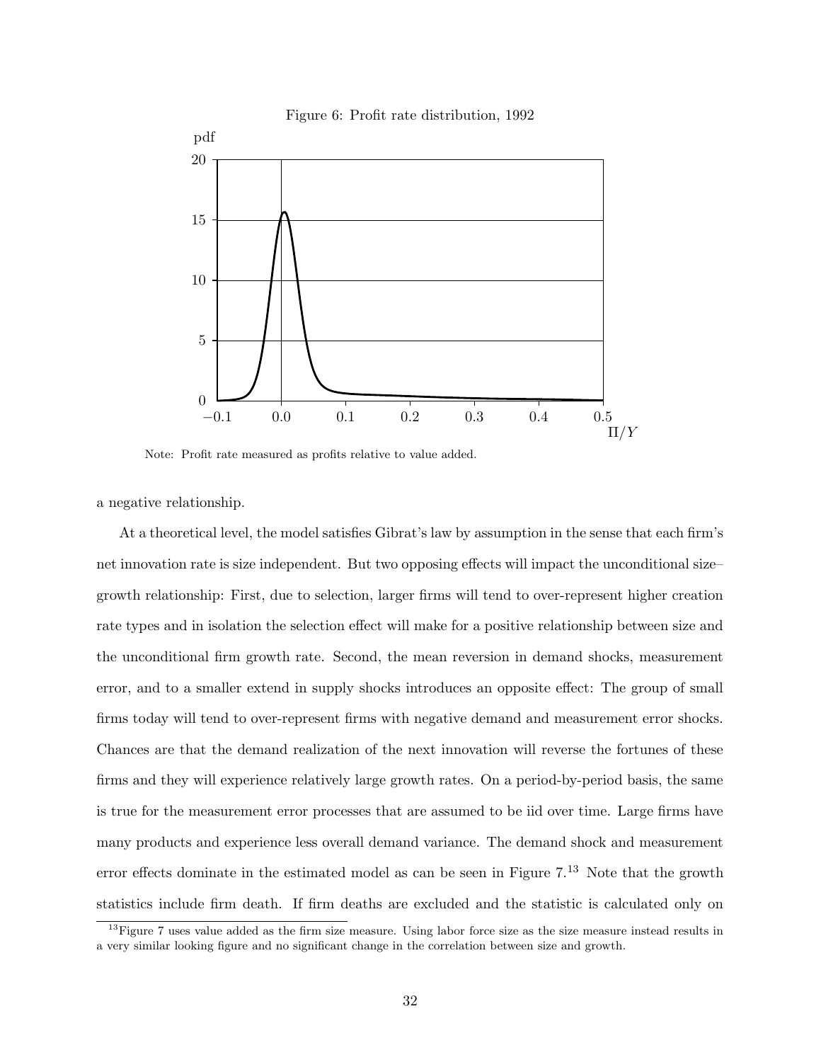Figure 6: Profit rate distribution, 1992

Note: Profit rate measured as profits relative to value added.

a negative relationship.

At a theoretical level, the model satisfies Gibrat's law by assumption in the sense that each firm's net innovation rate is size independent. But two opposing effects will impact the unconditional size–growth relationship: First, due to selection, larger firms will tend to over-represent higher creation rate types and in isolation the selection effect will make for a positive relationship between size and the unconditional firm growth rate. Second, the mean reversion in demand shocks, measurement error, and to a smaller extend in supply shocks introduces an opposite effect: The group of small firms today will tend to over-represent firms with negative demand and measurement error shocks. Chances are that the demand realization of the next innovation will reverse the fortunes of these firms and they will experience relatively large growth rates. On a period-by-period basis, the same is true for the measurement error processes that are assumed to be iid over time. Large firms have many products and experience less overall demand variance. The demand shock and measurement error effects dominate in the estimated model as can be seen in Figure 7.[13] Note that the growth statistics include firm death. If firm deaths are excluded and the statistic is calculated only on

[13] Figure 7 uses value added as the firm size measure. Using labor force size as the size measure instead results in a very similar looking figure and no significant change in the correlation between size and growth.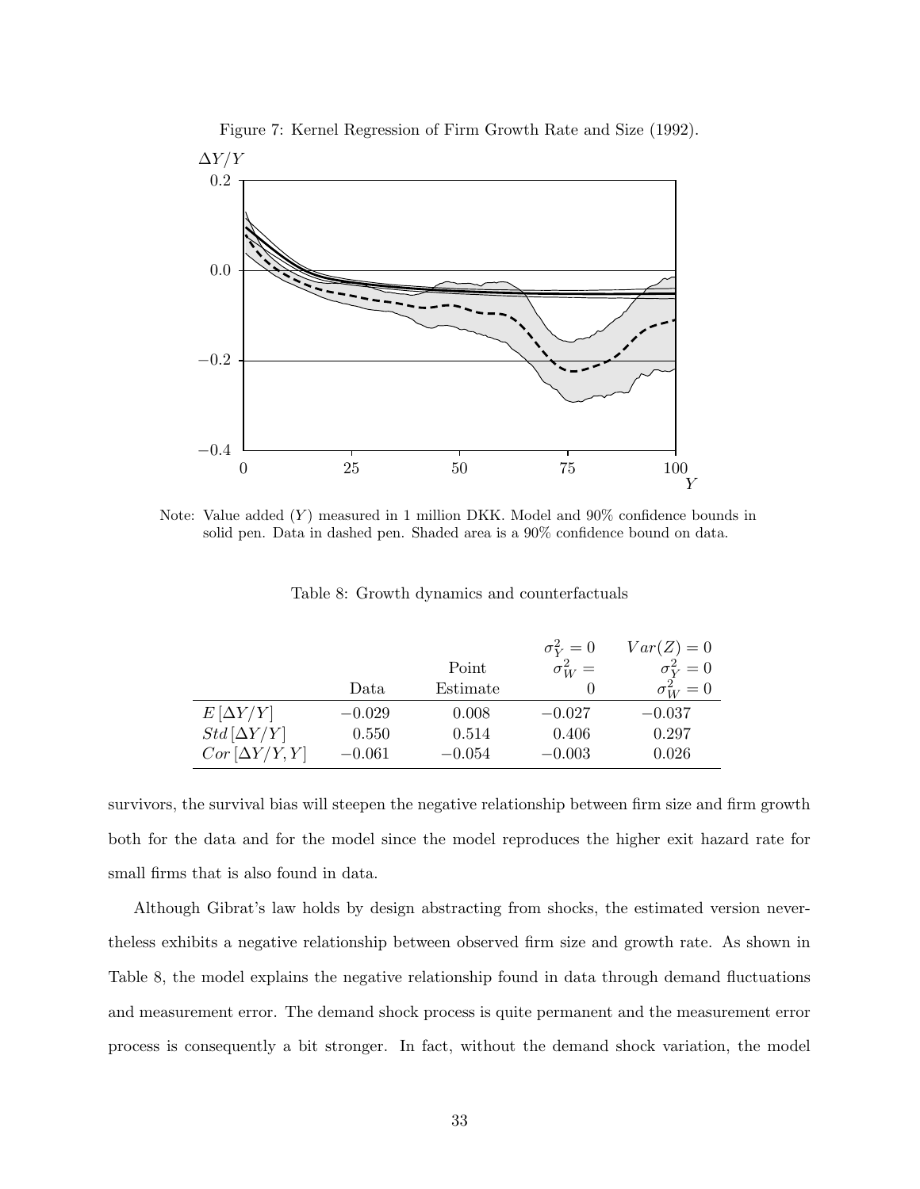Figure 7: Kernel Regression of Firm Growth Rate and Size (1992).

Note: Value added ($Y$) measured in 1 million DKK. Model and 90% confidence bounds in solid pen. Data in dashed pen. Shaded area is a 90% confidence bound on data.

Table 8: Growth dynamics and counterfactuals

| | Data | Point Estimate | $\sigma_Y^2 = 0$ $\sigma_W^2 = 0$ | $Var(Z) = 0$ $\sigma_Y^2 = 0$ $\sigma_W^2 = 0$ |
|---|---|---|---|---|
| $E[\Delta Y/Y]$ | $-0.029$ | $0.008$ | $-0.027$ | $-0.037$ |
| $Std[\Delta Y/Y]$ | $0.550$ | $0.514$ | $0.406$ | $0.297$ |
| $Cor[\Delta Y/Y, Y]$ | $-0.061$ | $-0.054$ | $-0.003$ | $0.026$ |

survivors, the survival bias will steepen the negative relationship between firm size and firm growth both for the data and for the model since the model reproduces the higher exit hazard rate for small firms that is also found in data.

Although Gibrat's law holds by design abstracting from shocks, the estimated version nevertheless exhibits a negative relationship between observed firm size and growth rate. As shown in Table 8, the model explains the negative relationship found in data through demand fluctuations and measurement error. The demand shock process is quite permanent and the measurement error process is consequently a bit stronger. In fact, without the demand shock variation, the model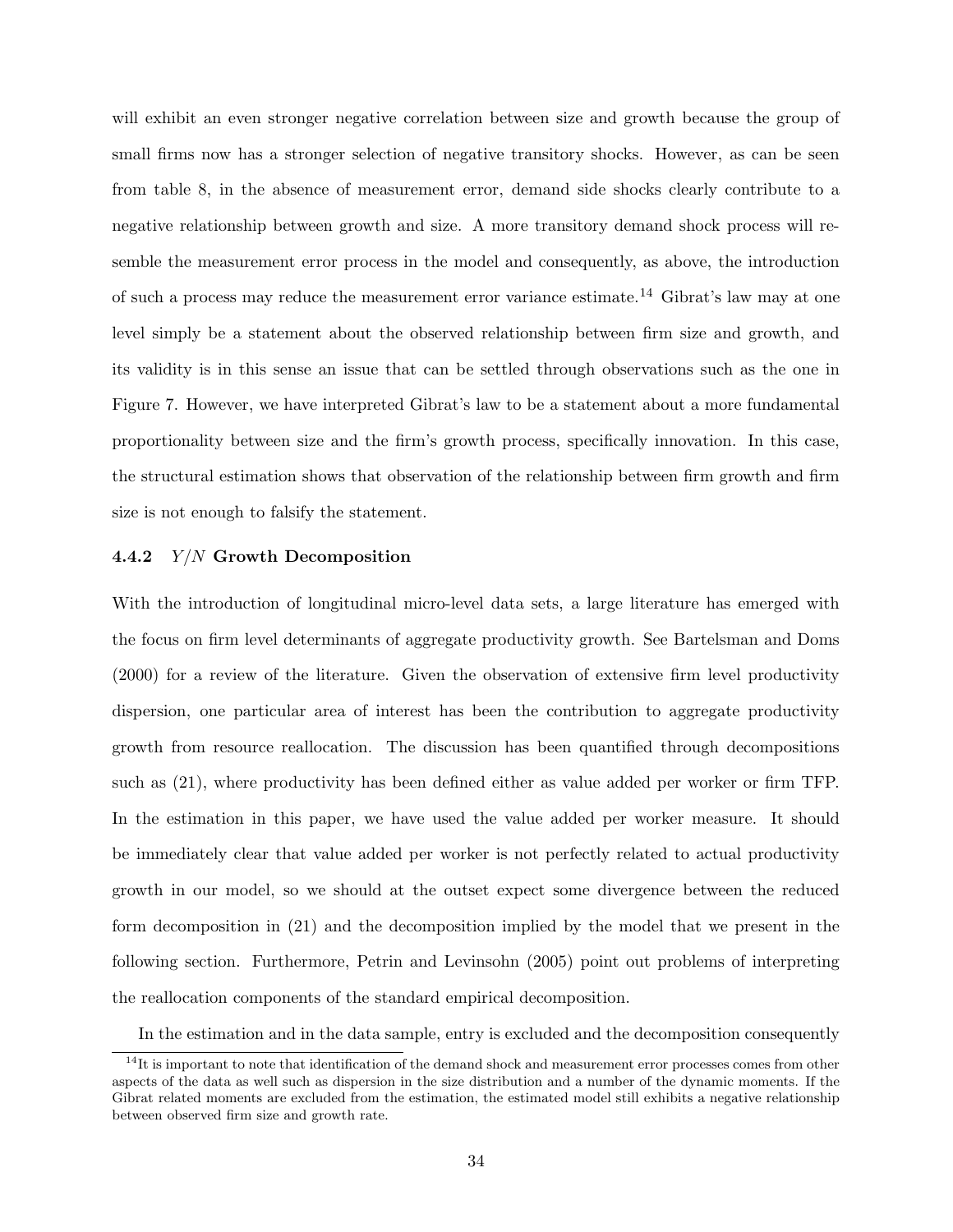will exhibit an even stronger negative correlation between size and growth because the group of small firms now has a stronger selection of negative transitory shocks. However, as can be seen from table 8, in the absence of measurement error, demand side shocks clearly contribute to a negative relationship between growth and size. A more transitory demand shock process will resemble the measurement error process in the model and consequently, as above, the introduction of such a process may reduce the measurement error variance estimate.[14] Gibrat's law may at one level simply be a statement about the observed relationship between firm size and growth, and its validity is in this sense an issue that can be settled through observations such as the one in Figure 7. However, we have interpreted Gibrat's law to be a statement about a more fundamental proportionality between size and the firm's growth process, specifically innovation. In this case, the structural estimation shows that observation of the relationship between firm growth and firm size is not enough to falsify the statement.

#### 4.4.2 $Y/N$ Growth Decomposition

With the introduction of longitudinal micro-level data sets, a large literature has emerged with the focus on firm level determinants of aggregate productivity growth. See Bartelsman and Doms (2000) for a review of the literature. Given the observation of extensive firm level productivity dispersion, one particular area of interest has been the contribution to aggregate productivity growth from resource reallocation. The discussion has been quantified through decompositions such as (21), where productivity has been defined either as value added per worker or firm TFP. In the estimation in this paper, we have used the value added per worker measure. It should be immediately clear that value added per worker is not perfectly related to actual productivity growth in our model, so we should at the outset expect some divergence between the reduced form decomposition in (21) and the decomposition implied by the model that we present in the following section. Furthermore, Petrin and Levinsohn (2005) point out problems of interpreting the reallocation components of the standard empirical decomposition.

In the estimation and in the data sample, entry is excluded and the decomposition consequently

[14] It is important to note that identification of the demand shock and measurement error processes comes from other aspects of the data as well such as dispersion in the size distribution and a number of the dynamic moments. If the Gibrat related moments are excluded from the estimation, the estimated model still exhibits a negative relationship between observed firm size and growth rate.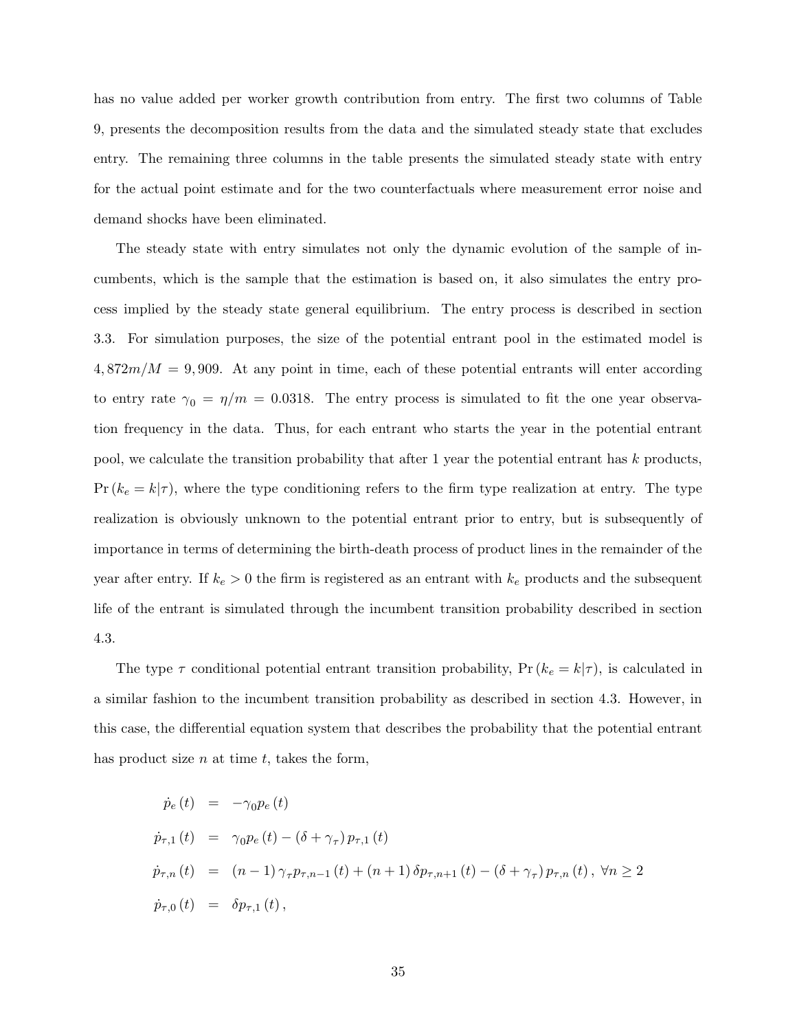has no value added per worker growth contribution from entry. The first two columns of Table 9, presents the decomposition results from the data and the simulated steady state that excludes entry. The remaining three columns in the table presents the simulated steady state with entry for the actual point estimate and for the two counterfactuals where measurement error noise and demand shocks have been eliminated.

The steady state with entry simulates not only the dynamic evolution of the sample of incumbents, which is the sample that the estimation is based on, it also simulates the entry process implied by the steady state general equilibrium. The entry process is described in section 3.3. For simulation purposes, the size of the potential entrant pool in the estimated model is $4,872m/M = 9,909$. At any point in time, each of these potential entrants will enter according to entry rate $\gamma_0 = \eta/m = 0.0318$. The entry process is simulated to fit the one year observation frequency in the data. Thus, for each entrant who starts the year in the potential entrant pool, we calculate the transition probability that after 1 year the potential entrant has $k$ products, $\Pr(k_e = k|\tau)$, where the type conditioning refers to the firm type realization at entry. The type realization is obviously unknown to the potential entrant prior to entry, but is subsequently of importance in terms of determining the birth-death process of product lines in the remainder of the year after entry. If $k_e > 0$ the firm is registered as an entrant with $k_e$ products and the subsequent life of the entrant is simulated through the incumbent transition probability described in section 4.3.

The type $\tau$ conditional potential entrant transition probability, $\Pr(k_e = k|\tau)$, is calculated in a similar fashion to the incumbent transition probability as described in section 4.3. However, in this case, the differential equation system that describes the probability that the potential entrant has product size $n$ at time $t$, takes the form,

$$
\begin{aligned}
\dot{p}_e(t) &= -\gamma_0 p_e(t) \\
\dot{p}_{\tau,1}(t) &= \gamma_0 p_e(t) - (\delta + \gamma_\tau) p_{\tau,1}(t) \\
\dot{p}_{\tau,n}(t) &= (n-1)\gamma_\tau p_{\tau,n-1}(t) + (n+1)\delta p_{\tau,n+1}(t) - (\delta + \gamma_\tau) p_{\tau,n}(t), \ \forall n \geq 2 \\
\dot{p}_{\tau,0}(t) &= \delta p_{\tau,1}(t),
\end{aligned}
$$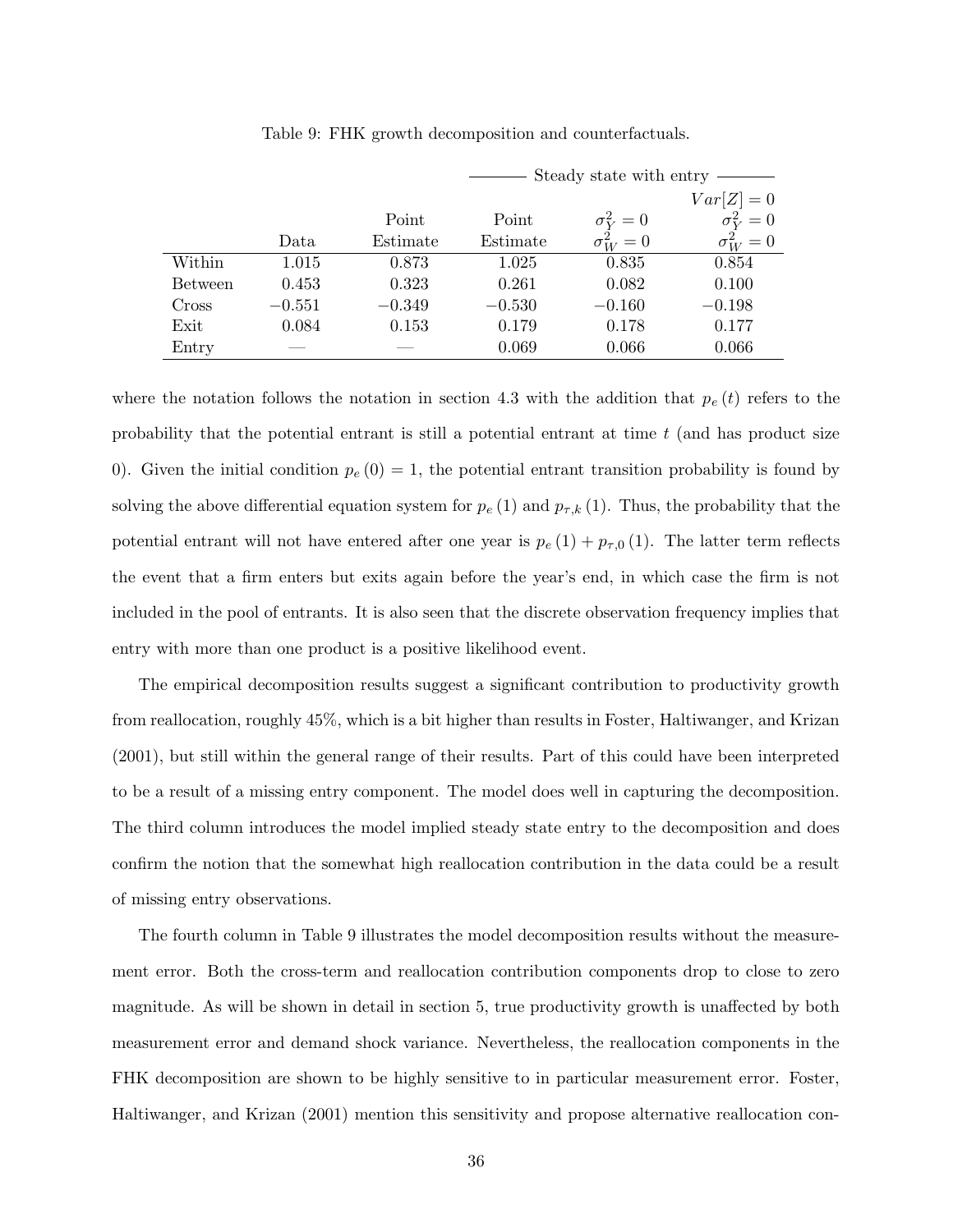Table 9: FHK growth decomposition and counterfactuals.

| | | | Steady state with entry | | |
|---|---|---|---|---|---|
| | | | | | $Var[Z]=0$ |
| | | Point | Point | $\sigma_Y^2=0$ | $\sigma_Y^2=0$ |
| | Data | Estimate | Estimate | $\sigma_W^2=0$ | $\sigma_W^2=0$ |
| Within | 1.015 | 0.873 | 1.025 | 0.835 | 0.854 |
| Between | 0.453 | 0.323 | 0.261 | 0.082 | 0.100 |
| Cross | −0.551 | −0.349 | −0.530 | −0.160 | −0.198 |
| Exit | 0.084 | 0.153 | 0.179 | 0.178 | 0.177 |
| Entry | — | — | 0.069 | 0.066 | 0.066 |

where the notation follows the notation in section 4.3 with the addition that $p_e(t)$ refers to the probability that the potential entrant is still a potential entrant at time $t$ (and has product size 0). Given the initial condition $p_e(0)=1$, the potential entrant transition probability is found by solving the above differential equation system for $p_e(1)$ and $p_{\tau,k}(1)$. Thus, the probability that the potential entrant will not have entered after one year is $p_e(1)+p_{\tau,0}(1)$. The latter term reflects the event that a firm enters but exits again before the year's end, in which case the firm is not included in the pool of entrants. It is also seen that the discrete observation frequency implies that entry with more than one product is a positive likelihood event.

The empirical decomposition results suggest a significant contribution to productivity growth from reallocation, roughly 45%, which is a bit higher than results in Foster, Haltiwanger, and Krizan (2001), but still within the general range of their results. Part of this could have been interpreted to be a result of a missing entry component. The model does well in capturing the decomposition. The third column introduces the model implied steady state entry to the decomposition and does confirm the notion that the somewhat high reallocation contribution in the data could be a result of missing entry observations.

The fourth column in Table 9 illustrates the model decomposition results without the measurement error. Both the cross-term and reallocation contribution components drop to close to zero magnitude. As will be shown in detail in section 5, true productivity growth is unaffected by both measurement error and demand shock variance. Nevertheless, the reallocation components in the FHK decomposition are shown to be highly sensitive to in particular measurement error. Foster, Haltiwanger, and Krizan (2001) mention this sensitivity and propose alternative reallocation con-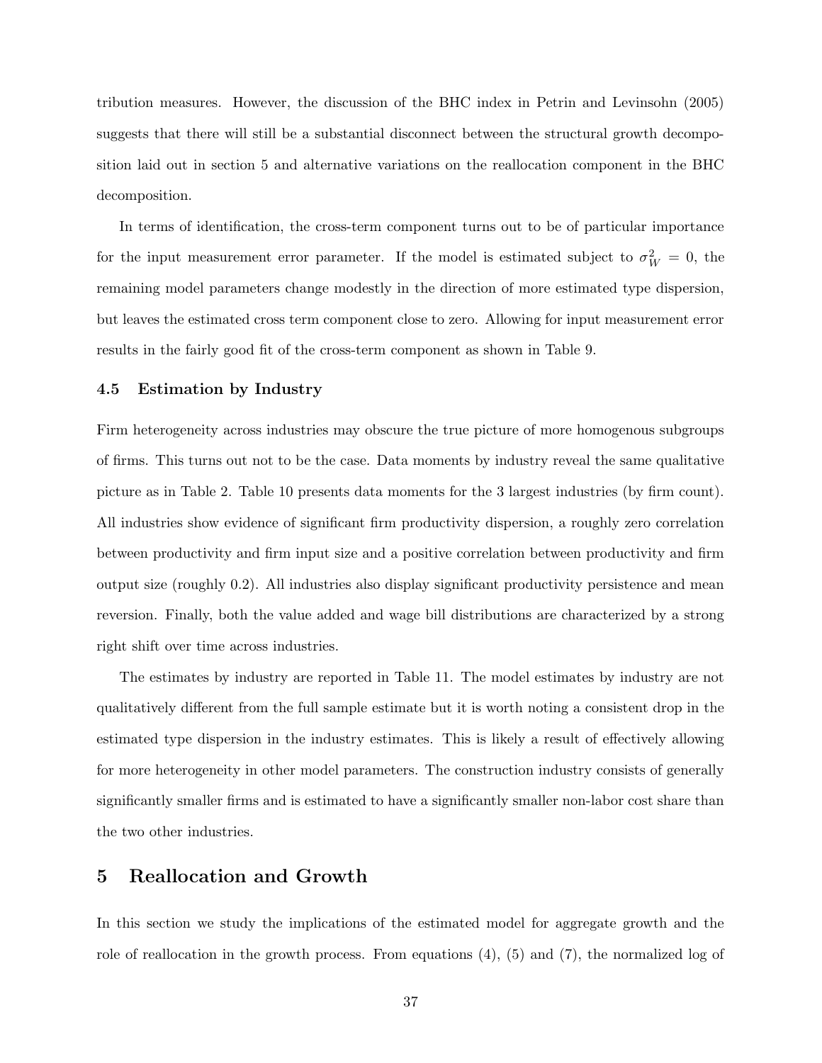tribution measures. However, the discussion of the BHC index in Petrin and Levinsohn (2005) suggests that there will still be a substantial disconnect between the structural growth decomposition laid out in section 5 and alternative variations on the reallocation component in the BHC decomposition.

In terms of identification, the cross-term component turns out to be of particular importance for the input measurement error parameter. If the model is estimated subject to $\sigma_W^2 = 0$, the remaining model parameters change modestly in the direction of more estimated type dispersion, but leaves the estimated cross term component close to zero. Allowing for input measurement error results in the fairly good fit of the cross-term component as shown in Table 9.

### 4.5 Estimation by Industry

Firm heterogeneity across industries may obscure the true picture of more homogenous subgroups of firms. This turns out not to be the case. Data moments by industry reveal the same qualitative picture as in Table 2. Table 10 presents data moments for the 3 largest industries (by firm count). All industries show evidence of significant firm productivity dispersion, a roughly zero correlation between productivity and firm input size and a positive correlation between productivity and firm output size (roughly 0.2). All industries also display significant productivity persistence and mean reversion. Finally, both the value added and wage bill distributions are characterized by a strong right shift over time across industries.

The estimates by industry are reported in Table 11. The model estimates by industry are not qualitatively different from the full sample estimate but it is worth noting a consistent drop in the estimated type dispersion in the industry estimates. This is likely a result of effectively allowing for more heterogeneity in other model parameters. The construction industry consists of generally significantly smaller firms and is estimated to have a significantly smaller non-labor cost share than the two other industries.

## 5 Reallocation and Growth

In this section we study the implications of the estimated model for aggregate growth and the role of reallocation in the growth process. From equations (4), (5) and (7), the normalized log of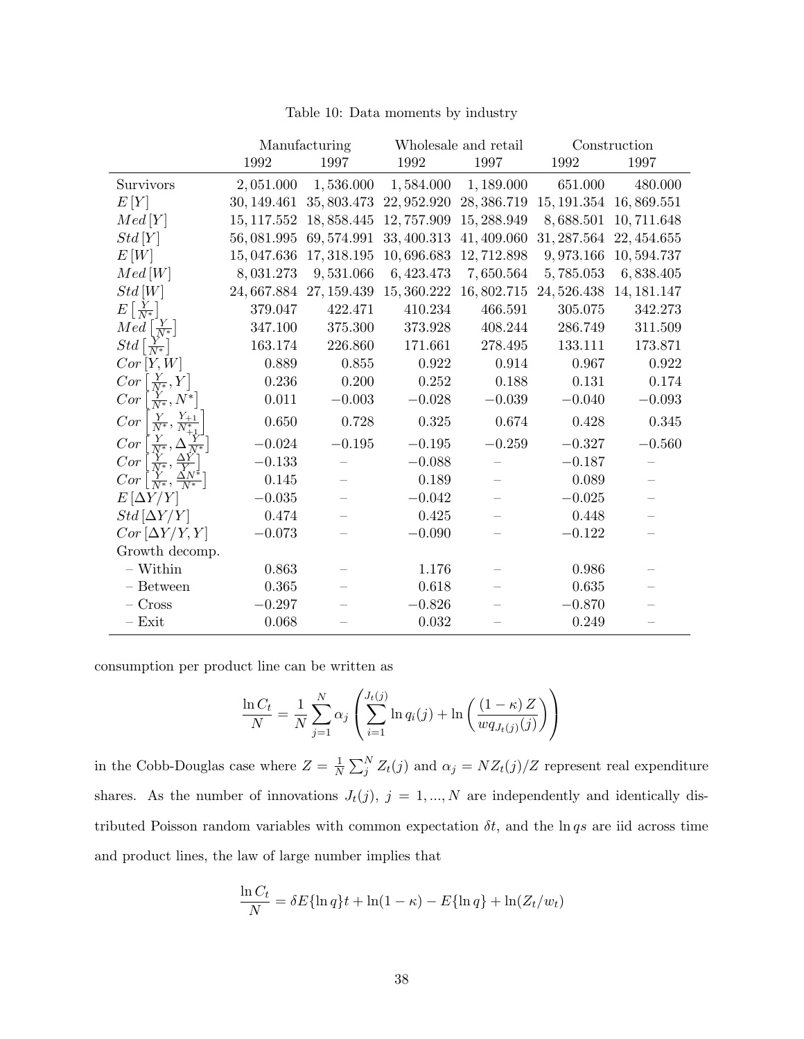Table 10: Data moments by industry

| | Manufacturing | | Wholesale and retail | | Construction | |
|---|---|---|---|---|---|---|
| | 1992 | 1997 | 1992 | 1997 | 1992 | 1997 |
| Survivors | 2,051.000 | 1,536.000 | 1,584.000 | 1,189.000 | 651.000 | 480.000 |
| $E[Y]$ | 30,149.461 | 35,803.473 | 22,952.920 | 28,386.719 | 15,191.354 | 16,869.551 |
| $Med[Y]$ | 15,117.552 | 18,858.445 | 12,757.909 | 15,288.949 | 8,688.501 | 10,711.648 |
| $Std[Y]$ | 56,081.995 | 69,574.991 | 33,400.313 | 41,409.060 | 31,287.564 | 22,454.655 |
| $E[W]$ | 15,047.636 | 17,318.195 | 10,696.683 | 12,712.898 | 9,973.166 | 10,594.737 |
| $Med[W]$ | 8,031.273 | 9,531.066 | 6,423.473 | 7,650.564 | 5,785.053 | 6,838.405 |
| $Std[W]$ | 24,667.884 | 27,159.439 | 15,360.222 | 16,802.715 | 24,526.438 | 14,181.147 |
| $E\left[\frac{Y}{N^*}\right]$ | 379.047 | 422.471 | 410.234 | 466.591 | 305.075 | 342.273 |
| $Med\left[\frac{Y}{N^*}\right]$ | 347.100 | 375.300 | 373.928 | 408.244 | 286.749 | 311.509 |
| $Std\left[\frac{Y}{N^*}\right]$ | 163.174 | 226.860 | 171.661 | 278.495 | 133.111 | 173.871 |
| $Cor[Y,W]$ | 0.889 | 0.855 | 0.922 | 0.914 | 0.967 | 0.922 |
| $Cor\left[\frac{Y}{N^*},Y\right]$ | 0.236 | 0.200 | 0.252 | 0.188 | 0.131 | 0.174 |
| $Cor\left[\frac{Y}{N^*},N^*\right]$ | 0.011 | $-0.003$ | $-0.028$ | $-0.039$ | $-0.040$ | $-0.093$ |
| $Cor\left[\frac{Y}{N^*},\frac{Y_{+1}}{N^*_{+1}}\right]$ | 0.650 | 0.728 | 0.325 | 0.674 | 0.428 | 0.345 |
| $Cor\left[\frac{Y}{N^*},\Delta\frac{Y}{N^*}\right]$ | $-0.024$ | $-0.195$ | $-0.195$ | $-0.259$ | $-0.327$ | $-0.560$ |
| $Cor\left[\frac{Y}{N^*},\frac{\Delta Y}{Y}\right]$ | $-0.133$ | – | $-0.088$ | – | $-0.187$ | – |
| $Cor\left[\frac{Y}{N^*},\frac{\Delta N^*}{N^*}\right]$ | 0.145 | – | 0.189 | – | 0.089 | – |
| $E[\Delta Y/Y]$ | $-0.035$ | – | $-0.042$ | – | $-0.025$ | – |
| $Std[\Delta Y/Y]$ | 0.474 | – | 0.425 | – | 0.448 | – |
| $Cor[\Delta Y/Y,Y]$ | $-0.073$ | – | $-0.090$ | – | $-0.122$ | – |
| Growth decomp. | | | | | | |
| – Within | 0.863 | – | 1.176 | – | 0.986 | – |
| – Between | 0.365 | – | 0.618 | – | 0.635 | – |
| – Cross | $-0.297$ | – | $-0.826$ | – | $-0.870$ | – |
| – Exit | 0.068 | – | 0.032 | – | 0.249 | – |

consumption per product line can be written as

$$\frac{\ln C_t}{N} = \frac{1}{N}\sum_{j=1}^{N}\alpha_j\left(\sum_{i=1}^{J_t(j)}\ln q_i(j) + \ln\left(\frac{(1-\kappa)\,Z}{wq_{J_t(j)}(j)}\right)\right)$$

in the Cobb-Douglas case where $Z = \frac{1}{N}\sum_j^N Z_t(j)$ and $\alpha_j = NZ_t(j)/Z$ represent real expenditure shares. As the number of innovations $J_t(j)$, $j = 1,...,N$ are independently and identically distributed Poisson random variables with common expectation $\delta t$, and the $\ln qs$ are iid across time and product lines, the law of large number implies that

$$\frac{\ln C_t}{N} = \delta E\{\ln q\}t + \ln(1-\kappa) - E\{\ln q\} + \ln(Z_t/w_t)$$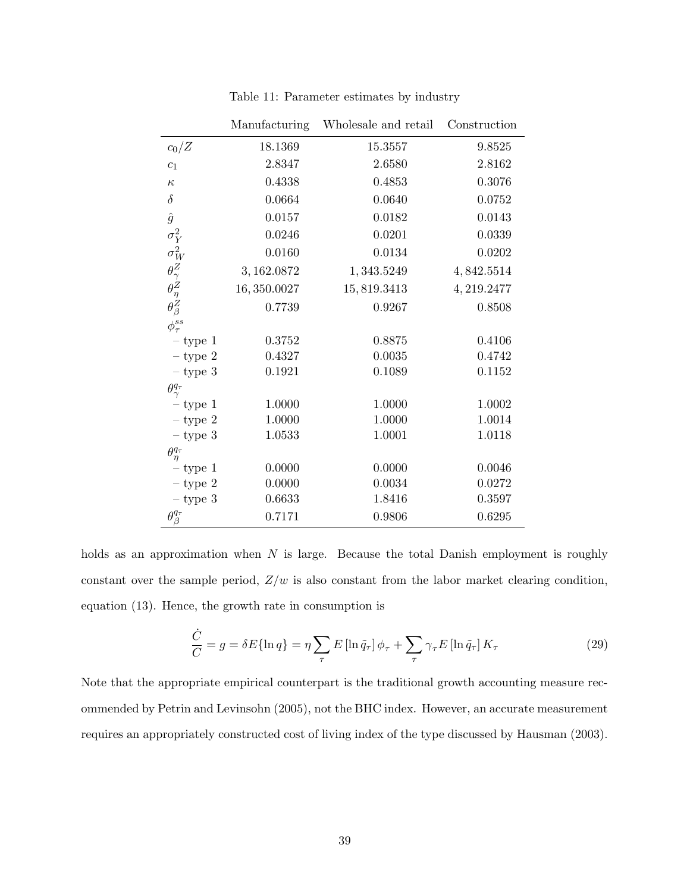Table 11: Parameter estimates by industry

| | Manufacturing | Wholesale and retail | Construction |
|---|---|---|---|
| $c_0/Z$ | 18.1369 | 15.3557 | 9.8525 |
| $c_1$ | 2.8347 | 2.6580 | 2.8162 |
| $\kappa$ | 0.4338 | 0.4853 | 0.3076 |
| $\delta$ | 0.0664 | 0.0640 | 0.0752 |
| $\hat{g}$ | 0.0157 | 0.0182 | 0.0143 |
| $\sigma_Y^2$ | 0.0246 | 0.0201 | 0.0339 |
| $\sigma_W^2$ | 0.0160 | 0.0134 | 0.0202 |
| $\theta_\gamma^Z$ | 3,162.0872 | 1,343.5249 | 4,842.5514 |
| $\theta_\eta^Z$ | 16,350.0027 | 15,819.3413 | 4,219.2477 |
| $\theta_\beta^Z$ | 0.7739 | 0.9267 | 0.8508 |
| $\phi_\tau^{ss}$ | | | |
| – type 1 | 0.3752 | 0.8875 | 0.4106 |
| – type 2 | 0.4327 | 0.0035 | 0.4742 |
| – type 3 | 0.1921 | 0.1089 | 0.1152 |
| $\theta_\gamma^{q_\tau}$ | | | |
| – type 1 | 1.0000 | 1.0000 | 1.0002 |
| – type 2 | 1.0000 | 1.0000 | 1.0014 |
| – type 3 | 1.0533 | 1.0001 | 1.0118 |
| $\theta_\eta^{q_\tau}$ | | | |
| – type 1 | 0.0000 | 0.0000 | 0.0046 |
| – type 2 | 0.0000 | 0.0034 | 0.0272 |
| – type 3 | 0.6633 | 1.8416 | 0.3597 |
| $\theta_\beta^{q_\tau}$ | 0.7171 | 0.9806 | 0.6295 |

holds as an approximation when $N$ is large. Because the total Danish employment is roughly constant over the sample period, $Z/w$ is also constant from the labor market clearing condition, equation (13). Hence, the growth rate in consumption is

$$\frac{\dot{C}}{C} = g = \delta E\{\ln q\} = \eta \sum_\tau E\left[\ln \tilde{q}_\tau\right]\phi_\tau + \sum_\tau \gamma_\tau E\left[\ln \tilde{q}_\tau\right] K_\tau \tag{29}$$

Note that the appropriate empirical counterpart is the traditional growth accounting measure recommended by Petrin and Levinsohn (2005), not the BHC index. However, an accurate measurement requires an appropriately constructed cost of living index of the type discussed by Hausman (2003).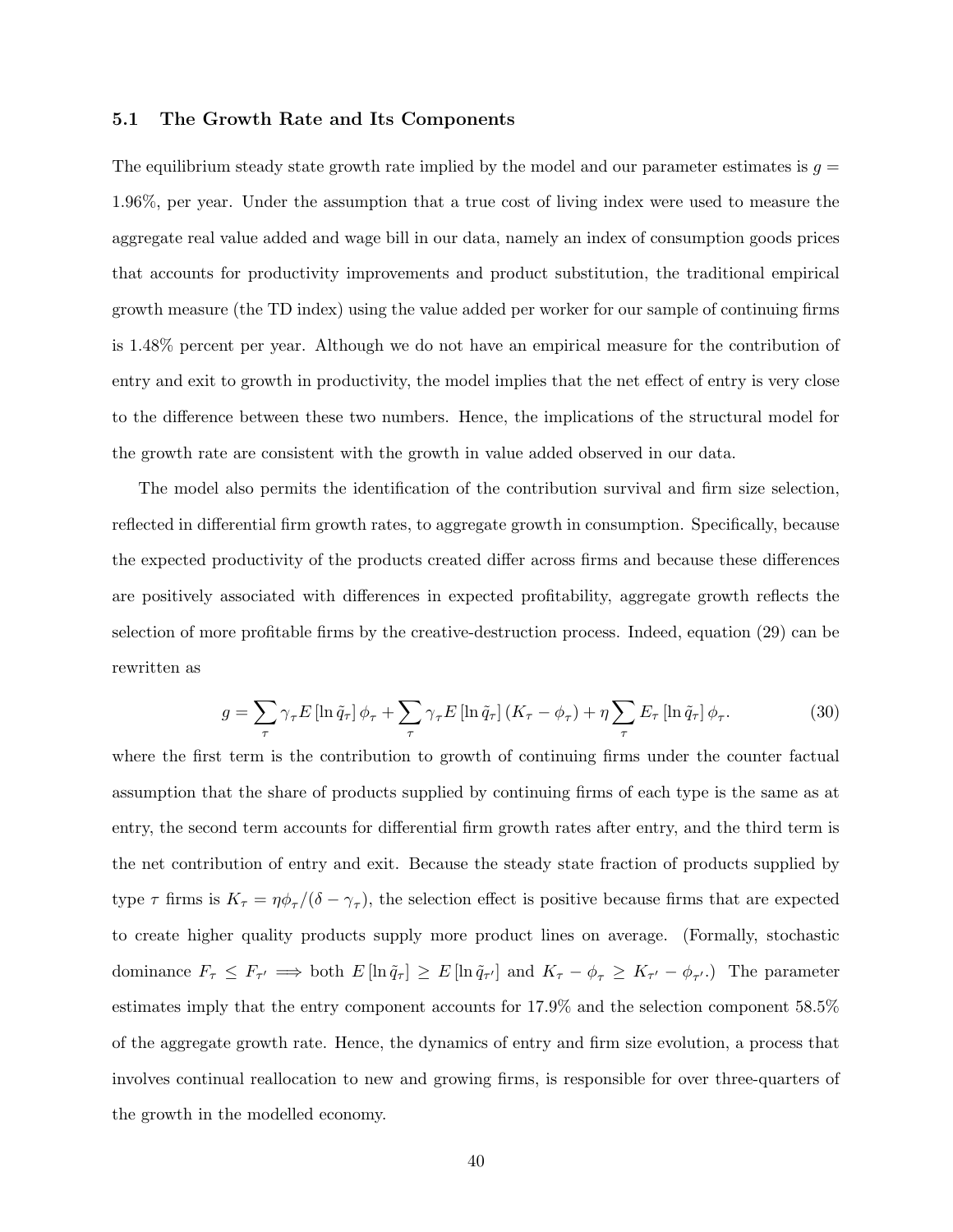### 5.1 The Growth Rate and Its Components

The equilibrium steady state growth rate implied by the model and our parameter estimates is $g = 1.96\%$, per year. Under the assumption that a true cost of living index were used to measure the aggregate real value added and wage bill in our data, namely an index of consumption goods prices that accounts for productivity improvements and product substitution, the traditional empirical growth measure (the TD index) using the value added per worker for our sample of continuing firms is 1.48% percent per year. Although we do not have an empirical measure for the contribution of entry and exit to growth in productivity, the model implies that the net effect of entry is very close to the difference between these two numbers. Hence, the implications of the structural model for the growth rate are consistent with the growth in value added observed in our data.

The model also permits the identification of the contribution survival and firm size selection, reflected in differential firm growth rates, to aggregate growth in consumption. Specifically, because the expected productivity of the products created differ across firms and because these differences are positively associated with differences in expected profitability, aggregate growth reflects the selection of more profitable firms by the creative-destruction process. Indeed, equation (29) can be rewritten as

$$g = \sum_{\tau} \gamma_{\tau} E\left[\ln \tilde{q}_{\tau}\right] \phi_{\tau} + \sum_{\tau} \gamma_{\tau} E\left[\ln \tilde{q}_{\tau}\right] \left(K_{\tau} - \phi_{\tau}\right) + \eta \sum_{\tau} E_{\tau}\left[\ln \tilde{q}_{\tau}\right] \phi_{\tau}. \tag{30}$$

where the first term is the contribution to growth of continuing firms under the counter factual assumption that the share of products supplied by continuing firms of each type is the same as at entry, the second term accounts for differential firm growth rates after entry, and the third term is the net contribution of entry and exit. Because the steady state fraction of products supplied by type $\tau$ firms is $K_{\tau} = \eta \phi_{\tau} / (\delta - \gamma_{\tau})$, the selection effect is positive because firms that are expected to create higher quality products supply more product lines on average. (Formally, stochastic dominance $F_{\tau} \leq F_{\tau'} \implies$ both $E\left[\ln \tilde{q}_{\tau}\right] \geq E\left[\ln \tilde{q}_{\tau'}\right]$ and $K_{\tau} - \phi_{\tau} \geq K_{\tau'} - \phi_{\tau'}$.) The parameter estimates imply that the entry component accounts for 17.9% and the selection component 58.5% of the aggregate growth rate. Hence, the dynamics of entry and firm size evolution, a process that involves continual reallocation to new and growing firms, is responsible for over three-quarters of the growth in the modelled economy.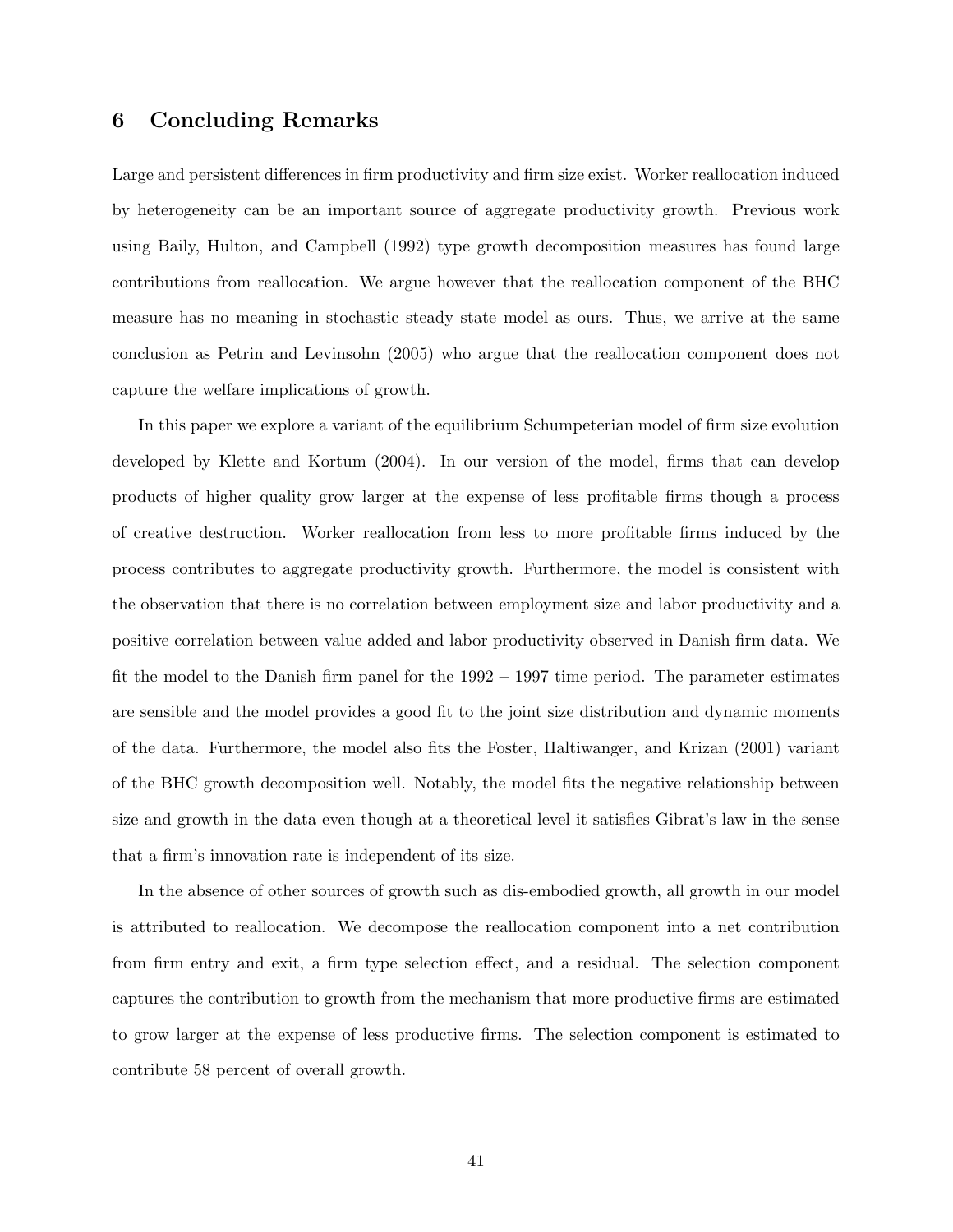## 6 Concluding Remarks

Large and persistent differences in firm productivity and firm size exist. Worker reallocation induced by heterogeneity can be an important source of aggregate productivity growth. Previous work using Baily, Hulton, and Campbell (1992) type growth decomposition measures has found large contributions from reallocation. We argue however that the reallocation component of the BHC measure has no meaning in stochastic steady state model as ours. Thus, we arrive at the same conclusion as Petrin and Levinsohn (2005) who argue that the reallocation component does not capture the welfare implications of growth.

In this paper we explore a variant of the equilibrium Schumpeterian model of firm size evolution developed by Klette and Kortum (2004). In our version of the model, firms that can develop products of higher quality grow larger at the expense of less profitable firms though a process of creative destruction. Worker reallocation from less to more profitable firms induced by the process contributes to aggregate productivity growth. Furthermore, the model is consistent with the observation that there is no correlation between employment size and labor productivity and a positive correlation between value added and labor productivity observed in Danish firm data. We fit the model to the Danish firm panel for the $1992-1997$ time period. The parameter estimates are sensible and the model provides a good fit to the joint size distribution and dynamic moments of the data. Furthermore, the model also fits the Foster, Haltiwanger, and Krizan (2001) variant of the BHC growth decomposition well. Notably, the model fits the negative relationship between size and growth in the data even though at a theoretical level it satisfies Gibrat's law in the sense that a firm's innovation rate is independent of its size.

In the absence of other sources of growth such as dis-embodied growth, all growth in our model is attributed to reallocation. We decompose the reallocation component into a net contribution from firm entry and exit, a firm type selection effect, and a residual. The selection component captures the contribution to growth from the mechanism that more productive firms are estimated to grow larger at the expense of less productive firms. The selection component is estimated to contribute 58 percent of overall growth.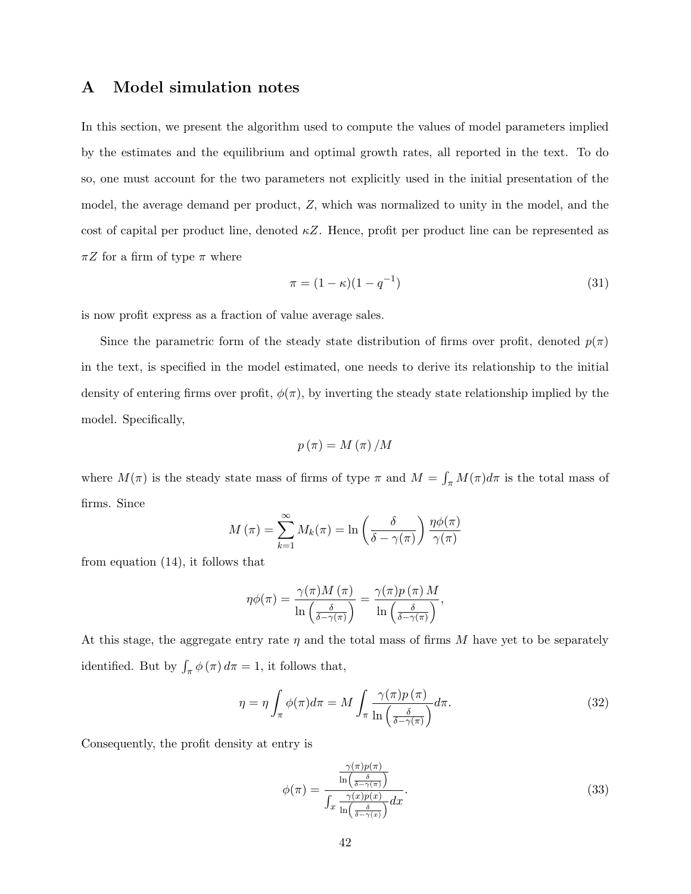# A Model simulation notes

In this section, we present the algorithm used to compute the values of model parameters implied by the estimates and the equilibrium and optimal growth rates, all reported in the text. To do so, one must account for the two parameters not explicitly used in the initial presentation of the model, the average demand per product, $Z$, which was normalized to unity in the model, and the cost of capital per product line, denoted $\kappa Z$. Hence, profit per product line can be represented as $\pi Z$ for a firm of type $\pi$ where

$$\pi = (1-\kappa)(1-q^{-1}) \tag{31}$$

is now profit express as a fraction of value average sales.

Since the parametric form of the steady state distribution of firms over profit, denoted $p(\pi)$ in the text, is specified in the model estimated, one needs to derive its relationship to the initial density of entering firms over profit, $\phi(\pi)$, by inverting the steady state relationship implied by the model. Specifically,

$$p(\pi) = M(\pi)/M$$

where $M(\pi)$ is the steady state mass of firms of type $\pi$ and $M = \int_\pi M(\pi)d\pi$ is the total mass of firms. Since

$$M(\pi) = \sum_{k=1}^{\infty} M_k(\pi) = \ln\left(\frac{\delta}{\delta - \gamma(\pi)}\right)\frac{\eta\phi(\pi)}{\gamma(\pi)}$$

from equation (14), it follows that

$$\eta\phi(\pi) = \frac{\gamma(\pi)M(\pi)}{\ln\left(\frac{\delta}{\delta-\gamma(\pi)}\right)} = \frac{\gamma(\pi)p(\pi)M}{\ln\left(\frac{\delta}{\delta-\gamma(\pi)}\right)},$$

At this stage, the aggregate entry rate $\eta$ and the total mass of firms $M$ have yet to be separately identified. But by $\int_\pi \phi(\pi)d\pi = 1$, it follows that,

$$\eta = \eta\int_\pi \phi(\pi)d\pi = M\int_\pi \frac{\gamma(\pi)p(\pi)}{\ln\left(\frac{\delta}{\delta-\gamma(\pi)}\right)}d\pi. \tag{32}$$

Consequently, the profit density at entry is

$$\phi(\pi) = \frac{\frac{\gamma(\pi)p(\pi)}{\ln\left(\frac{\delta}{\delta-\gamma(\pi)}\right)}}{\int_x \frac{\gamma(x)p(x)}{\ln\left(\frac{\delta}{\delta-\gamma(x)}\right)}dx}. \tag{33}$$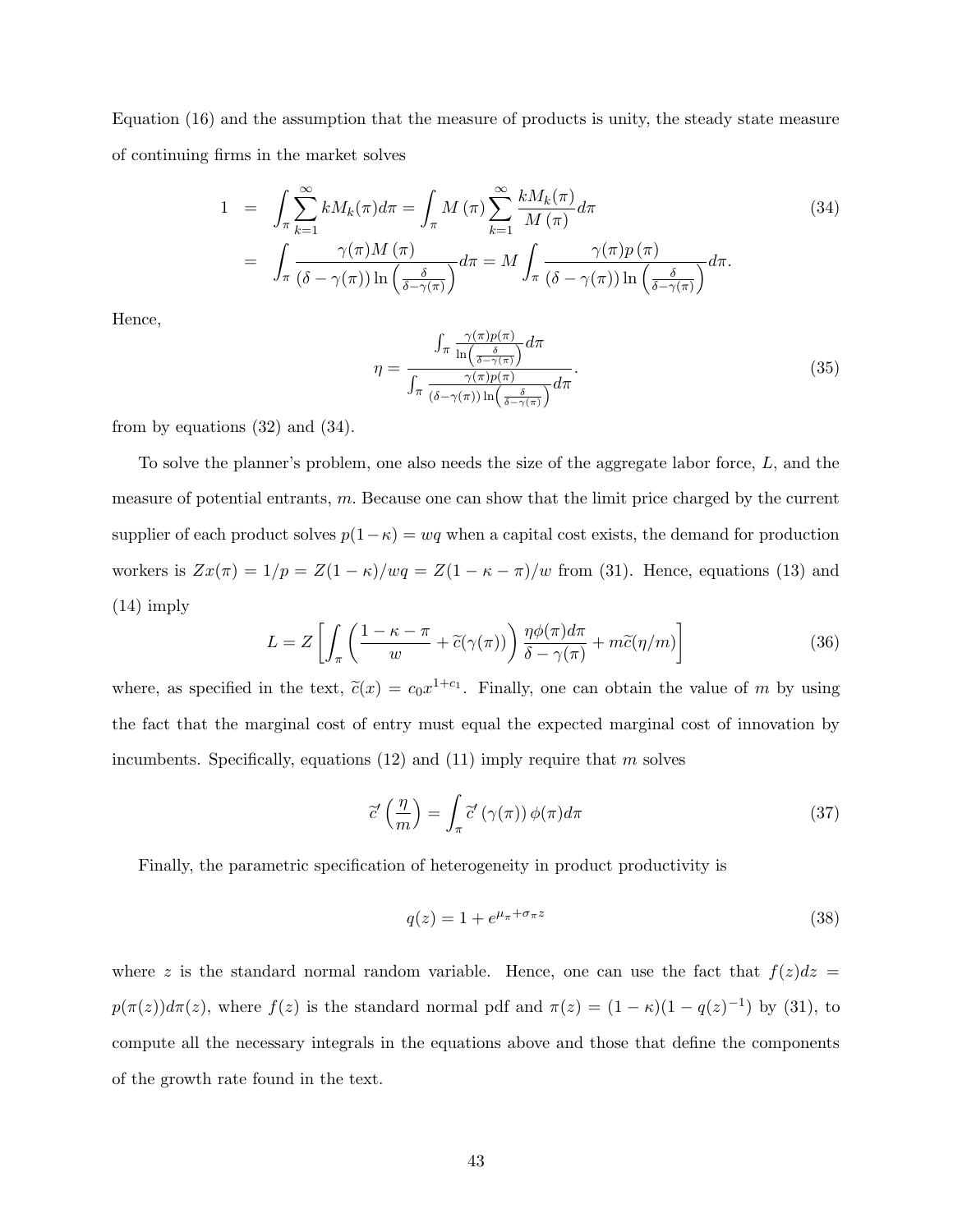Equation (16) and the assumption that the measure of products is unity, the steady state measure of continuing firms in the market solves

$$
\begin{aligned}
1 &= \int_{\pi} \sum_{k=1}^{\infty} k M_k(\pi) d\pi = \int_{\pi} M(\pi) \sum_{k=1}^{\infty} \frac{k M_k(\pi)}{M(\pi)} d\pi \\
&= \int_{\pi} \frac{\gamma(\pi) M(\pi)}{(\delta - \gamma(\pi)) \ln\left(\frac{\delta}{\delta - \gamma(\pi)}\right)} d\pi = M \int_{\pi} \frac{\gamma(\pi) p(\pi)}{(\delta - \gamma(\pi)) \ln\left(\frac{\delta}{\delta - \gamma(\pi)}\right)} d\pi.
\end{aligned}
\tag{34}
$$

Hence,

$$
\eta = \frac{\int_{\pi} \frac{\gamma(\pi) p(\pi)}{\ln\left(\frac{\delta}{\delta - \gamma(\pi)}\right)} d\pi}{\int_{\pi} \frac{\gamma(\pi) p(\pi)}{(\delta - \gamma(\pi)) \ln\left(\frac{\delta}{\delta - \gamma(\pi)}\right)} d\pi}.
\tag{35}
$$

from by equations (32) and (34).

To solve the planner's problem, one also needs the size of the aggregate labor force, $L$, and the measure of potential entrants, $m$. Because one can show that the limit price charged by the current supplier of each product solves $p(1-\kappa) = wq$ when a capital cost exists, the demand for production workers is $Zx(\pi) = 1/p = Z(1-\kappa)/wq = Z(1-\kappa-\pi)/w$ from (31). Hence, equations (13) and (14) imply

$$
L = Z \left[ \int_{\pi} \left( \frac{1-\kappa-\pi}{w} + \widetilde{c}(\gamma(\pi)) \right) \frac{\eta \phi(\pi) d\pi}{\delta - \gamma(\pi)} + m \widetilde{c}(\eta/m) \right]
\tag{36}
$$

where, as specified in the text, $\widetilde{c}(x) = c_0 x^{1+c_1}$. Finally, one can obtain the value of $m$ by using the fact that the marginal cost of entry must equal the expected marginal cost of innovation by incumbents. Specifically, equations (12) and (11) imply require that $m$ solves

$$
\widetilde{c}'\left(\frac{\eta}{m}\right) = \int_{\pi} \widetilde{c}'(\gamma(\pi)) \phi(\pi) d\pi
\tag{37}
$$

Finally, the parametric specification of heterogeneity in product productivity is

$$
q(z) = 1 + e^{\mu_\pi + \sigma_\pi z}
\tag{38}
$$

where $z$ is the standard normal random variable. Hence, one can use the fact that $f(z)dz = p(\pi(z))d\pi(z)$, where $f(z)$ is the standard normal pdf and $\pi(z) = (1-\kappa)(1-q(z)^{-1})$ by (31), to compute all the necessary integrals in the equations above and those that define the components of the growth rate found in the text.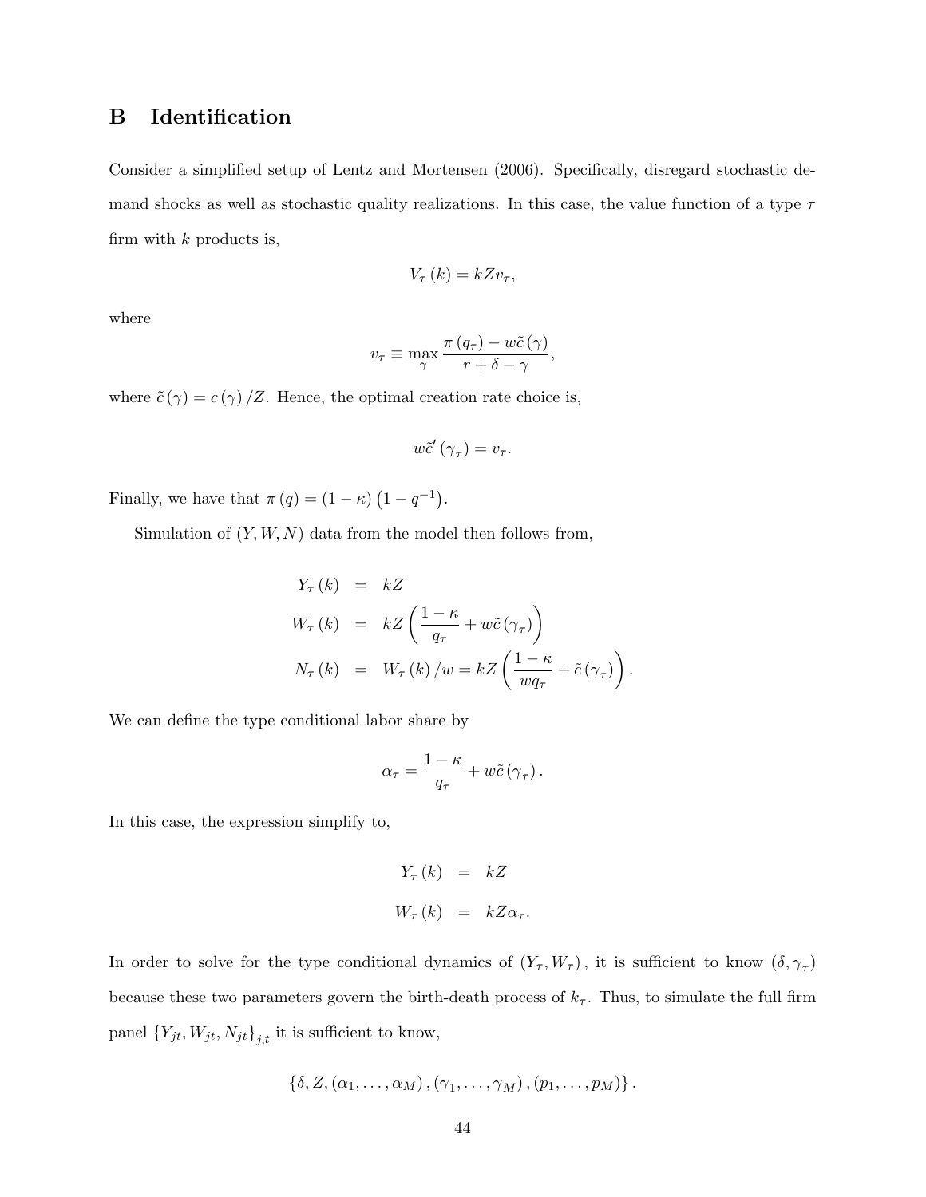# B Identification

Consider a simplified setup of Lentz and Mortensen (2006). Specifically, disregard stochastic demand shocks as well as stochastic quality realizations. In this case, the value function of a type $\tau$ firm with $k$ products is,

$$V_\tau(k) = kZv_\tau,$$

where

$$v_\tau \equiv \max_\gamma \frac{\pi(q_\tau) - w\tilde{c}(\gamma)}{r + \delta - \gamma},$$

where $\tilde{c}(\gamma) = c(\gamma)/Z$. Hence, the optimal creation rate choice is,

$$w\tilde{c}'(\gamma_\tau) = v_\tau.$$

Finally, we have that $\pi(q) = (1-\kappa)(1 - q^{-1})$.

Simulation of $(Y, W, N)$ data from the model then follows from,

$$\begin{aligned}
Y_\tau(k) &= kZ \\
W_\tau(k) &= kZ\left(\frac{1-\kappa}{q_\tau} + w\tilde{c}(\gamma_\tau)\right) \\
N_\tau(k) &= W_\tau(k)/w = kZ\left(\frac{1-\kappa}{wq_\tau} + \tilde{c}(\gamma_\tau)\right).
\end{aligned}$$

We can define the type conditional labor share by

$$\alpha_\tau = \frac{1-\kappa}{q_\tau} + w\tilde{c}(\gamma_\tau).$$

In this case, the expression simplify to,

$$\begin{aligned}
Y_\tau(k) &= kZ \\
W_\tau(k) &= kZ\alpha_\tau.
\end{aligned}$$

In order to solve for the type conditional dynamics of $(Y_\tau, W_\tau)$, it is sufficient to know $(\delta, \gamma_\tau)$ because these two parameters govern the birth-death process of $k_\tau$. Thus, to simulate the full firm panel $\{Y_{jt}, W_{jt}, N_{jt}\}_{j,t}$ it is sufficient to know,

$$\{\delta, Z, (\alpha_1, \ldots, \alpha_M), (\gamma_1, \ldots, \gamma_M), (p_1, \ldots, p_M)\}.$$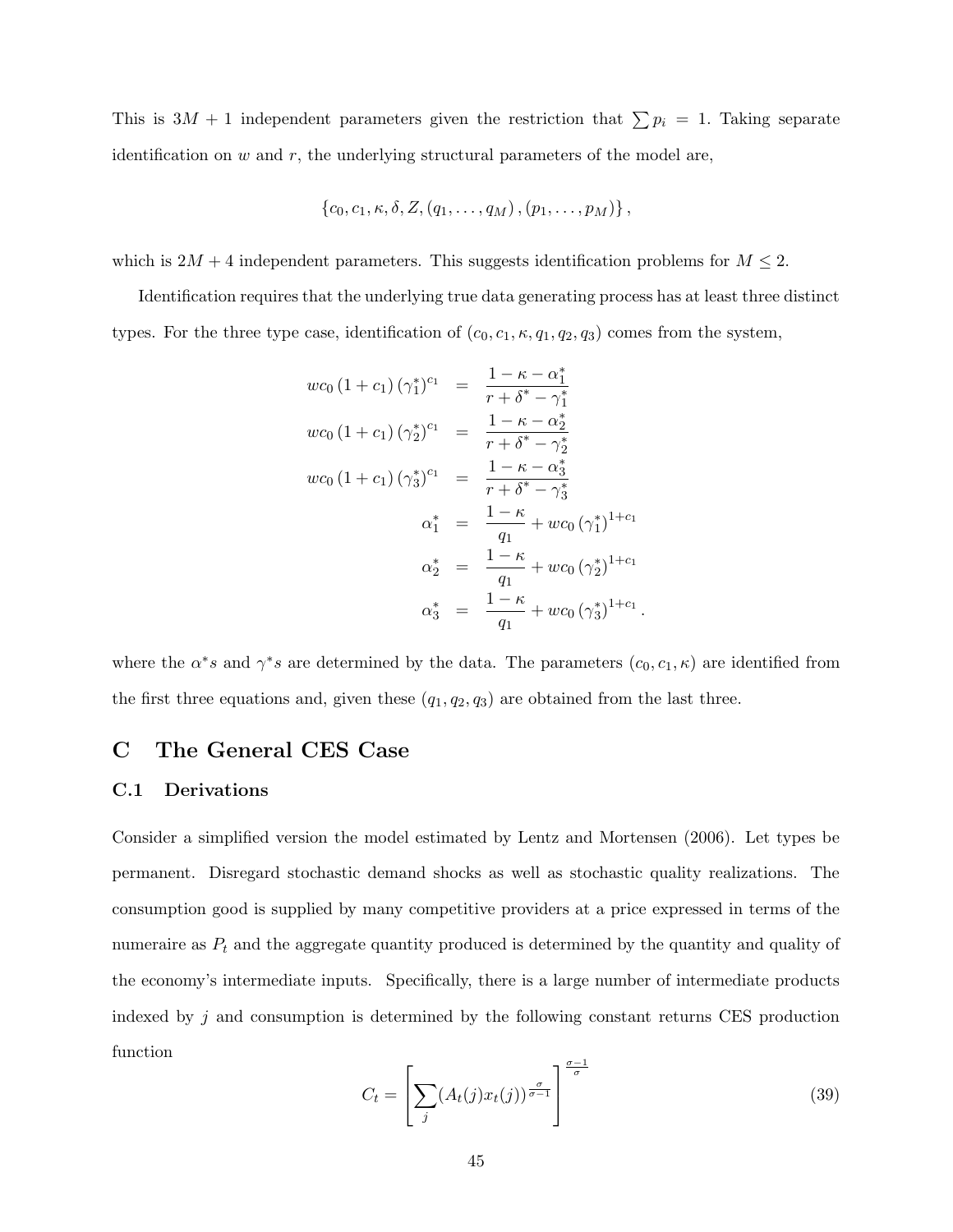This is $3M+1$ independent parameters given the restriction that $\sum p_i = 1$. Taking separate identification on $w$ and $r$, the underlying structural parameters of the model are,

$$\{c_0, c_1, \kappa, \delta, Z, (q_1, \ldots, q_M), (p_1, \ldots, p_M)\},$$

which is $2M+4$ independent parameters. This suggests identification problems for $M \leq 2$.

Identification requires that the underlying true data generating process has at least three distinct types. For the three type case, identification of $(c_0, c_1, \kappa, q_1, q_2, q_3)$ comes from the system,

$$
\begin{aligned}
wc_0 (1+c_1) (\gamma_1^*)^{c_1} &= \frac{1-\kappa-\alpha_1^*}{r+\delta^*-\gamma_1^*} \\
wc_0 (1+c_1) (\gamma_2^*)^{c_1} &= \frac{1-\kappa-\alpha_2^*}{r+\delta^*-\gamma_2^*} \\
wc_0 (1+c_1) (\gamma_3^*)^{c_1} &= \frac{1-\kappa-\alpha_3^*}{r+\delta^*-\gamma_3^*} \\
\alpha_1^* &= \frac{1-\kappa}{q_1} + wc_0 (\gamma_1^*)^{1+c_1} \\
\alpha_2^* &= \frac{1-\kappa}{q_1} + wc_0 (\gamma_2^*)^{1+c_1} \\
\alpha_3^* &= \frac{1-\kappa}{q_1} + wc_0 (\gamma_3^*)^{1+c_1}.
\end{aligned}
$$

where the $\alpha^* s$ and $\gamma^* s$ are determined by the data. The parameters $(c_0, c_1, \kappa)$ are identified from the first three equations and, given these $(q_1, q_2, q_3)$ are obtained from the last three.

# C The General CES Case

## C.1 Derivations

Consider a simplified version the model estimated by Lentz and Mortensen (2006). Let types be permanent. Disregard stochastic demand shocks as well as stochastic quality realizations. The consumption good is supplied by many competitive providers at a price expressed in terms of the numeraire as $P_t$ and the aggregate quantity produced is determined by the quantity and quality of the economy's intermediate inputs. Specifically, there is a large number of intermediate products indexed by $j$ and consumption is determined by the following constant returns CES production function

$$C_t = \left[ \sum_j (A_t(j) x_t(j))^{\frac{\sigma}{\sigma-1}} \right]^{\frac{\sigma-1}{\sigma}} \tag{39}$$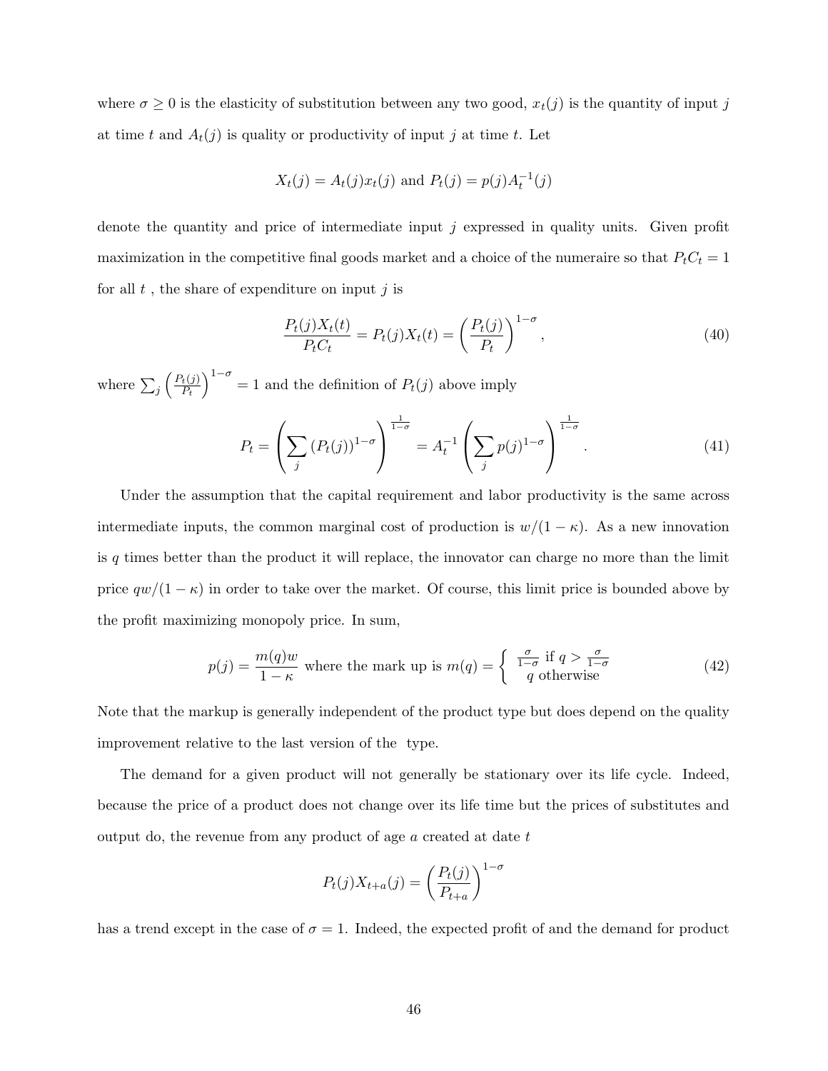where $\sigma \geq 0$ is the elasticity of substitution between any two good, $x_t(j)$ is the quantity of input $j$ at time $t$ and $A_t(j)$ is quality or productivity of input $j$ at time $t$. Let

$$X_t(j) = A_t(j)x_t(j) \text{ and } P_t(j) = p(j)A_t^{-1}(j)$$

denote the quantity and price of intermediate input $j$ expressed in quality units. Given profit maximization in the competitive final goods market and a choice of the numeraire so that $P_tC_t = 1$ for all $t$ , the share of expenditure on input $j$ is

$$\frac{P_t(j)X_t(t)}{P_tC_t} = P_t(j)X_t(t) = \left(\frac{P_t(j)}{P_t}\right)^{1-\sigma}, \tag{40}$$

where $\sum_j \left(\frac{P_t(j)}{P_t}\right)^{1-\sigma} = 1$ and the definition of $P_t(j)$ above imply

$$P_t = \left(\sum_j (P_t(j))^{1-\sigma}\right)^{\frac{1}{1-\sigma}} = A_t^{-1}\left(\sum_j p(j)^{1-\sigma}\right)^{\frac{1}{1-\sigma}}. \tag{41}$$

Under the assumption that the capital requirement and labor productivity is the same across intermediate inputs, the common marginal cost of production is $w/(1-\kappa)$. As a new innovation is $q$ times better than the product it will replace, the innovator can charge no more than the limit price $qw/(1-\kappa)$ in order to take over the market. Of course, this limit price is bounded above by the profit maximizing monopoly price. In sum,

$$p(j) = \frac{m(q)w}{1-\kappa} \text{ where the mark up is } m(q) = \begin{cases} \frac{\sigma}{1-\sigma} \text{ if } q > \frac{\sigma}{1-\sigma} \\ q \text{ otherwise} \end{cases} \tag{42}$$

Note that the markup is generally independent of the product type but does depend on the quality improvement relative to the last version of the type.

The demand for a given product will not generally be stationary over its life cycle. Indeed, because the price of a product does not change over its life time but the prices of substitutes and output do, the revenue from any product of age $a$ created at date $t$

$$P_t(j)X_{t+a}(j) = \left(\frac{P_t(j)}{P_{t+a}}\right)^{1-\sigma}$$

has a trend except in the case of $\sigma = 1$. Indeed, the expected profit of and the demand for product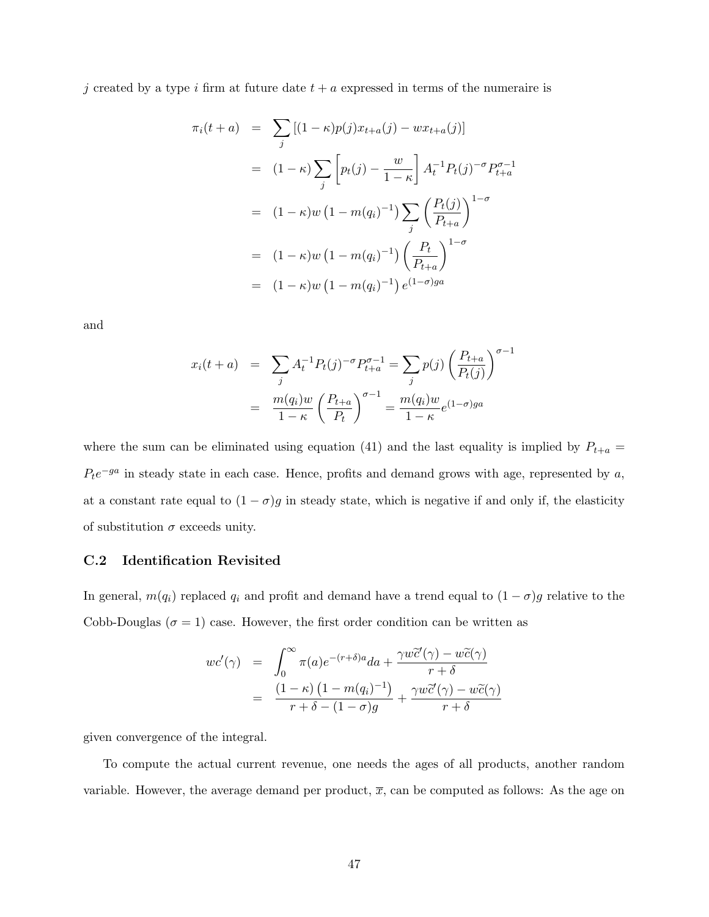$j$ created by a type $i$ firm at future date $t+a$ expressed in terms of the numeraire is

$$
\begin{aligned}
\pi_i(t+a) &= \sum_j \left[(1-\kappa)p(j)x_{t+a}(j) - wx_{t+a}(j)\right] \\
&= (1-\kappa)\sum_j \left[p_t(j) - \frac{w}{1-\kappa}\right] A_t^{-1} P_t(j)^{-\sigma} P_{t+a}^{\sigma-1} \\
&= (1-\kappa)w\left(1-m(q_i)^{-1}\right)\sum_j \left(\frac{P_t(j)}{P_{t+a}}\right)^{1-\sigma} \\
&= (1-\kappa)w\left(1-m(q_i)^{-1}\right)\left(\frac{P_t}{P_{t+a}}\right)^{1-\sigma} \\
&= (1-\kappa)w\left(1-m(q_i)^{-1}\right)e^{(1-\sigma)ga}
\end{aligned}
$$

and

$$
\begin{aligned}
x_i(t+a) &= \sum_j A_t^{-1}P_t(j)^{-\sigma}P_{t+a}^{\sigma-1} = \sum_j p(j)\left(\frac{P_{t+a}}{P_t(j)}\right)^{\sigma-1} \\
&= \frac{m(q_i)w}{1-\kappa}\left(\frac{P_{t+a}}{P_t}\right)^{\sigma-1} = \frac{m(q_i)w}{1-\kappa}e^{(1-\sigma)ga}
\end{aligned}
$$

where the sum can be eliminated using equation (41) and the last equality is implied by $P_{t+a} = P_t e^{-ga}$ in steady state in each case. Hence, profits and demand grows with age, represented by $a$, at a constant rate equal to $(1-\sigma)g$ in steady state, which is negative if and only if, the elasticity of substitution $\sigma$ exceeds unity.

### C.2 Identification Revisited

In general, $m(q_i)$ replaced $q_i$ and profit and demand have a trend equal to $(1-\sigma)g$ relative to the Cobb-Douglas ($\sigma = 1$) case. However, the first order condition can be written as

$$
\begin{aligned}
wc'(\gamma) &= \int_0^\infty \pi(a)e^{-(r+\delta)a}da + \frac{\gamma w\widetilde{c}'(\gamma) - w\widetilde{c}(\gamma)}{r+\delta} \\
&= \frac{(1-\kappa)\left(1-m(q_i)^{-1}\right)}{r+\delta-(1-\sigma)g} + \frac{\gamma w\widetilde{c}'(\gamma) - w\widetilde{c}(\gamma)}{r+\delta}
\end{aligned}
$$

given convergence of the integral.

To compute the actual current revenue, one needs the ages of all products, another random variable. However, the average demand per product, $\overline{x}$, can be computed as follows: As the age on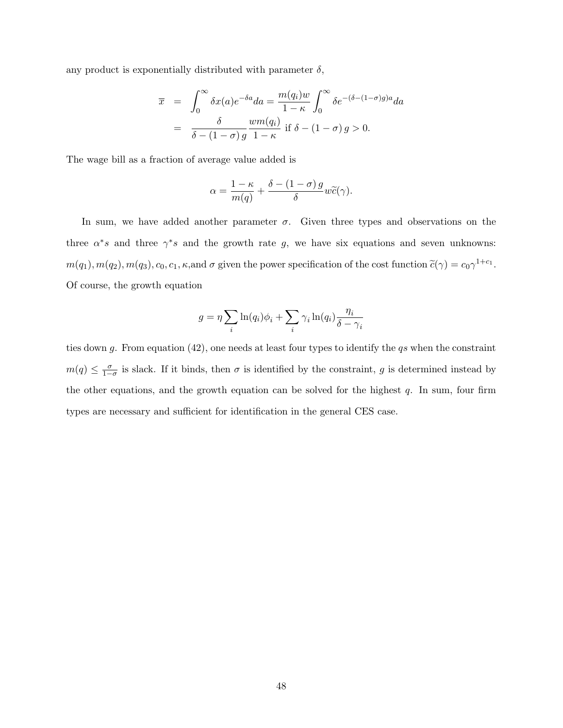any product is exponentially distributed with parameter $\delta$,

$$
\begin{aligned}
\overline{x} &= \int_0^\infty \delta x(a) e^{-\delta a} da = \frac{m(q_i) w}{1-\kappa} \int_0^\infty \delta e^{-(\delta - (1-\sigma) g) a} da \\
&= \frac{\delta}{\delta - (1-\sigma) g} \frac{w m(q_i)}{1-\kappa} \text{ if } \delta - (1-\sigma) g > 0.
\end{aligned}
$$

The wage bill as a fraction of average value added is

$$
\alpha = \frac{1-\kappa}{m(q)} + \frac{\delta - (1-\sigma) g}{\delta} w \widetilde{c}(\gamma).
$$

In sum, we have added another parameter $\sigma$. Given three types and observations on the three $\alpha^* s$ and three $\gamma^* s$ and the growth rate $g$, we have six equations and seven unknowns: $m(q_1), m(q_2), m(q_3), c_0, c_1, \kappa$,and $\sigma$ given the power specification of the cost function $\widetilde{c}(\gamma) = c_0 \gamma^{1+c_1}$. Of course, the growth equation

$$
g = \eta \sum_i \ln(q_i) \phi_i + \sum_i \gamma_i \ln(q_i) \frac{\eta_i}{\delta - \gamma_i}
$$

ties down $g$. From equation (42), one needs at least four types to identify the $q$s when the constraint $m(q) \leq \frac{\sigma}{1-\sigma}$ is slack. If it binds, then $\sigma$ is identified by the constraint, $g$ is determined instead by the other equations, and the growth equation can be solved for the highest $q$. In sum, four firm types are necessary and sufficient for identification in the general CES case.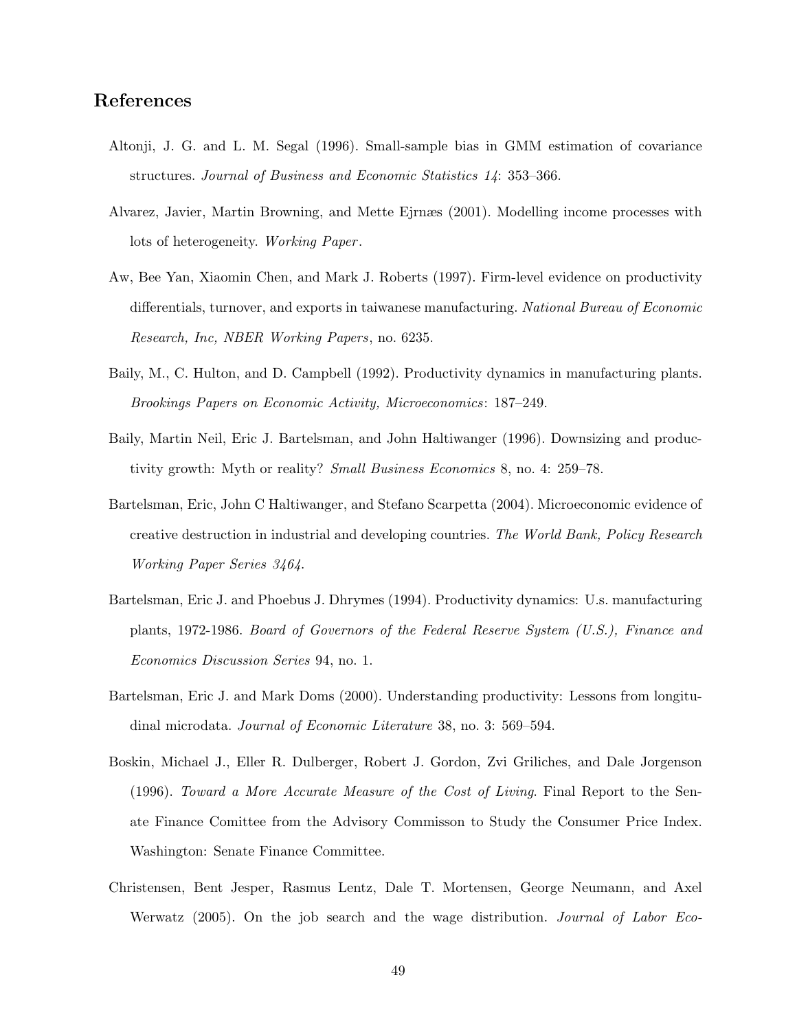## References

Altonji, J. G. and L. M. Segal (1996). Small-sample bias in GMM estimation of covariance structures. *Journal of Business and Economic Statistics 14*: 353–366.

Alvarez, Javier, Martin Browning, and Mette Ejrnæs (2001). Modelling income processes with lots of heterogeneity. *Working Paper*.

Aw, Bee Yan, Xiaomin Chen, and Mark J. Roberts (1997). Firm-level evidence on productivity differentials, turnover, and exports in taiwanese manufacturing. *National Bureau of Economic Research, Inc, NBER Working Papers*, no. 6235.

Baily, M., C. Hulton, and D. Campbell (1992). Productivity dynamics in manufacturing plants. *Brookings Papers on Economic Activity, Microeconomics*: 187–249.

Baily, Martin Neil, Eric J. Bartelsman, and John Haltiwanger (1996). Downsizing and productivity growth: Myth or reality? *Small Business Economics* 8, no. 4: 259–78.

Bartelsman, Eric, John C Haltiwanger, and Stefano Scarpetta (2004). Microeconomic evidence of creative destruction in industrial and developing countries. *The World Bank, Policy Research Working Paper Series 3464*.

Bartelsman, Eric J. and Phoebus J. Dhrymes (1994). Productivity dynamics: U.s. manufacturing plants, 1972-1986. *Board of Governors of the Federal Reserve System (U.S.), Finance and Economics Discussion Series* 94, no. 1.

Bartelsman, Eric J. and Mark Doms (2000). Understanding productivity: Lessons from longitudinal microdata. *Journal of Economic Literature* 38, no. 3: 569–594.

Boskin, Michael J., Eller R. Dulberger, Robert J. Gordon, Zvi Griliches, and Dale Jorgenson (1996). *Toward a More Accurate Measure of the Cost of Living*. Final Report to the Senate Finance Comittee from the Advisory Commisson to Study the Consumer Price Index. Washington: Senate Finance Committee.

Christensen, Bent Jesper, Rasmus Lentz, Dale T. Mortensen, George Neumann, and Axel Werwatz (2005). On the job search and the wage distribution. *Journal of Labor Eco-*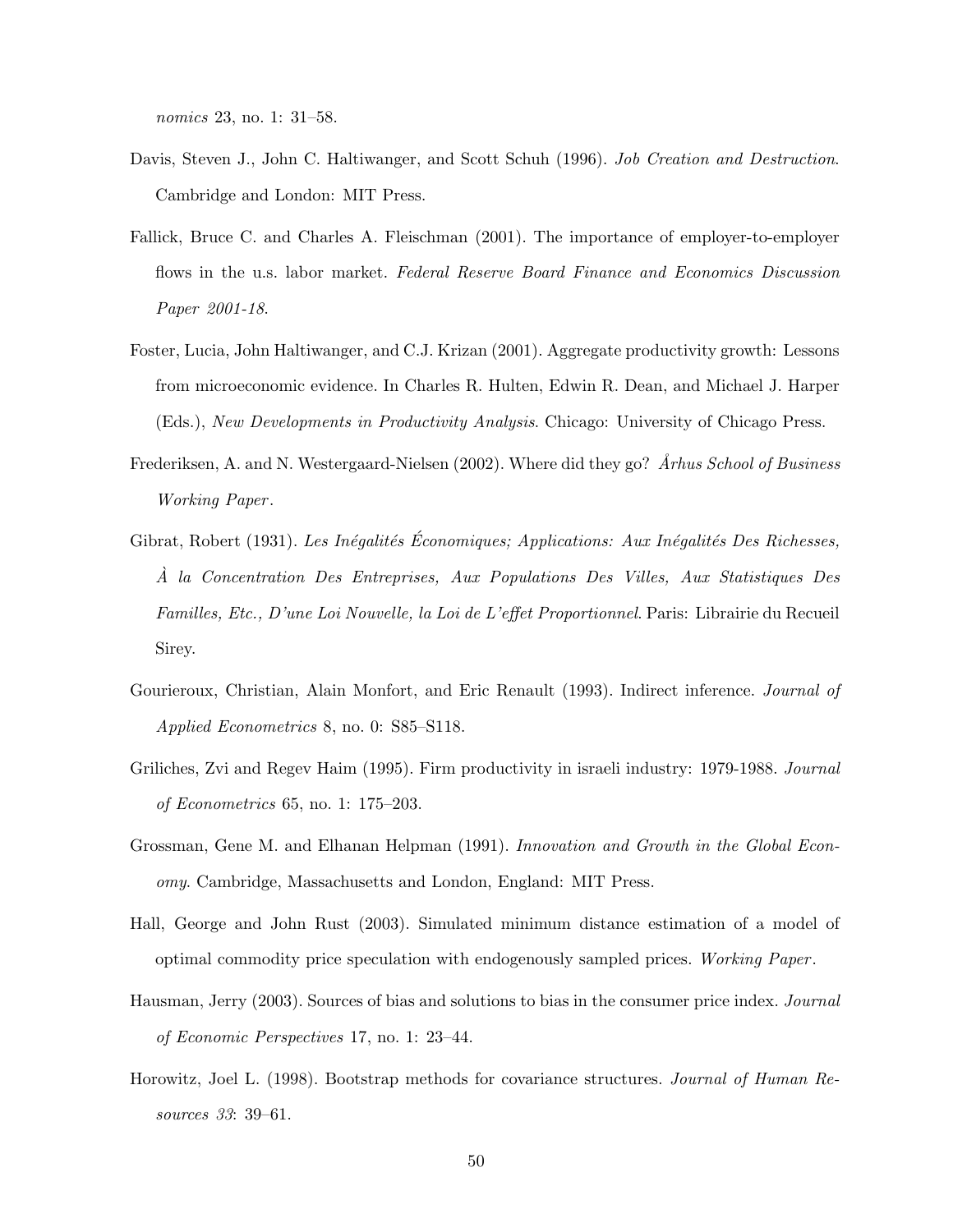*nomics* 23, no. 1: 31–58.

Davis, Steven J., John C. Haltiwanger, and Scott Schuh (1996). *Job Creation and Destruction*. Cambridge and London: MIT Press.

Fallick, Bruce C. and Charles A. Fleischman (2001). The importance of employer-to-employer flows in the u.s. labor market. *Federal Reserve Board Finance and Economics Discussion Paper 2001-18*.

Foster, Lucia, John Haltiwanger, and C.J. Krizan (2001). Aggregate productivity growth: Lessons from microeconomic evidence. In Charles R. Hulten, Edwin R. Dean, and Michael J. Harper (Eds.), *New Developments in Productivity Analysis*. Chicago: University of Chicago Press.

Frederiksen, A. and N. Westergaard-Nielsen (2002). Where did they go? *Århus School of Business Working Paper*.

Gibrat, Robert (1931). *Les Inégalités Économiques; Applications: Aux Inégalités Des Richesses, À la Concentration Des Entreprises, Aux Populations Des Villes, Aux Statistiques Des Familles, Etc., D'une Loi Nouvelle, la Loi de L'effet Proportionnel*. Paris: Librairie du Recueil Sirey.

Gourieroux, Christian, Alain Monfort, and Eric Renault (1993). Indirect inference. *Journal of Applied Econometrics* 8, no. 0: S85–S118.

Griliches, Zvi and Regev Haim (1995). Firm productivity in israeli industry: 1979-1988. *Journal of Econometrics* 65, no. 1: 175–203.

Grossman, Gene M. and Elhanan Helpman (1991). *Innovation and Growth in the Global Economy*. Cambridge, Massachusetts and London, England: MIT Press.

Hall, George and John Rust (2003). Simulated minimum distance estimation of a model of optimal commodity price speculation with endogenously sampled prices. *Working Paper*.

Hausman, Jerry (2003). Sources of bias and solutions to bias in the consumer price index. *Journal of Economic Perspectives* 17, no. 1: 23–44.

Horowitz, Joel L. (1998). Bootstrap methods for covariance structures. *Journal of Human Resources 33*: 39–61.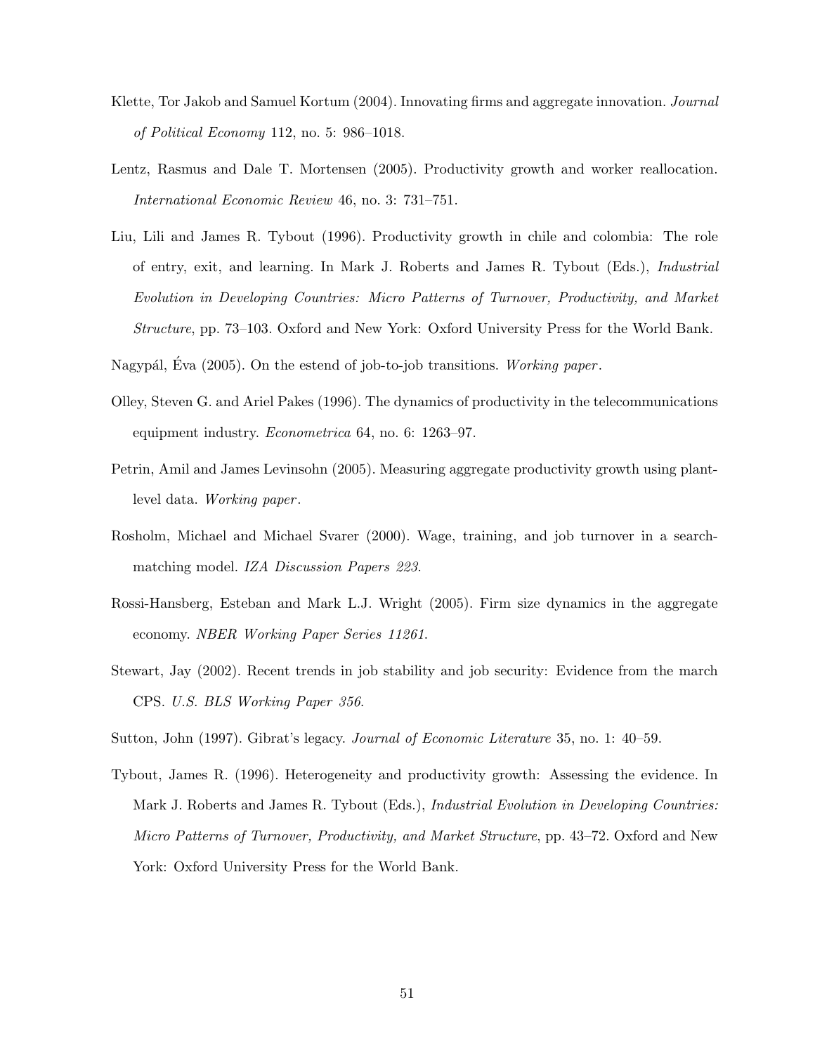Klette, Tor Jakob and Samuel Kortum (2004). Innovating firms and aggregate innovation. *Journal of Political Economy* 112, no. 5: 986–1018.

Lentz, Rasmus and Dale T. Mortensen (2005). Productivity growth and worker reallocation. *International Economic Review* 46, no. 3: 731–751.

Liu, Lili and James R. Tybout (1996). Productivity growth in chile and colombia: The role of entry, exit, and learning. In Mark J. Roberts and James R. Tybout (Eds.), *Industrial Evolution in Developing Countries: Micro Patterns of Turnover, Productivity, and Market Structure*, pp. 73–103. Oxford and New York: Oxford University Press for the World Bank.

Nagypál, Éva (2005). On the estend of job-to-job transitions. *Working paper*.

Olley, Steven G. and Ariel Pakes (1996). The dynamics of productivity in the telecommunications equipment industry. *Econometrica* 64, no. 6: 1263–97.

Petrin, Amil and James Levinsohn (2005). Measuring aggregate productivity growth using plant-level data. *Working paper*.

Rosholm, Michael and Michael Svarer (2000). Wage, training, and job turnover in a search-matching model. *IZA Discussion Papers 223*.

Rossi-Hansberg, Esteban and Mark L.J. Wright (2005). Firm size dynamics in the aggregate economy. *NBER Working Paper Series 11261*.

Stewart, Jay (2002). Recent trends in job stability and job security: Evidence from the march CPS. *U.S. BLS Working Paper 356*.

Sutton, John (1997). Gibrat's legacy. *Journal of Economic Literature* 35, no. 1: 40–59.

Tybout, James R. (1996). Heterogeneity and productivity growth: Assessing the evidence. In Mark J. Roberts and James R. Tybout (Eds.), *Industrial Evolution in Developing Countries: Micro Patterns of Turnover, Productivity, and Market Structure*, pp. 43–72. Oxford and New York: Oxford University Press for the World Bank.